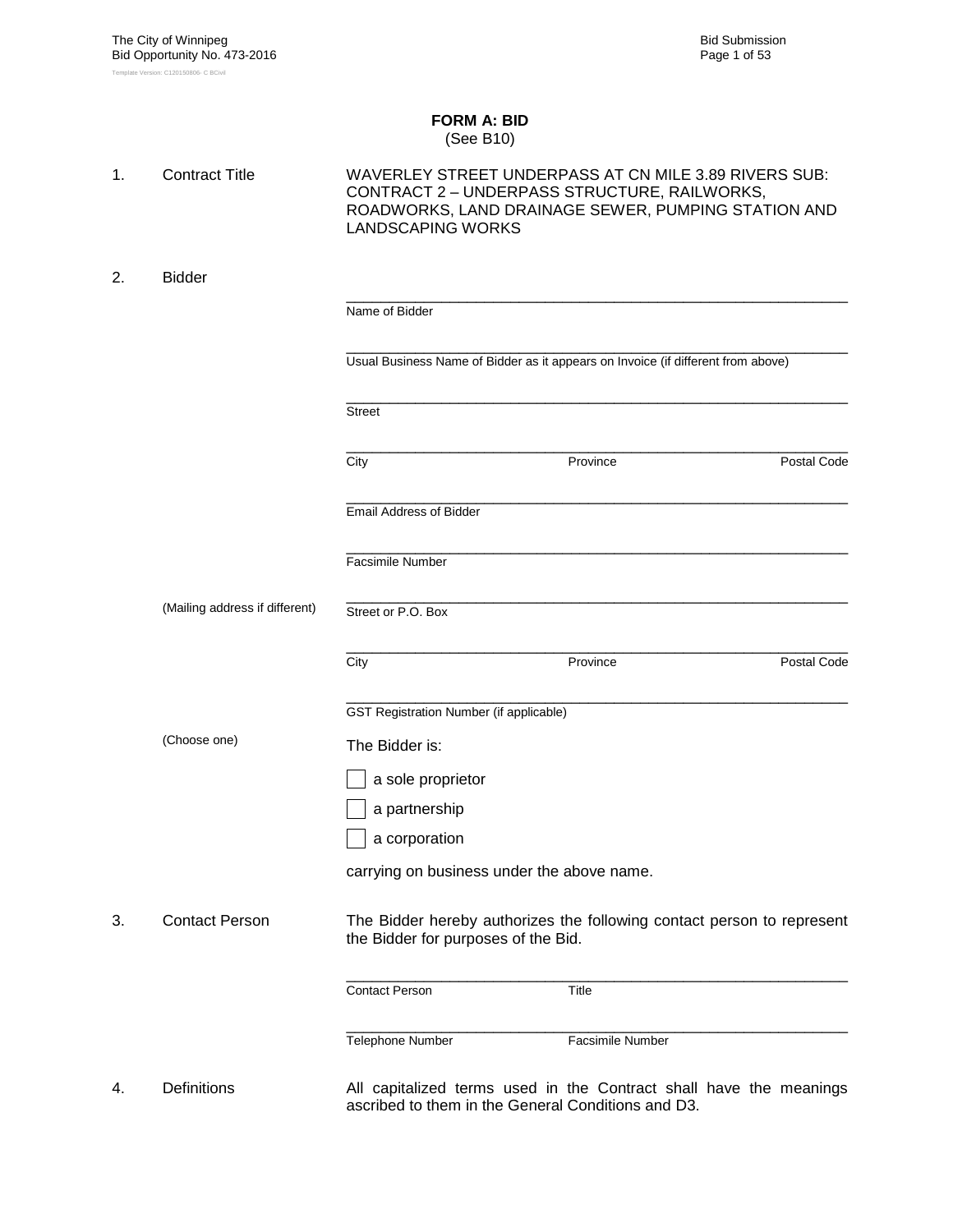# FORM A: BID

(See B10)

1. Contract Title

   WAVERLEY STREET UNDERPASS AT CN MILE 3.89 RIVERS SUB: CONTRACT 2 – UNDERPASS STRUCTURE, RAILWORKS, ROADWORKS, LAND DRAINAGE SEWER, PUMPING STATION AND LANDSCAPING WORKS

2. Bidder

   ______________________________________________
   Name of Bidder

   ______________________________________________
   Usual Business Name of Bidder as it appears on Invoice (if different from above)

   ______________________________________________
   Street

   ______________________________________________
   City                Province                Postal Code

   ______________________________________________
   Email Address of Bidder

   ______________________________________________
   Facsimile Number

   (Mailing address if different)

   ______________________________________________
   Street or P.O. Box

   ______________________________________________
   City                Province                Postal Code

   ______________________________________________
   GST Registration Number (if applicable)

   (Choose one)

   The Bidder is:

   - ☐ a sole proprietor
   - ☐ a partnership
   - ☐ a corporation

   carrying on business under the above name.

3. Contact Person

   The Bidder hereby authorizes the following contact person to represent the Bidder for purposes of the Bid.

   ______________________________________________
   Contact Person                Title

   ______________________________________________
   Telephone Number                Facsimile Number

4. Definitions

   All capitalized terms used in the Contract shall have the meanings ascribed to them in the General Conditions and D3.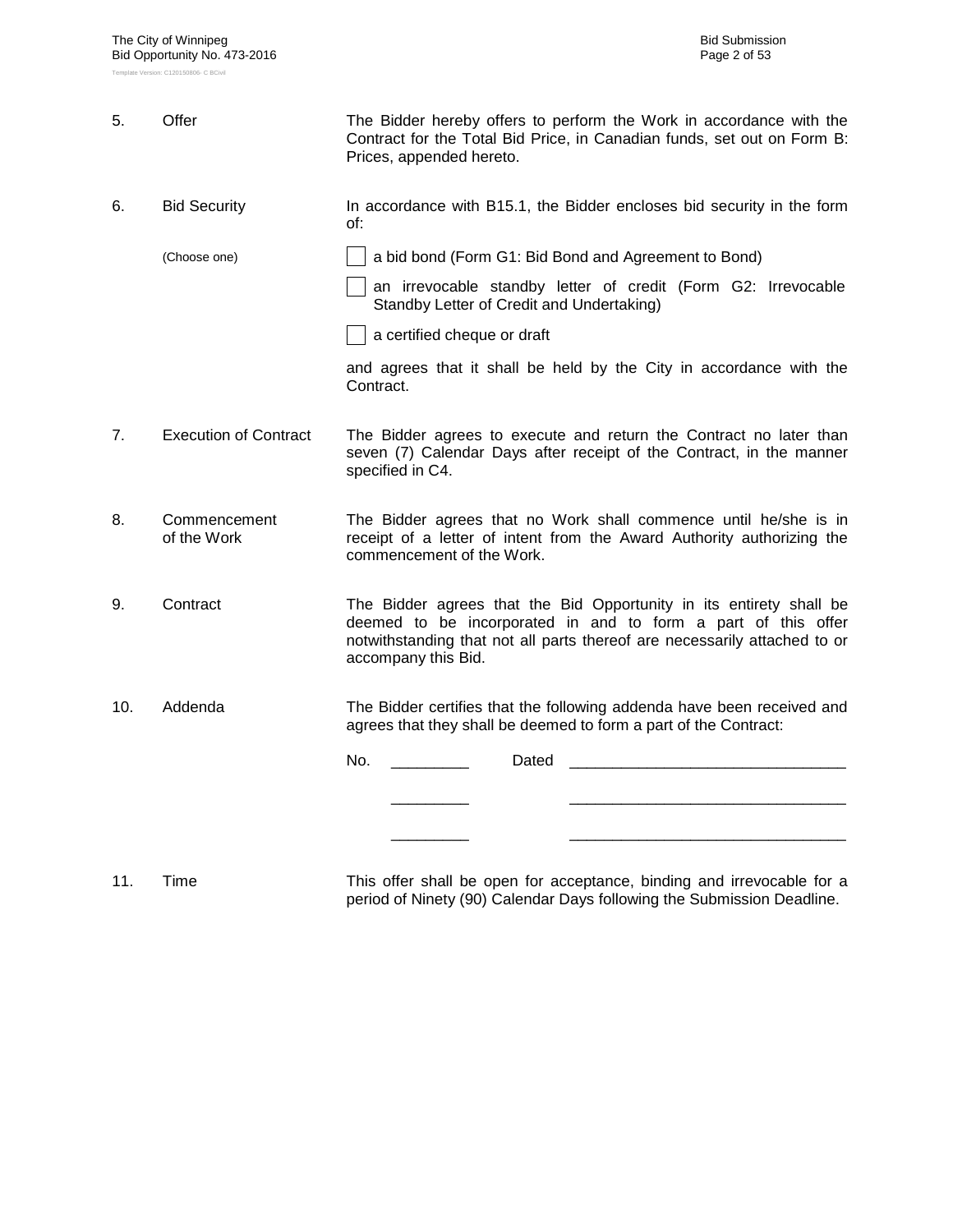5. **Offer**

   The Bidder hereby offers to perform the Work in accordance with the Contract for the Total Bid Price, in Canadian funds, set out on Form B: Prices, appended hereto.

6. **Bid Security**

   In accordance with B15.1, the Bidder encloses bid security in the form of:

   (Choose one)

   - [ ] a bid bond (Form G1: Bid Bond and Agreement to Bond)
   - [ ] an irrevocable standby letter of credit (Form G2: Irrevocable Standby Letter of Credit and Undertaking)
   - [ ] a certified cheque or draft

   and agrees that it shall be held by the City in accordance with the Contract.

7. **Execution of Contract**

   The Bidder agrees to execute and return the Contract no later than seven (7) Calendar Days after receipt of the Contract, in the manner specified in C4.

8. **Commencement of the Work**

   The Bidder agrees that no Work shall commence until he/she is in receipt of a letter of intent from the Award Authority authorizing the commencement of the Work.

9. **Contract**

   The Bidder agrees that the Bid Opportunity in its entirety shall be deemed to be incorporated in and to form a part of this offer notwithstanding that not all parts thereof are necessarily attached to or accompany this Bid.

10. **Addenda**

    The Bidder certifies that the following addenda have been received and agrees that they shall be deemed to form a part of the Contract:

    No. _________ Dated ________________________________

    _________ ________________________________

    _________ ________________________________

11. **Time**

    This offer shall be open for acceptance, binding and irrevocable for a period of Ninety (90) Calendar Days following the Submission Deadline.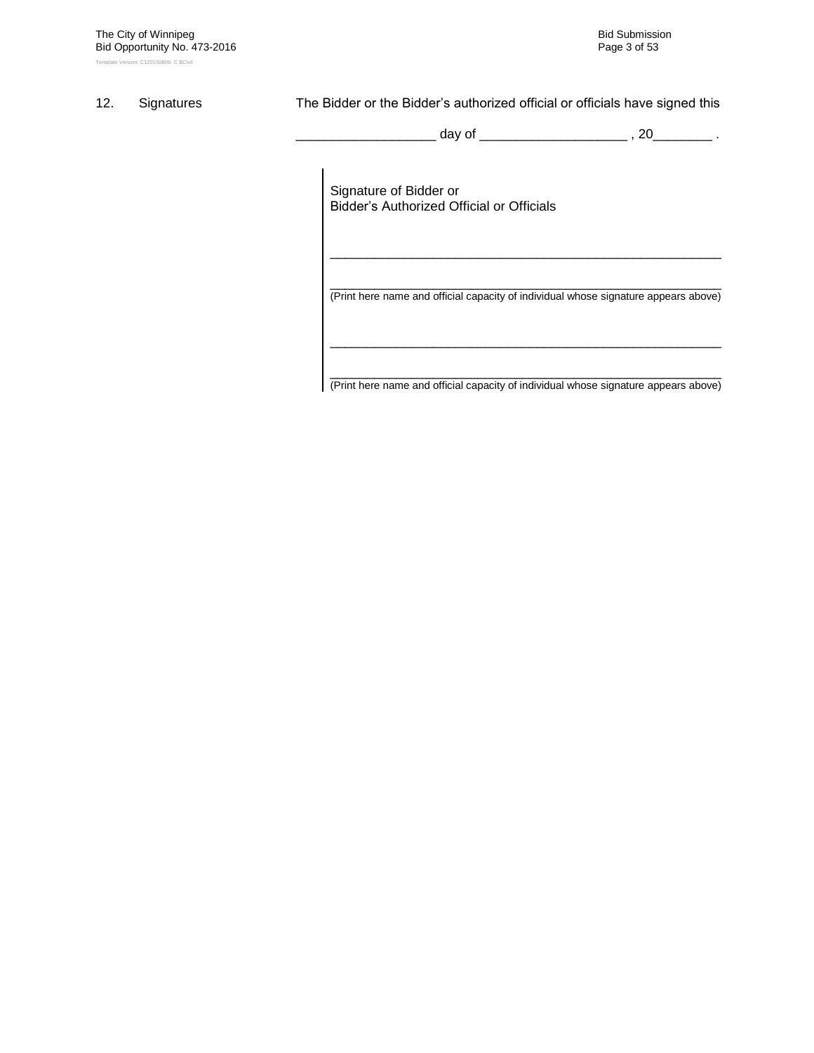12. Signatures

The Bidder or the Bidder's authorized official or officials have signed this

___________________ day of ____________________ , 20________ .

Signature of Bidder or
Bidder's Authorized Official or Officials

_________________________________________________________

_________________________________________________________
(Print here name and official capacity of individual whose signature appears above)

_________________________________________________________

_________________________________________________________
(Print here name and official capacity of individual whose signature appears above)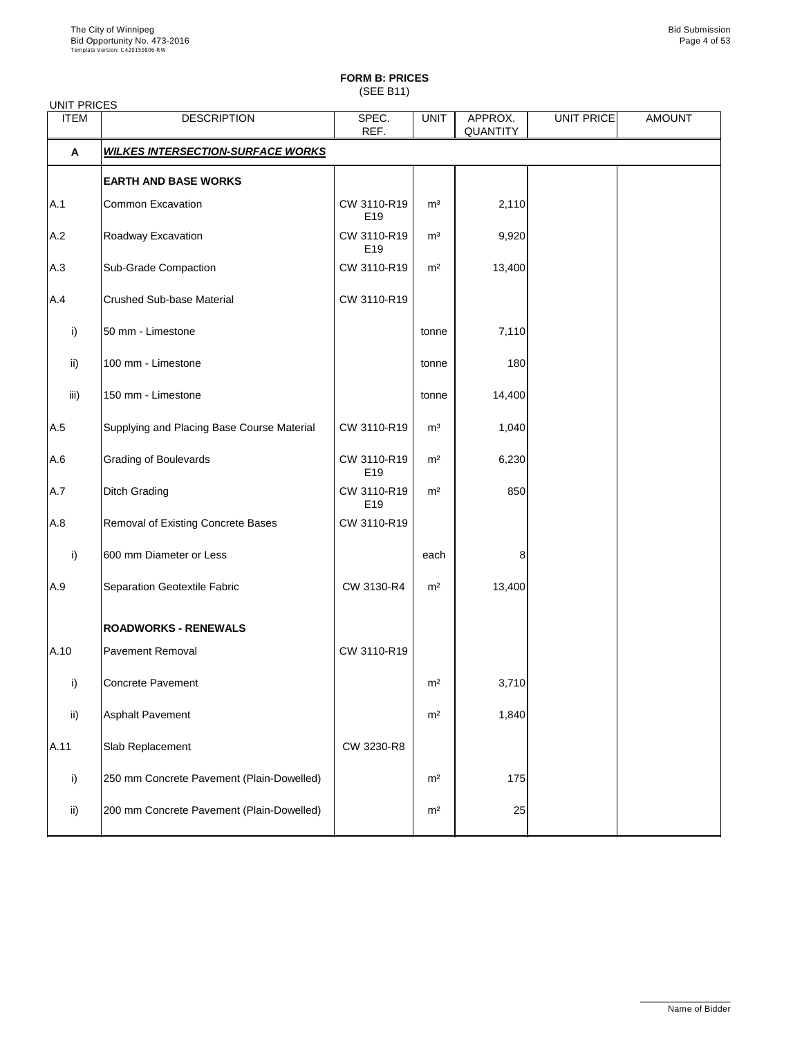# FORM B: PRICES

(SEE B11)

UNIT PRICES

| ITEM | DESCRIPTION | SPEC. REF. | UNIT | APPROX. QUANTITY | UNIT PRICE | AMOUNT |
|---|---|---|---|---|---|---|
| **A** | ***WILKES INTERSECTION-SURFACE WORKS*** | | | | | |
| | **EARTH AND BASE WORKS** | | | | | |
| A.1 | Common Excavation | CW 3110-R19 E19 | m³ | 2,110 | | |
| A.2 | Roadway Excavation | CW 3110-R19 E19 | m³ | 9,920 | | |
| A.3 | Sub-Grade Compaction | CW 3110-R19 | m² | 13,400 | | |
| A.4 | Crushed Sub-base Material | CW 3110-R19 | | | | |
| i) | 50 mm - Limestone | | tonne | 7,110 | | |
| ii) | 100 mm - Limestone | | tonne | 180 | | |
| iii) | 150 mm - Limestone | | tonne | 14,400 | | |
| A.5 | Supplying and Placing Base Course Material | CW 3110-R19 | m³ | 1,040 | | |
| A.6 | Grading of Boulevards | CW 3110-R19 E19 | m² | 6,230 | | |
| A.7 | Ditch Grading | CW 3110-R19 E19 | m² | 850 | | |
| A.8 | Removal of Existing Concrete Bases | CW 3110-R19 | | | | |
| i) | 600 mm Diameter or Less | | each | 8 | | |
| A.9 | Separation Geotextile Fabric | CW 3130-R4 | m² | 13,400 | | |
| | **ROADWORKS - RENEWALS** | | | | | |
| A.10 | Pavement Removal | CW 3110-R19 | | | | |
| i) | Concrete Pavement | | m² | 3,710 | | |
| ii) | Asphalt Pavement | | m² | 1,840 | | |
| A.11 | Slab Replacement | CW 3230-R8 | | | | |
| i) | 250 mm Concrete Pavement (Plain-Dowelled) | | m² | 175 | | |
| ii) | 200 mm Concrete Pavement (Plain-Dowelled) | | m² | 25 | | |

Name of Bidder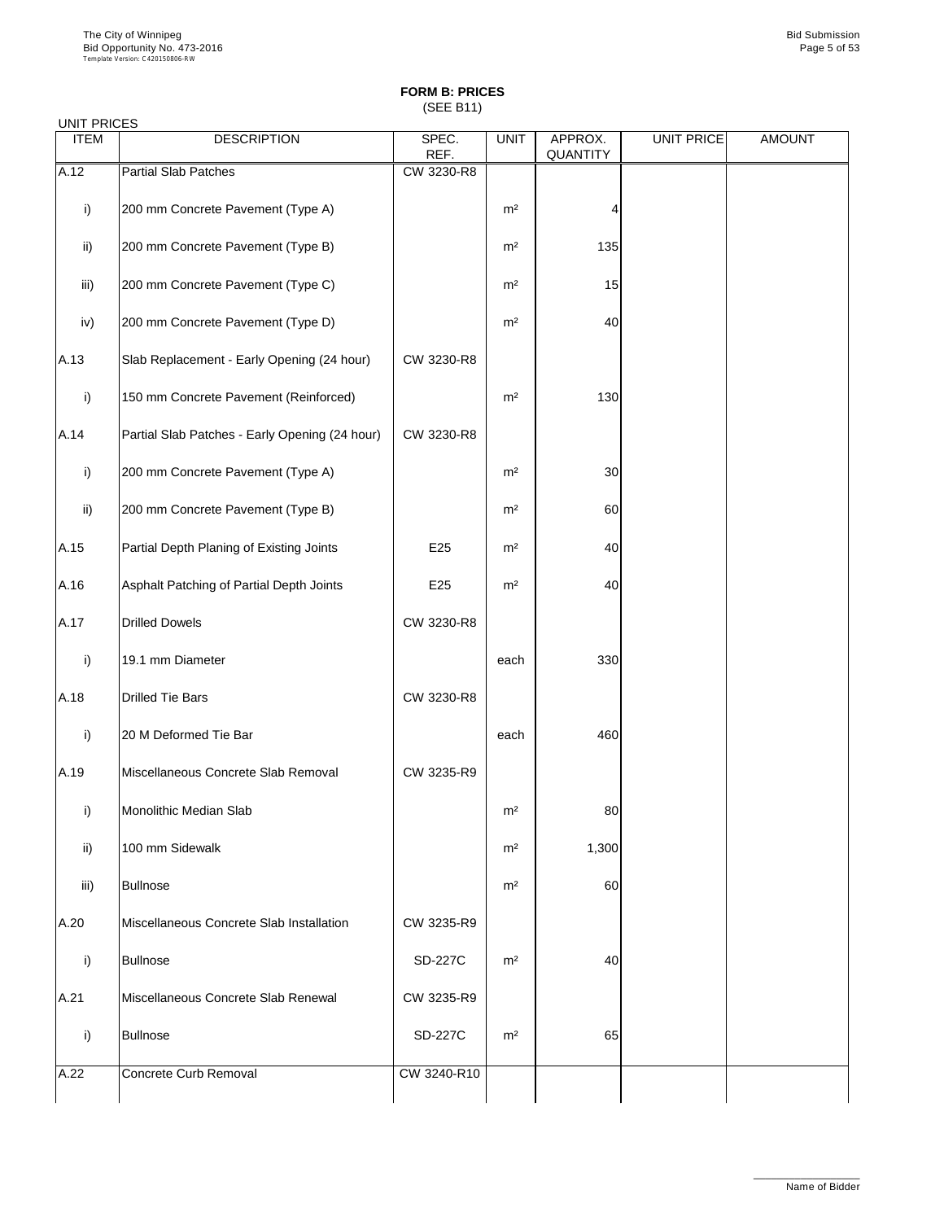# FORM B: PRICES

(SEE B11)

UNIT PRICES

| ITEM | DESCRIPTION | SPEC. REF. | UNIT | APPROX. QUANTITY | UNIT PRICE | AMOUNT |
|---|---|---|---|---|---|---|
| A.12 | Partial Slab Patches | CW 3230-R8 | | | | |
| i) | 200 mm Concrete Pavement (Type A) | | m² | 4 | | |
| ii) | 200 mm Concrete Pavement (Type B) | | m² | 135 | | |
| iii) | 200 mm Concrete Pavement (Type C) | | m² | 15 | | |
| iv) | 200 mm Concrete Pavement (Type D) | | m² | 40 | | |
| A.13 | Slab Replacement - Early Opening (24 hour) | CW 3230-R8 | | | | |
| i) | 150 mm Concrete Pavement (Reinforced) | | m² | 130 | | |
| A.14 | Partial Slab Patches - Early Opening (24 hour) | CW 3230-R8 | | | | |
| i) | 200 mm Concrete Pavement (Type A) | | m² | 30 | | |
| ii) | 200 mm Concrete Pavement (Type B) | | m² | 60 | | |
| A.15 | Partial Depth Planing of Existing Joints | E25 | m² | 40 | | |
| A.16 | Asphalt Patching of Partial Depth Joints | E25 | m² | 40 | | |
| A.17 | Drilled Dowels | CW 3230-R8 | | | | |
| i) | 19.1 mm Diameter | | each | 330 | | |
| A.18 | Drilled Tie Bars | CW 3230-R8 | | | | |
| i) | 20 M Deformed Tie Bar | | each | 460 | | |
| A.19 | Miscellaneous Concrete Slab Removal | CW 3235-R9 | | | | |
| i) | Monolithic Median Slab | | m² | 80 | | |
| ii) | 100 mm Sidewalk | | m² | 1,300 | | |
| iii) | Bullnose | | m² | 60 | | |
| A.20 | Miscellaneous Concrete Slab Installation | CW 3235-R9 | | | | |
| i) | Bullnose | SD-227C | m² | 40 | | |
| A.21 | Miscellaneous Concrete Slab Renewal | CW 3235-R9 | | | | |
| i) | Bullnose | SD-227C | m² | 65 | | |
| A.22 | Concrete Curb Removal | CW 3240-R10 | | | | |

Name of Bidder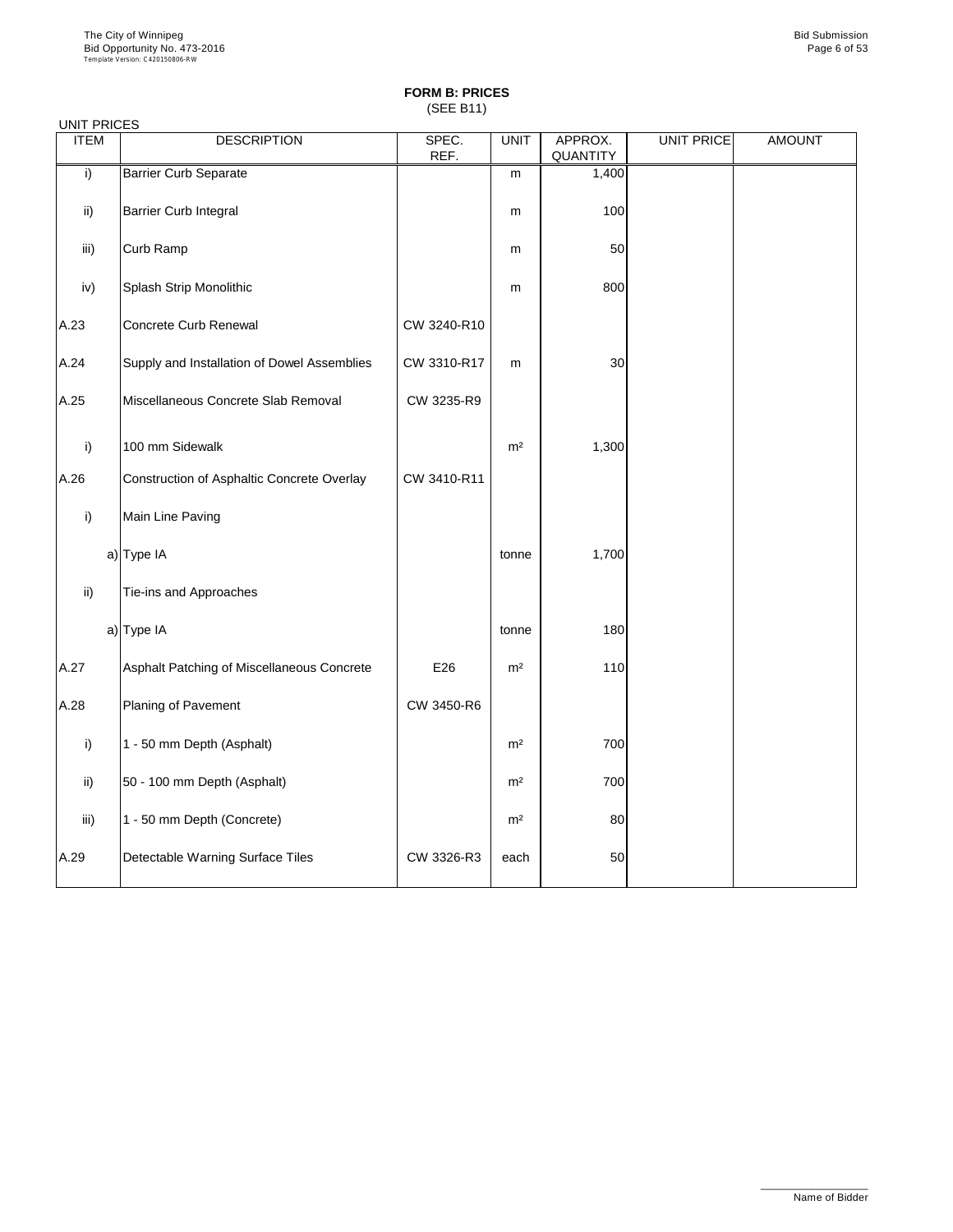**FORM B: PRICES**
(SEE B11)

UNIT PRICES

| ITEM | DESCRIPTION | SPEC. REF. | UNIT | APPROX. QUANTITY | UNIT PRICE | AMOUNT |
|---|---|---|---|---|---|---|
| i) | Barrier Curb Separate | | m | 1,400 | | |
| ii) | Barrier Curb Integral | | m | 100 | | |
| iii) | Curb Ramp | | m | 50 | | |
| iv) | Splash Strip Monolithic | | m | 800 | | |
| A.23 | Concrete Curb Renewal | CW 3240-R10 | | | | |
| A.24 | Supply and Installation of Dowel Assemblies | CW 3310-R17 | m | 30 | | |
| A.25 | Miscellaneous Concrete Slab Removal | CW 3235-R9 | | | | |
| i) | 100 mm Sidewalk | | m² | 1,300 | | |
| A.26 | Construction of Asphaltic Concrete Overlay | CW 3410-R11 | | | | |
| i) | Main Line Paving | | | | | |
| a) | Type IA | | tonne | 1,700 | | |
| ii) | Tie-ins and Approaches | | | | | |
| a) | Type IA | | tonne | 180 | | |
| A.27 | Asphalt Patching of Miscellaneous Concrete | E26 | m² | 110 | | |
| A.28 | Planing of Pavement | CW 3450-R6 | | | | |
| i) | 1 - 50 mm Depth (Asphalt) | | m² | 700 | | |
| ii) | 50 - 100 mm Depth (Asphalt) | | m² | 700 | | |
| iii) | 1 - 50 mm Depth (Concrete) | | m² | 80 | | |
| A.29 | Detectable Warning Surface Tiles | CW 3326-R3 | each | 50 | | |

Name of Bidder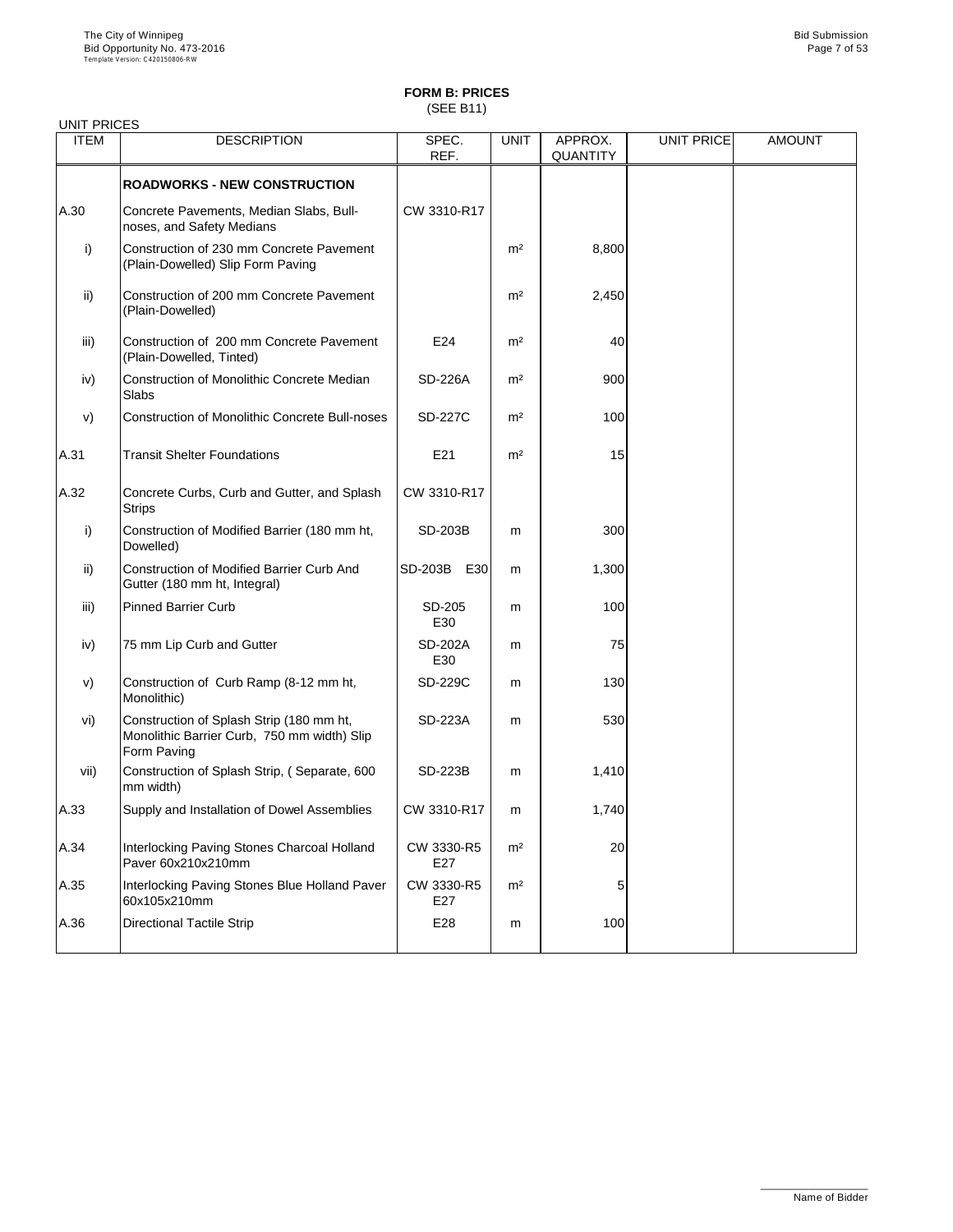## FORM B: PRICES
(SEE B11)

UNIT PRICES

| ITEM | DESCRIPTION | SPEC. REF. | UNIT | APPROX. QUANTITY | UNIT PRICE | AMOUNT |
|---|---|---|---|---|---|---|
| | **ROADWORKS - NEW CONSTRUCTION** | | | | | |
| A.30 | Concrete Pavements, Median Slabs, Bull-noses, and Safety Medians | CW 3310-R17 | | | | |
| i) | Construction of 230 mm Concrete Pavement (Plain-Dowelled) Slip Form Paving | | m² | 8,800 | | |
| ii) | Construction of 200 mm Concrete Pavement (Plain-Dowelled) | | m² | 2,450 | | |
| iii) | Construction of 200 mm Concrete Pavement (Plain-Dowelled, Tinted) | E24 | m² | 40 | | |
| iv) | Construction of Monolithic Concrete Median Slabs | SD-226A | m² | 900 | | |
| v) | Construction of Monolithic Concrete Bull-noses | SD-227C | m² | 100 | | |
| A.31 | Transit Shelter Foundations | E21 | m² | 15 | | |
| A.32 | Concrete Curbs, Curb and Gutter, and Splash Strips | CW 3310-R17 | | | | |
| i) | Construction of Modified Barrier (180 mm ht, Dowelled) | SD-203B | m | 300 | | |
| ii) | Construction of Modified Barrier Curb And Gutter (180 mm ht, Integral) | SD-203B E30 | m | 1,300 | | |
| iii) | Pinned Barrier Curb | SD-205 E30 | m | 100 | | |
| iv) | 75 mm Lip Curb and Gutter | SD-202A E30 | m | 75 | | |
| v) | Construction of Curb Ramp (8-12 mm ht, Monolithic) | SD-229C | m | 130 | | |
| vi) | Construction of Splash Strip (180 mm ht, Monolithic Barrier Curb, 750 mm width) Slip Form Paving | SD-223A | m | 530 | | |
| vii) | Construction of Splash Strip, ( Separate, 600 mm width) | SD-223B | m | 1,410 | | |
| A.33 | Supply and Installation of Dowel Assemblies | CW 3310-R17 | m | 1,740 | | |
| A.34 | Interlocking Paving Stones Charcoal Holland Paver 60x210x210mm | CW 3330-R5 E27 | m² | 20 | | |
| A.35 | Interlocking Paving Stones Blue Holland Paver 60x105x210mm | CW 3330-R5 E27 | m² | 5 | | |
| A.36 | Directional Tactile Strip | E28 | m | 100 | | |

Name of Bidder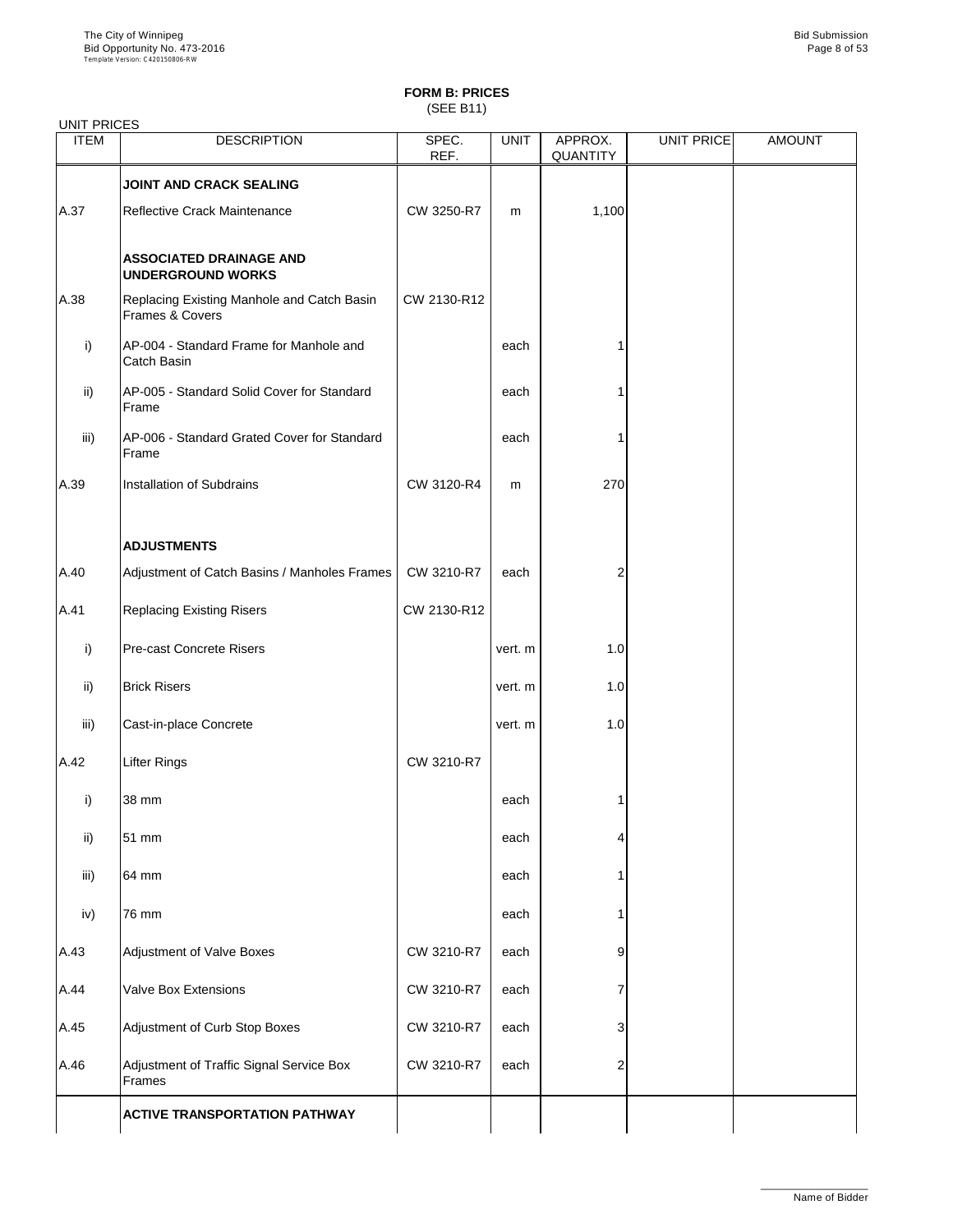**FORM B: PRICES**
(SEE B11)

UNIT PRICES

| ITEM | DESCRIPTION | SPEC. REF. | UNIT | APPROX. QUANTITY | UNIT PRICE | AMOUNT |
|---|---|---|---|---|---|---|
| | **JOINT AND CRACK SEALING** | | | | | |
| A.37 | Reflective Crack Maintenance | CW 3250-R7 | m | 1,100 | | |
| | **ASSOCIATED DRAINAGE AND UNDERGROUND WORKS** | | | | | |
| A.38 | Replacing Existing Manhole and Catch Basin Frames & Covers | CW 2130-R12 | | | | |
| i) | AP-004 - Standard Frame for Manhole and Catch Basin | | each | 1 | | |
| ii) | AP-005 - Standard Solid Cover for Standard Frame | | each | 1 | | |
| iii) | AP-006 - Standard Grated Cover for Standard Frame | | each | 1 | | |
| A.39 | Installation of Subdrains | CW 3120-R4 | m | 270 | | |
| | **ADJUSTMENTS** | | | | | |
| A.40 | Adjustment of Catch Basins / Manholes Frames | CW 3210-R7 | each | 2 | | |
| A.41 | Replacing Existing Risers | CW 2130-R12 | | | | |
| i) | Pre-cast Concrete Risers | | vert. m | 1.0 | | |
| ii) | Brick Risers | | vert. m | 1.0 | | |
| iii) | Cast-in-place Concrete | | vert. m | 1.0 | | |
| A.42 | Lifter Rings | CW 3210-R7 | | | | |
| i) | 38 mm | | each | 1 | | |
| ii) | 51 mm | | each | 4 | | |
| iii) | 64 mm | | each | 1 | | |
| iv) | 76 mm | | each | 1 | | |
| A.43 | Adjustment of Valve Boxes | CW 3210-R7 | each | 9 | | |
| A.44 | Valve Box Extensions | CW 3210-R7 | each | 7 | | |
| A.45 | Adjustment of Curb Stop Boxes | CW 3210-R7 | each | 3 | | |
| A.46 | Adjustment of Traffic Signal Service Box Frames | CW 3210-R7 | each | 2 | | |
| | **ACTIVE TRANSPORTATION PATHWAY** | | | | | |

Name of Bidder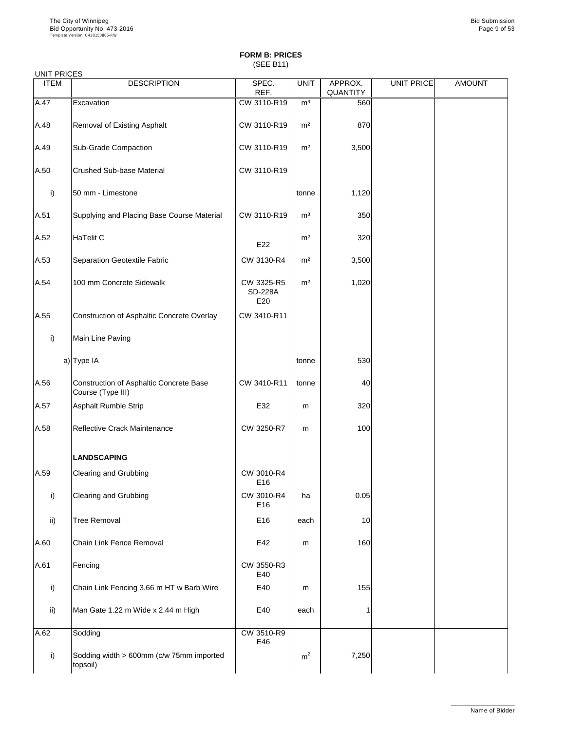## FORM B: PRICES
(SEE B11)

UNIT PRICES

| ITEM | DESCRIPTION | SPEC. REF. | UNIT | APPROX. QUANTITY | UNIT PRICE | AMOUNT |
|---|---|---|---|---|---|---|
| A.47 | Excavation | CW 3110-R19 | m³ | 560 | | |
| A.48 | Removal of Existing Asphalt | CW 3110-R19 | m² | 870 | | |
| A.49 | Sub-Grade Compaction | CW 3110-R19 | m² | 3,500 | | |
| A.50 | Crushed Sub-base Material | CW 3110-R19 | | | | |
| i) | 50 mm - Limestone | | tonne | 1,120 | | |
| A.51 | Supplying and Placing Base Course Material | CW 3110-R19 | m³ | 350 | | |
| A.52 | HaTelit C | E22 | m² | 320 | | |
| A.53 | Separation Geotextile Fabric | CW 3130-R4 | m² | 3,500 | | |
| A.54 | 100 mm Concrete Sidewalk | CW 3325-R5 SD-228A E20 | m² | 1,020 | | |
| A.55 | Construction of Asphaltic Concrete Overlay | CW 3410-R11 | | | | |
| i) | Main Line Paving | | | | | |
| a) | Type IA | | tonne | 530 | | |
| A.56 | Construction of Asphaltic Concrete Base Course (Type III) | CW 3410-R11 | tonne | 40 | | |
| A.57 | Asphalt Rumble Strip | E32 | m | 320 | | |
| A.58 | Reflective Crack Maintenance | CW 3250-R7 | m | 100 | | |
| | **LANDSCAPING** | | | | | |
| A.59 | Clearing and Grubbing | CW 3010-R4 E16 | | | | |
| i) | Clearing and Grubbing | CW 3010-R4 E16 | ha | 0.05 | | |
| ii) | Tree Removal | E16 | each | 10 | | |
| A.60 | Chain Link Fence Removal | E42 | m | 160 | | |
| A.61 | Fencing | CW 3550-R3 E40 | | | | |
| i) | Chain Link Fencing 3.66 m HT w Barb Wire | E40 | m | 155 | | |
| ii) | Man Gate 1.22 m Wide x 2.44 m High | E40 | each | 1 | | |
| A.62 | Sodding | CW 3510-R9 E46 | | | | |
| i) | Sodding width > 600mm (c/w 75mm imported topsoil) | | m² | 7,250 | | |

Name of Bidder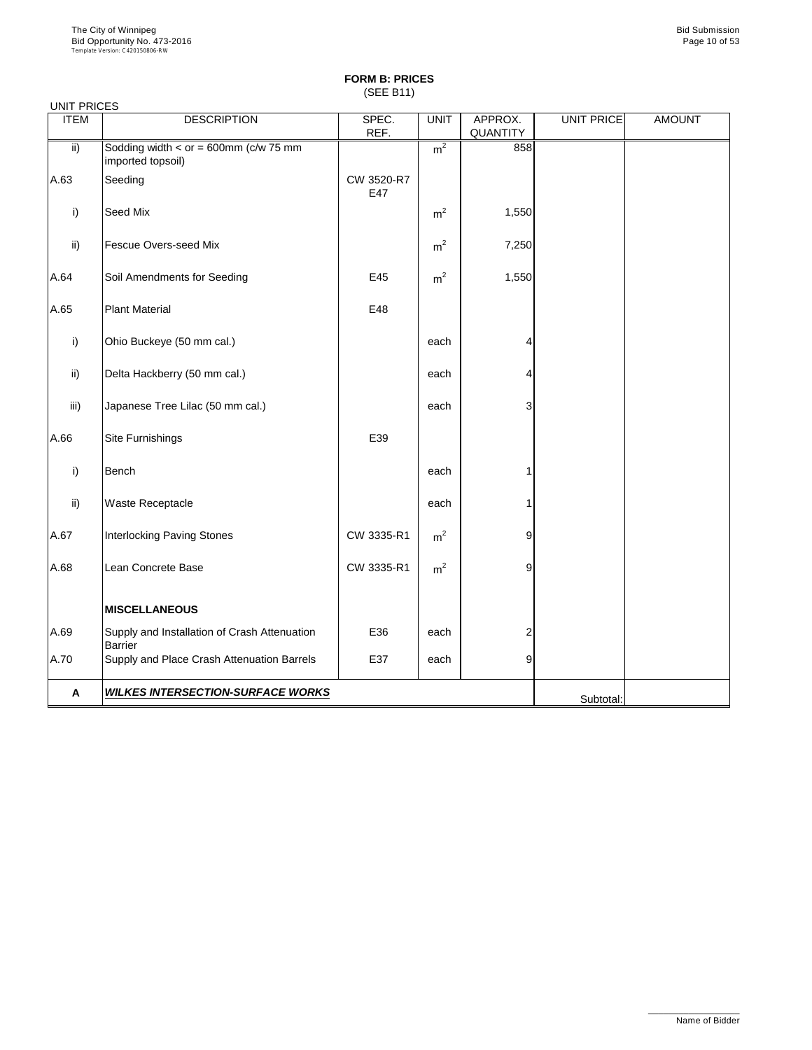**FORM B: PRICES**
(SEE B11)

UNIT PRICES

| ITEM | DESCRIPTION | SPEC. REF. | UNIT | APPROX. QUANTITY | UNIT PRICE | AMOUNT |
|---|---|---|---|---|---|---|
| ii) | Sodding width < or = 600mm (c/w 75 mm imported topsoil) | | $m^2$ | 858 | | |
| A.63 | Seeding | CW 3520-R7 E47 | | | | |
| i) | Seed Mix | | $m^2$ | 1,550 | | |
| ii) | Fescue Overs-seed Mix | | $m^2$ | 7,250 | | |
| A.64 | Soil Amendments for Seeding | E45 | $m^2$ | 1,550 | | |
| A.65 | Plant Material | E48 | | | | |
| i) | Ohio Buckeye (50 mm cal.) | | each | 4 | | |
| ii) | Delta Hackberry (50 mm cal.) | | each | 4 | | |
| iii) | Japanese Tree Lilac (50 mm cal.) | | each | 3 | | |
| A.66 | Site Furnishings | E39 | | | | |
| i) | Bench | | each | 1 | | |
| ii) | Waste Receptacle | | each | 1 | | |
| A.67 | Interlocking Paving Stones | CW 3335-R1 | $m^2$ | 9 | | |
| A.68 | Lean Concrete Base | CW 3335-R1 | $m^2$ | 9 | | |
| | **MISCELLANEOUS** | | | | | |
| A.69 | Supply and Installation of Crash Attenuation Barrier | E36 | each | 2 | | |
| A.70 | Supply and Place Crash Attenuation Barrels | E37 | each | 9 | | |
| **A** | ***WILKES INTERSECTION-SURFACE WORKS*** | | | | Subtotal: | |

Name of Bidder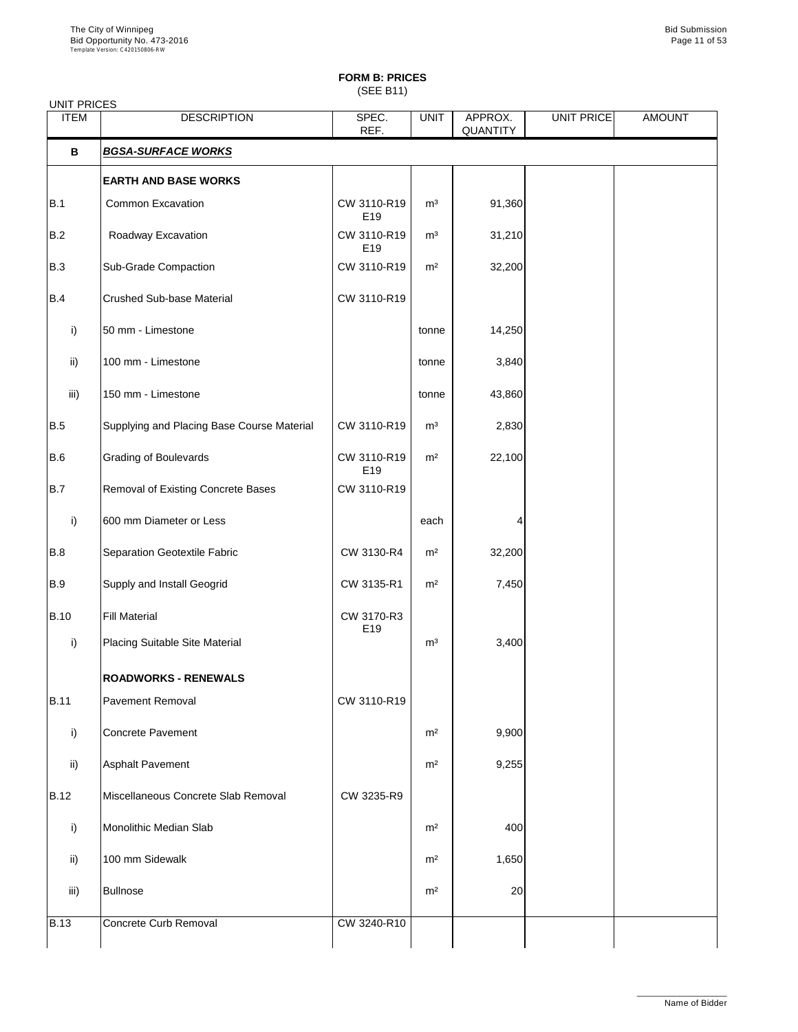## FORM B: PRICES
(SEE B11)

UNIT PRICES

| ITEM | DESCRIPTION | SPEC. REF. | UNIT | APPROX. QUANTITY | UNIT PRICE | AMOUNT |
|---|---|---|---|---|---|---|
| **B** | ***BGSA-SURFACE WORKS*** | | | | | |
| | **EARTH AND BASE WORKS** | | | | | |
| B.1 | Common Excavation | CW 3110-R19 E19 | m³ | 91,360 | | |
| B.2 | Roadway Excavation | CW 3110-R19 E19 | m³ | 31,210 | | |
| B.3 | Sub-Grade Compaction | CW 3110-R19 | m² | 32,200 | | |
| B.4 | Crushed Sub-base Material | CW 3110-R19 | | | | |
| i) | 50 mm - Limestone | | tonne | 14,250 | | |
| ii) | 100 mm - Limestone | | tonne | 3,840 | | |
| iii) | 150 mm - Limestone | | tonne | 43,860 | | |
| B.5 | Supplying and Placing Base Course Material | CW 3110-R19 | m³ | 2,830 | | |
| B.6 | Grading of Boulevards | CW 3110-R19 E19 | m² | 22,100 | | |
| B.7 | Removal of Existing Concrete Bases | CW 3110-R19 | | | | |
| i) | 600 mm Diameter or Less | | each | 4 | | |
| B.8 | Separation Geotextile Fabric | CW 3130-R4 | m² | 32,200 | | |
| B.9 | Supply and Install Geogrid | CW 3135-R1 | m² | 7,450 | | |
| B.10 | Fill Material | CW 3170-R3 E19 | | | | |
| i) | Placing Suitable Site Material | | m³ | 3,400 | | |
| | **ROADWORKS - RENEWALS** | | | | | |
| B.11 | Pavement Removal | CW 3110-R19 | | | | |
| i) | Concrete Pavement | | m² | 9,900 | | |
| ii) | Asphalt Pavement | | m² | 9,255 | | |
| B.12 | Miscellaneous Concrete Slab Removal | CW 3235-R9 | | | | |
| i) | Monolithic Median Slab | | m² | 400 | | |
| ii) | 100 mm Sidewalk | | m² | 1,650 | | |
| iii) | Bullnose | | m² | 20 | | |
| B.13 | Concrete Curb Removal | CW 3240-R10 | | | | |

Name of Bidder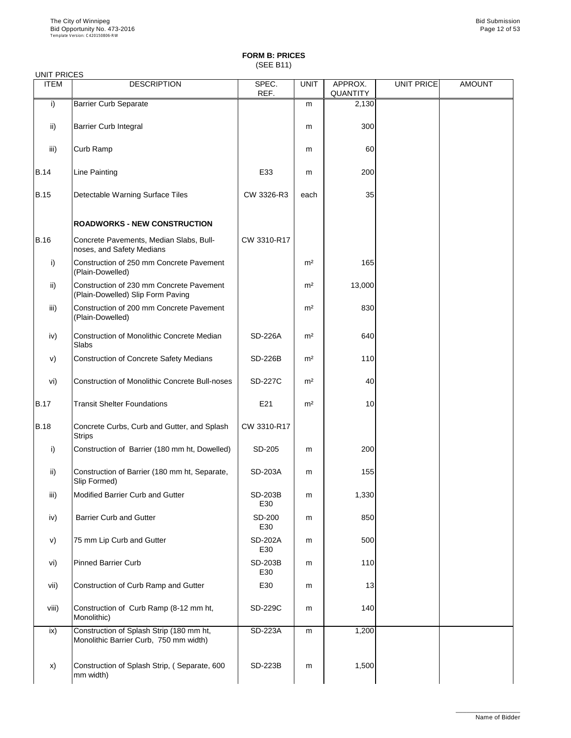## FORM B: PRICES

(SEE B11)

UNIT PRICES

| ITEM | DESCRIPTION | SPEC. REF. | UNIT | APPROX. QUANTITY | UNIT PRICE | AMOUNT |
|---|---|---|---|---|---|---|
| i) | Barrier Curb Separate | | m | 2,130 | | |
| ii) | Barrier Curb Integral | | m | 300 | | |
| iii) | Curb Ramp | | m | 60 | | |
| B.14 | Line Painting | E33 | m | 200 | | |
| B.15 | Detectable Warning Surface Tiles | CW 3326-R3 | each | 35 | | |
| | **ROADWORKS - NEW CONSTRUCTION** | | | | | |
| B.16 | Concrete Pavements, Median Slabs, Bull-noses, and Safety Medians | CW 3310-R17 | | | | |
| i) | Construction of 250 mm Concrete Pavement (Plain-Dowelled) | | m² | 165 | | |
| ii) | Construction of 230 mm Concrete Pavement (Plain-Dowelled) Slip Form Paving | | m² | 13,000 | | |
| iii) | Construction of 200 mm Concrete Pavement (Plain-Dowelled) | | m² | 830 | | |
| iv) | Construction of Monolithic Concrete Median Slabs | SD-226A | m² | 640 | | |
| v) | Construction of Concrete Safety Medians | SD-226B | m² | 110 | | |
| vi) | Construction of Monolithic Concrete Bull-noses | SD-227C | m² | 40 | | |
| B.17 | Transit Shelter Foundations | E21 | m² | 10 | | |
| B.18 | Concrete Curbs, Curb and Gutter, and Splash Strips | CW 3310-R17 | | | | |
| i) | Construction of Barrier (180 mm ht, Dowelled) | SD-205 | m | 200 | | |
| ii) | Construction of Barrier (180 mm ht, Separate, Slip Formed) | SD-203A | m | 155 | | |
| iii) | Modified Barrier Curb and Gutter | SD-203B E30 | m | 1,330 | | |
| iv) | Barrier Curb and Gutter | SD-200 E30 | m | 850 | | |
| v) | 75 mm Lip Curb and Gutter | SD-202A E30 | m | 500 | | |
| vi) | Pinned Barrier Curb | SD-203B E30 | m | 110 | | |
| vii) | Construction of Curb Ramp and Gutter | E30 | m | 13 | | |
| viii) | Construction of Curb Ramp (8-12 mm ht, Monolithic) | SD-229C | m | 140 | | |
| ix) | Construction of Splash Strip (180 mm ht, Monolithic Barrier Curb, 750 mm width) | SD-223A | m | 1,200 | | |
| x) | Construction of Splash Strip, ( Separate, 600 mm width) | SD-223B | m | 1,500 | | |

Name of Bidder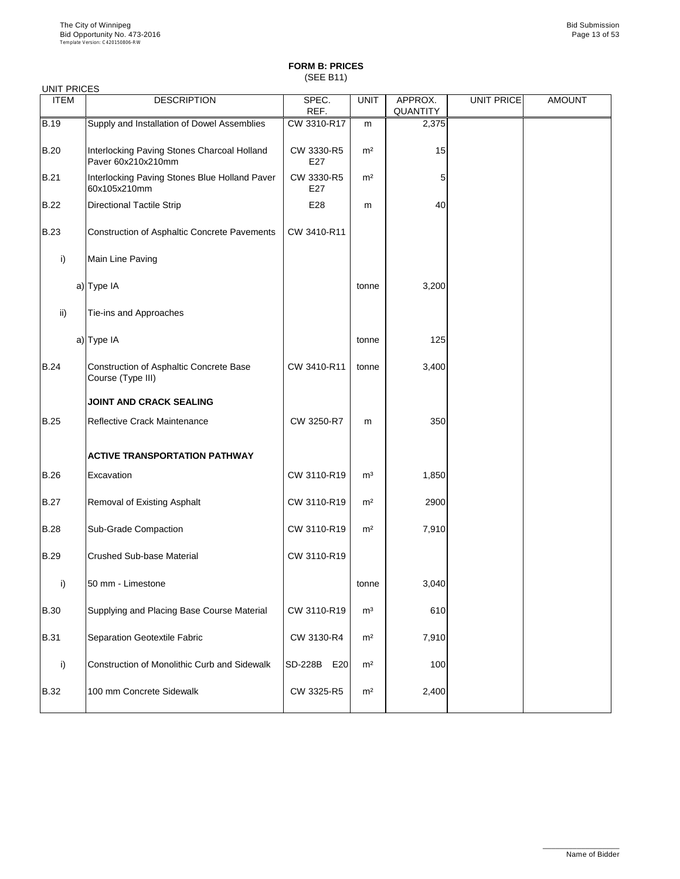**FORM B: PRICES**
(SEE B11)

UNIT PRICES

| ITEM | DESCRIPTION | SPEC. REF. | UNIT | APPROX. QUANTITY | UNIT PRICE | AMOUNT |
|---|---|---|---|---|---|---|
| B.19 | Supply and Installation of Dowel Assemblies | CW 3310-R17 | m | 2,375 | | |
| B.20 | Interlocking Paving Stones Charcoal Holland Paver 60x210x210mm | CW 3330-R5 E27 | m² | 15 | | |
| B.21 | Interlocking Paving Stones Blue Holland Paver 60x105x210mm | CW 3330-R5 E27 | m² | 5 | | |
| B.22 | Directional Tactile Strip | E28 | m | 40 | | |
| B.23 | Construction of Asphaltic Concrete Pavements | CW 3410-R11 | | | | |
| i) | Main Line Paving | | | | | |
| a) | Type IA | | tonne | 3,200 | | |
| ii) | Tie-ins and Approaches | | | | | |
| a) | Type IA | | tonne | 125 | | |
| B.24 | Construction of Asphaltic Concrete Base Course (Type III) | CW 3410-R11 | tonne | 3,400 | | |
| | **JOINT AND CRACK SEALING** | | | | | |
| B.25 | Reflective Crack Maintenance | CW 3250-R7 | m | 350 | | |
| | **ACTIVE TRANSPORTATION PATHWAY** | | | | | |
| B.26 | Excavation | CW 3110-R19 | m³ | 1,850 | | |
| B.27 | Removal of Existing Asphalt | CW 3110-R19 | m² | 2900 | | |
| B.28 | Sub-Grade Compaction | CW 3110-R19 | m² | 7,910 | | |
| B.29 | Crushed Sub-base Material | CW 3110-R19 | | | | |
| i) | 50 mm - Limestone | | tonne | 3,040 | | |
| B.30 | Supplying and Placing Base Course Material | CW 3110-R19 | m³ | 610 | | |
| B.31 | Separation Geotextile Fabric | CW 3130-R4 | m² | 7,910 | | |
| i) | Construction of Monolithic Curb and Sidewalk | SD-228B E20 | m² | 100 | | |
| B.32 | 100 mm Concrete Sidewalk | CW 3325-R5 | m² | 2,400 | | |

Name of Bidder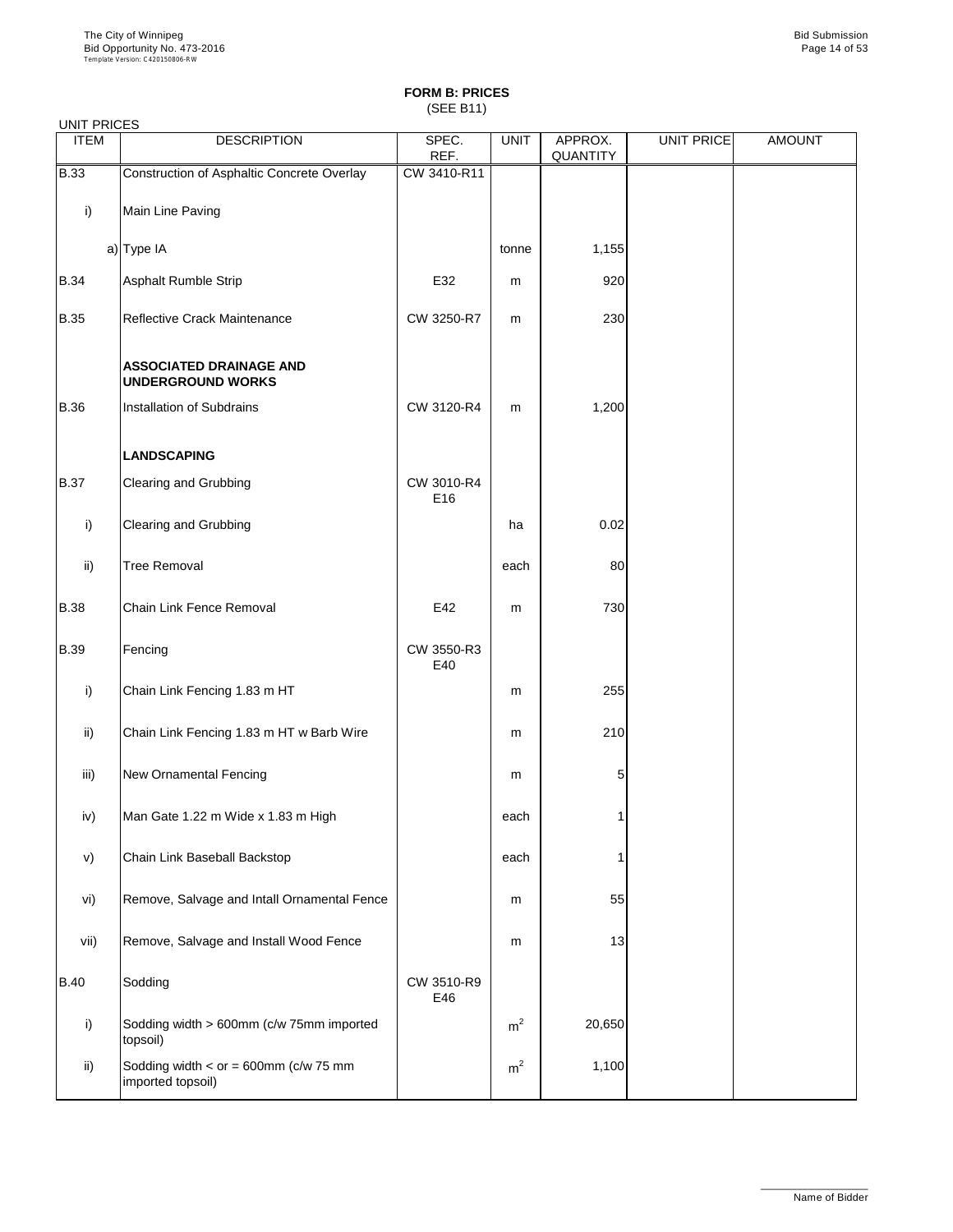# FORM B: PRICES

(SEE B11)

UNIT PRICES

| ITEM | DESCRIPTION | SPEC. REF. | UNIT | APPROX. QUANTITY | UNIT PRICE | AMOUNT |
|---|---|---|---|---|---|---|
| B.33 | Construction of Asphaltic Concrete Overlay | CW 3410-R11 | | | | |
| i) | Main Line Paving | | | | | |
| a) | Type IA | | tonne | 1,155 | | |
| B.34 | Asphalt Rumble Strip | E32 | m | 920 | | |
| B.35 | Reflective Crack Maintenance | CW 3250-R7 | m | 230 | | |
| | **ASSOCIATED DRAINAGE AND UNDERGROUND WORKS** | | | | | |
| B.36 | Installation of Subdrains | CW 3120-R4 | m | 1,200 | | |
| | **LANDSCAPING** | | | | | |
| B.37 | Clearing and Grubbing | CW 3010-R4 E16 | | | | |
| i) | Clearing and Grubbing | | ha | 0.02 | | |
| ii) | Tree Removal | | each | 80 | | |
| B.38 | Chain Link Fence Removal | E42 | m | 730 | | |
| B.39 | Fencing | CW 3550-R3 E40 | | | | |
| i) | Chain Link Fencing 1.83 m HT | | m | 255 | | |
| ii) | Chain Link Fencing 1.83 m HT w Barb Wire | | m | 210 | | |
| iii) | New Ornamental Fencing | | m | 5 | | |
| iv) | Man Gate 1.22 m Wide x 1.83 m High | | each | 1 | | |
| v) | Chain Link Baseball Backstop | | each | 1 | | |
| vi) | Remove, Salvage and Intall Ornamental Fence | | m | 55 | | |
| vii) | Remove, Salvage and Install Wood Fence | | m | 13 | | |
| B.40 | Sodding | CW 3510-R9 E46 | | | | |
| i) | Sodding width > 600mm (c/w 75mm imported topsoil) | | $m^2$ | 20,650 | | |
| ii) | Sodding width < or = 600mm (c/w 75 mm imported topsoil) | | $m^2$ | 1,100 | | |

Name of Bidder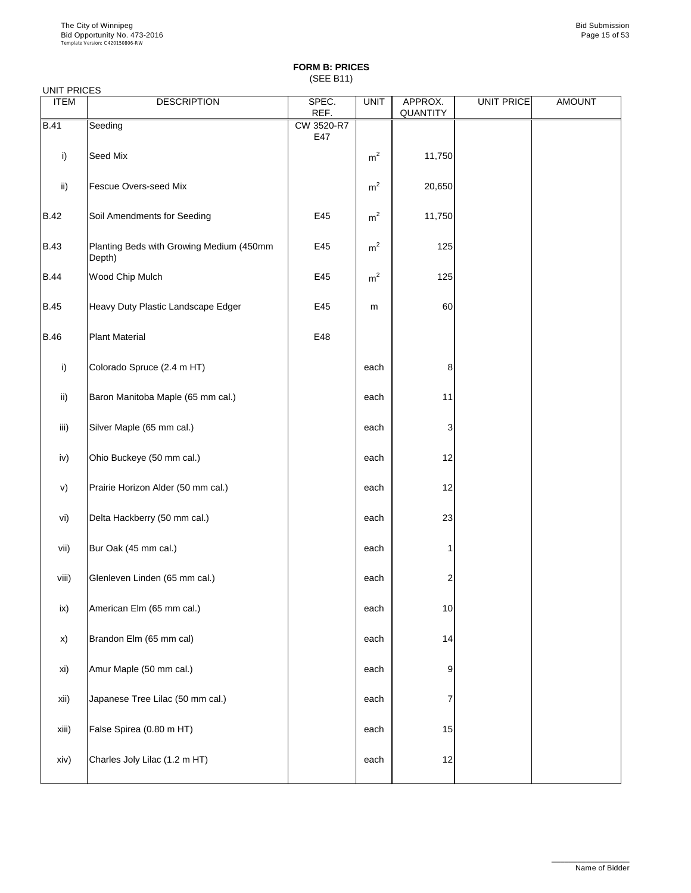# FORM B: PRICES
(SEE B11)

UNIT PRICES

| ITEM | DESCRIPTION | SPEC. REF. | UNIT | APPROX. QUANTITY | UNIT PRICE | AMOUNT |
|---|---|---|---|---|---|---|
| B.41 | Seeding | CW 3520-R7 E47 | | | | |
| i) | Seed Mix | | $m^2$ | 11,750 | | |
| ii) | Fescue Overs-seed Mix | | $m^2$ | 20,650 | | |
| B.42 | Soil Amendments for Seeding | E45 | $m^2$ | 11,750 | | |
| B.43 | Planting Beds with Growing Medium (450mm Depth) | E45 | $m^2$ | 125 | | |
| B.44 | Wood Chip Mulch | E45 | $m^2$ | 125 | | |
| B.45 | Heavy Duty Plastic Landscape Edger | E45 | m | 60 | | |
| B.46 | Plant Material | E48 | | | | |
| i) | Colorado Spruce (2.4 m HT) | | each | 8 | | |
| ii) | Baron Manitoba Maple (65 mm cal.) | | each | 11 | | |
| iii) | Silver Maple (65 mm cal.) | | each | 3 | | |
| iv) | Ohio Buckeye (50 mm cal.) | | each | 12 | | |
| v) | Prairie Horizon Alder (50 mm cal.) | | each | 12 | | |
| vi) | Delta Hackberry (50 mm cal.) | | each | 23 | | |
| vii) | Bur Oak (45 mm cal.) | | each | 1 | | |
| viii) | Glenleven Linden (65 mm cal.) | | each | 2 | | |
| ix) | American Elm (65 mm cal.) | | each | 10 | | |
| x) | Brandon Elm (65 mm cal) | | each | 14 | | |
| xi) | Amur Maple (50 mm cal.) | | each | 9 | | |
| xii) | Japanese Tree Lilac (50 mm cal.) | | each | 7 | | |
| xiii) | False Spirea (0.80 m HT) | | each | 15 | | |
| xiv) | Charles Joly Lilac (1.2 m HT) | | each | 12 | | |

Name of Bidder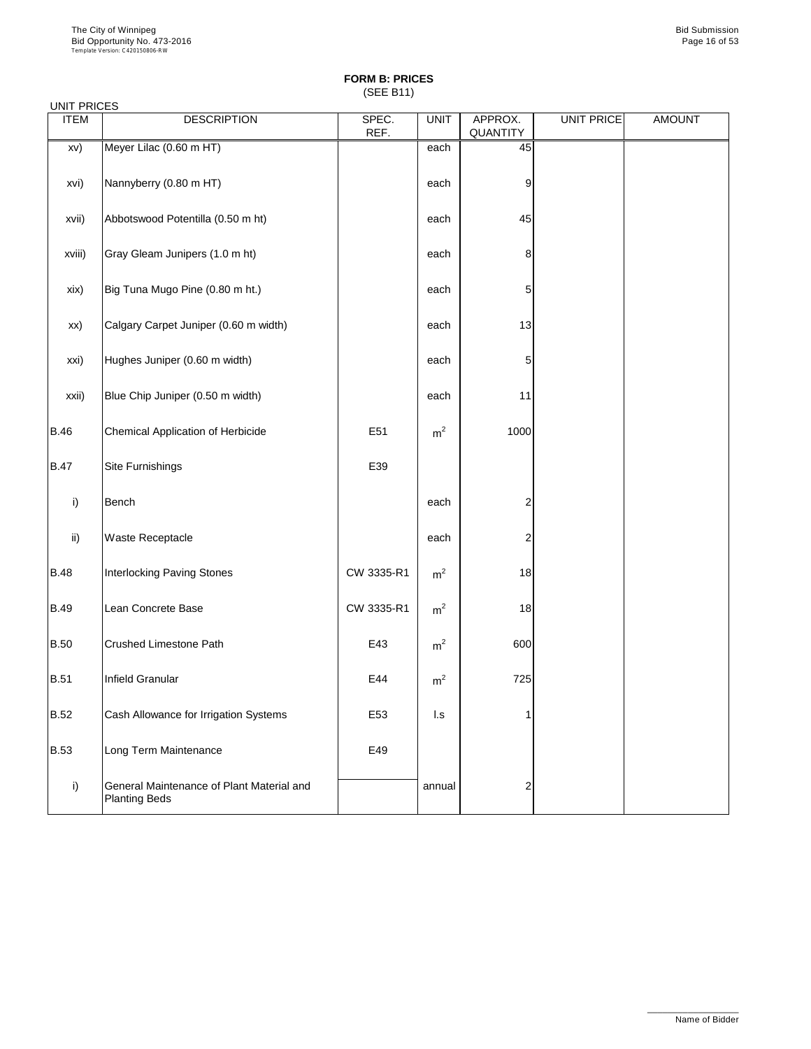**FORM B: PRICES**
(SEE B11)

UNIT PRICES

| ITEM | DESCRIPTION | SPEC. REF. | UNIT | APPROX. QUANTITY | UNIT PRICE | AMOUNT |
|---|---|---|---|---|---|---|
| xv) | Meyer Lilac (0.60 m HT) | | each | 45 | | |
| xvi) | Nannyberry (0.80 m HT) | | each | 9 | | |
| xvii) | Abbotswood Potentilla (0.50 m ht) | | each | 45 | | |
| xviii) | Gray Gleam Junipers (1.0 m ht) | | each | 8 | | |
| xix) | Big Tuna Mugo Pine (0.80 m ht.) | | each | 5 | | |
| xx) | Calgary Carpet Juniper (0.60 m width) | | each | 13 | | |
| xxi) | Hughes Juniper (0.60 m width) | | each | 5 | | |
| xxii) | Blue Chip Juniper (0.50 m width) | | each | 11 | | |
| B.46 | Chemical Application of Herbicide | E51 | $m^2$ | 1000 | | |
| B.47 | Site Furnishings | E39 | | | | |
| i) | Bench | | each | 2 | | |
| ii) | Waste Receptacle | | each | 2 | | |
| B.48 | Interlocking Paving Stones | CW 3335-R1 | $m^2$ | 18 | | |
| B.49 | Lean Concrete Base | CW 3335-R1 | $m^2$ | 18 | | |
| B.50 | Crushed Limestone Path | E43 | $m^2$ | 600 | | |
| B.51 | Infield Granular | E44 | $m^2$ | 725 | | |
| B.52 | Cash Allowance for Irrigation Systems | E53 | l.s | 1 | | |
| B.53 | Long Term Maintenance | E49 | | | | |
| i) | General Maintenance of Plant Material and Planting Beds | | annual | 2 | | |

Name of Bidder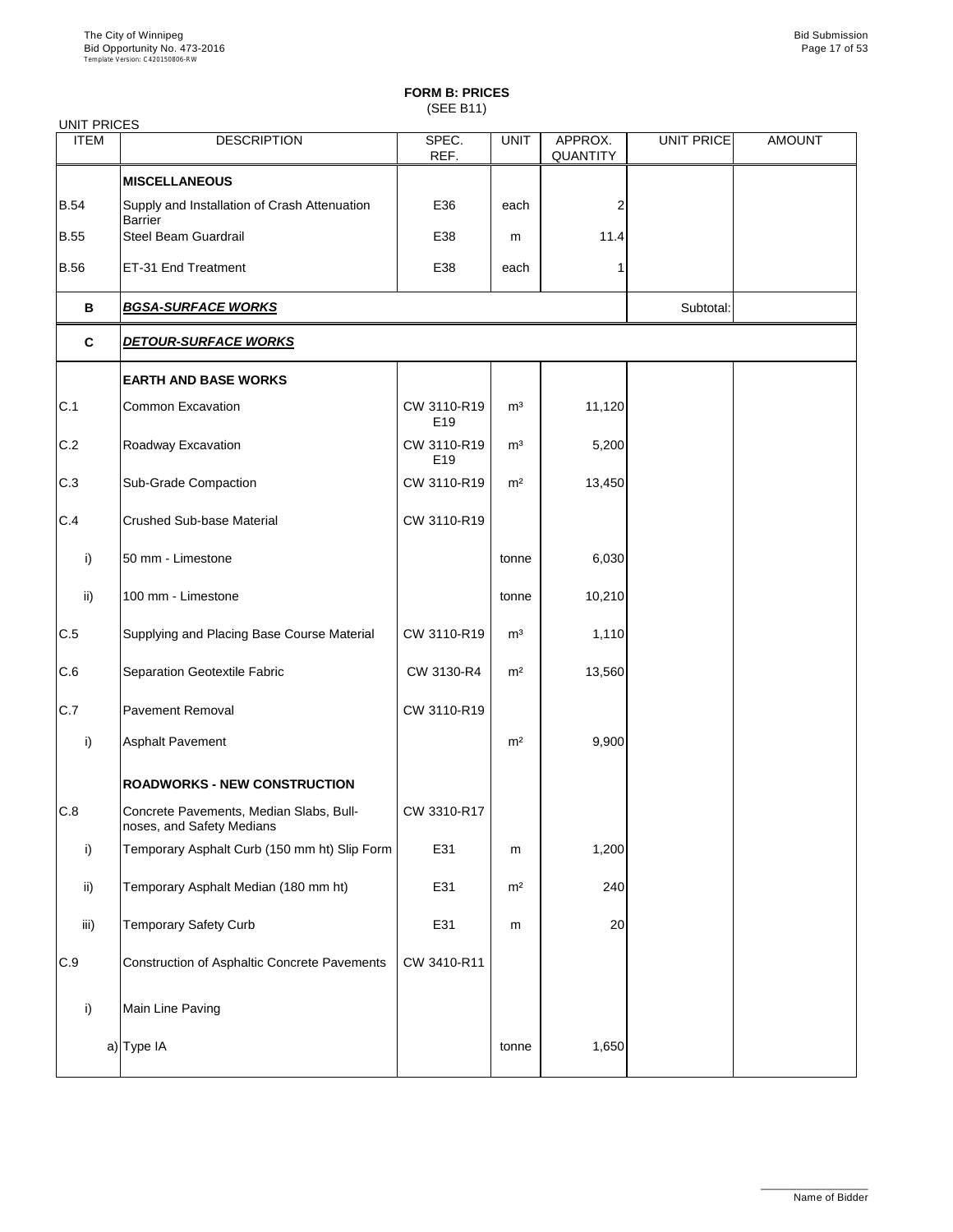## FORM B: PRICES
(SEE B11)

UNIT PRICES

| ITEM | DESCRIPTION | SPEC. REF. | UNIT | APPROX. QUANTITY | UNIT PRICE | AMOUNT |
|---|---|---|---|---|---|---|
| | **MISCELLANEOUS** | | | | | |
| B.54 | Supply and Installation of Crash Attenuation Barrier | E36 | each | 2 | | |
| B.55 | Steel Beam Guardrail | E38 | m | 11.4 | | |
| B.56 | ET-31 End Treatment | E38 | each | 1 | | |
| **B** | ***BGSA-SURFACE WORKS*** | | | | Subtotal: | |
| **C** | ***DETOUR-SURFACE WORKS*** | | | | | |
| | **EARTH AND BASE WORKS** | | | | | |
| C.1 | Common Excavation | CW 3110-R19 E19 | m³ | 11,120 | | |
| C.2 | Roadway Excavation | CW 3110-R19 E19 | m³ | 5,200 | | |
| C.3 | Sub-Grade Compaction | CW 3110-R19 | m² | 13,450 | | |
| C.4 | Crushed Sub-base Material | CW 3110-R19 | | | | |
| i) | 50 mm - Limestone | | tonne | 6,030 | | |
| ii) | 100 mm - Limestone | | tonne | 10,210 | | |
| C.5 | Supplying and Placing Base Course Material | CW 3110-R19 | m³ | 1,110 | | |
| C.6 | Separation Geotextile Fabric | CW 3130-R4 | m² | 13,560 | | |
| C.7 | Pavement Removal | CW 3110-R19 | | | | |
| i) | Asphalt Pavement | | m² | 9,900 | | |
| | **ROADWORKS - NEW CONSTRUCTION** | | | | | |
| C.8 | Concrete Pavements, Median Slabs, Bull-noses, and Safety Medians | CW 3310-R17 | | | | |
| i) | Temporary Asphalt Curb (150 mm ht) Slip Form | E31 | m | 1,200 | | |
| ii) | Temporary Asphalt Median (180 mm ht) | E31 | m² | 240 | | |
| iii) | Temporary Safety Curb | E31 | m | 20 | | |
| C.9 | Construction of Asphaltic Concrete Pavements | CW 3410-R11 | | | | |
| i) | Main Line Paving | | | | | |
| | a) Type IA | | tonne | 1,650 | | |

Name of Bidder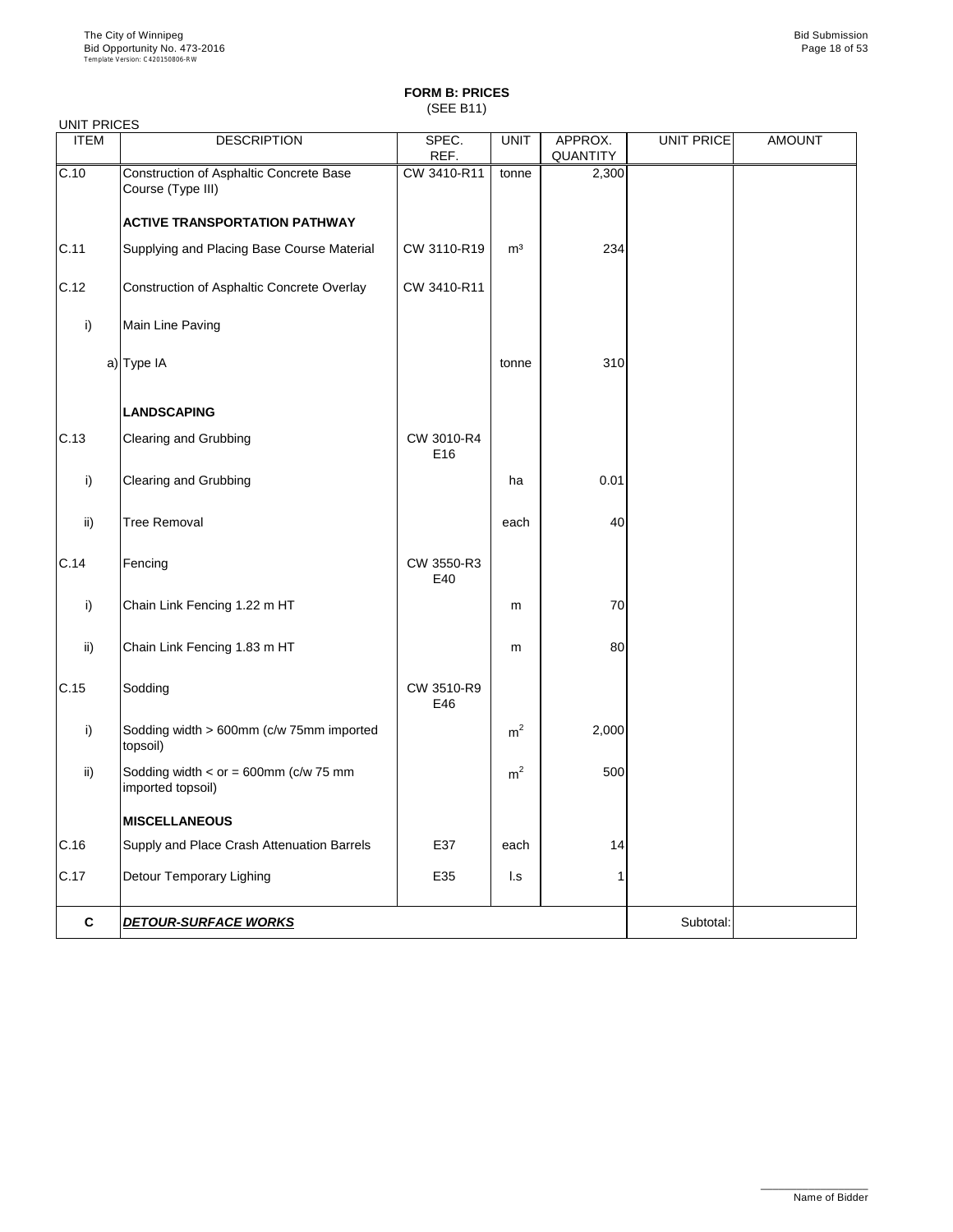**FORM B: PRICES**
(SEE B11)

UNIT PRICES

| ITEM | DESCRIPTION | SPEC. REF. | UNIT | APPROX. QUANTITY | UNIT PRICE | AMOUNT |
|---|---|---|---|---|---|---|
| C.10 | Construction of Asphaltic Concrete Base Course (Type III) | CW 3410-R11 | tonne | 2,300 | | |
| | **ACTIVE TRANSPORTATION PATHWAY** | | | | | |
| C.11 | Supplying and Placing Base Course Material | CW 3110-R19 | m³ | 234 | | |
| C.12 | Construction of Asphaltic Concrete Overlay | CW 3410-R11 | | | | |
| i) | Main Line Paving | | | | | |
| a) | Type IA | | tonne | 310 | | |
| | **LANDSCAPING** | | | | | |
| C.13 | Clearing and Grubbing | CW 3010-R4 E16 | | | | |
| i) | Clearing and Grubbing | | ha | 0.01 | | |
| ii) | Tree Removal | | each | 40 | | |
| C.14 | Fencing | CW 3550-R3 E40 | | | | |
| i) | Chain Link Fencing 1.22 m HT | | m | 70 | | |
| ii) | Chain Link Fencing 1.83 m HT | | m | 80 | | |
| C.15 | Sodding | CW 3510-R9 E46 | | | | |
| i) | Sodding width > 600mm (c/w 75mm imported topsoil) | | $m^2$ | 2,000 | | |
| ii) | Sodding width < or = 600mm (c/w 75 mm imported topsoil) | | $m^2$ | 500 | | |
| | **MISCELLANEOUS** | | | | | |
| C.16 | Supply and Place Crash Attenuation Barrels | E37 | each | 14 | | |
| C.17 | Detour Temporary Lighing | E35 | l.s | 1 | | |
| **C** | ***DETOUR-SURFACE WORKS*** | | | | Subtotal: | |

Name of Bidder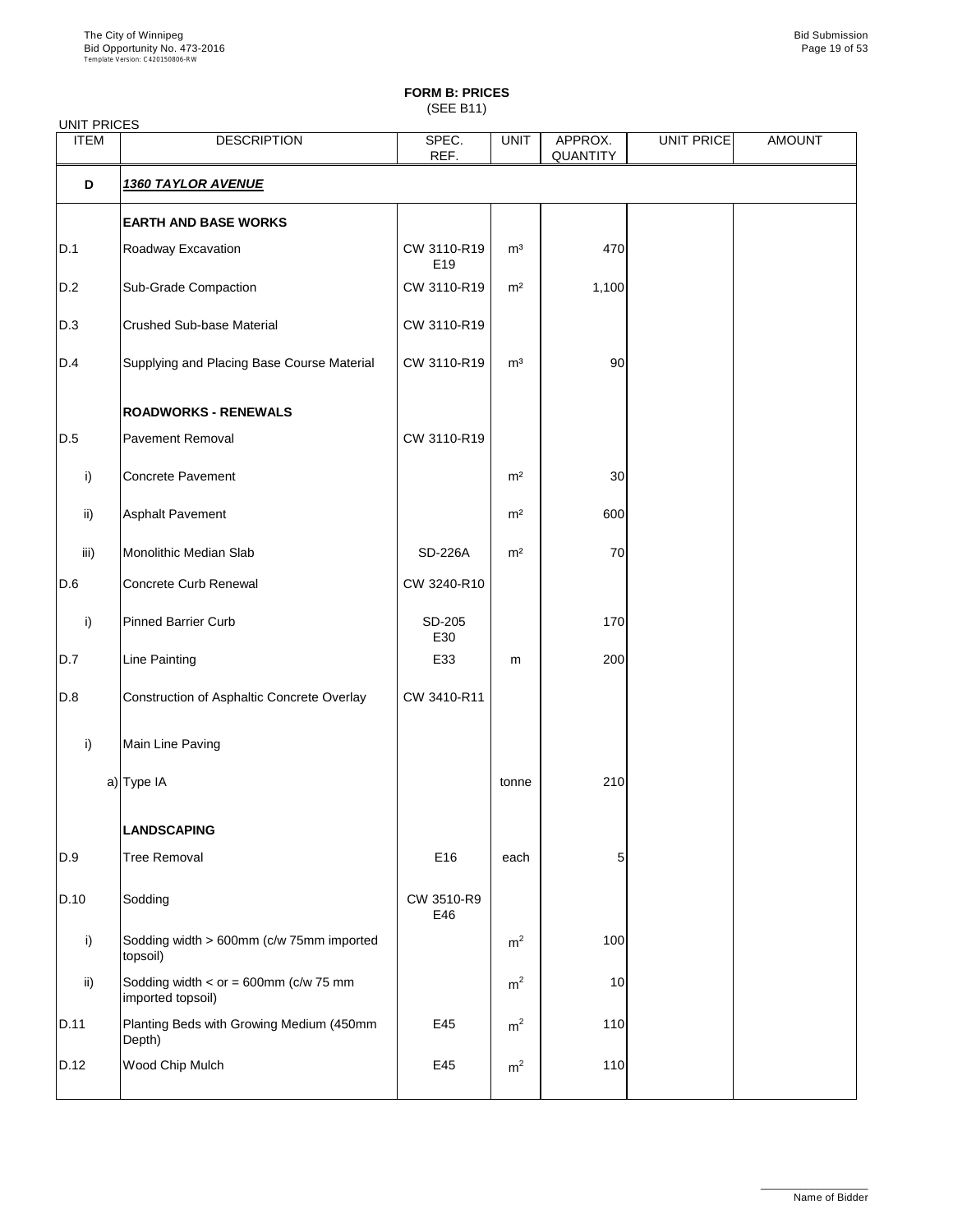# FORM B: PRICES

(SEE B11)

UNIT PRICES

| ITEM | DESCRIPTION | SPEC. REF. | UNIT | APPROX. QUANTITY | UNIT PRICE | AMOUNT |
|---|---|---|---|---|---|---|
| **D** | ***1360 TAYLOR AVENUE*** | | | | | |
| | **EARTH AND BASE WORKS** | | | | | |
| D.1 | Roadway Excavation | CW 3110-R19 E19 | m³ | 470 | | |
| D.2 | Sub-Grade Compaction | CW 3110-R19 | m² | 1,100 | | |
| D.3 | Crushed Sub-base Material | CW 3110-R19 | | | | |
| D.4 | Supplying and Placing Base Course Material | CW 3110-R19 | m³ | 90 | | |
| | **ROADWORKS - RENEWALS** | | | | | |
| D.5 | Pavement Removal | CW 3110-R19 | | | | |
| i) | Concrete Pavement | | m² | 30 | | |
| ii) | Asphalt Pavement | | m² | 600 | | |
| iii) | Monolithic Median Slab | SD-226A | m² | 70 | | |
| D.6 | Concrete Curb Renewal | CW 3240-R10 | | | | |
| i) | Pinned Barrier Curb | SD-205 E30 | | 170 | | |
| D.7 | Line Painting | E33 | m | 200 | | |
| D.8 | Construction of Asphaltic Concrete Overlay | CW 3410-R11 | | | | |
| i) | Main Line Paving | | | | | |
| | a) Type IA | | tonne | 210 | | |
| | **LANDSCAPING** | | | | | |
| D.9 | Tree Removal | E16 | each | 5 | | |
| D.10 | Sodding | CW 3510-R9 E46 | | | | |
| i) | Sodding width > 600mm (c/w 75mm imported topsoil) | | m² | 100 | | |
| ii) | Sodding width < or = 600mm (c/w 75 mm imported topsoil) | | m² | 10 | | |
| D.11 | Planting Beds with Growing Medium (450mm Depth) | E45 | m² | 110 | | |
| D.12 | Wood Chip Mulch | E45 | m² | 110 | | |

Name of Bidder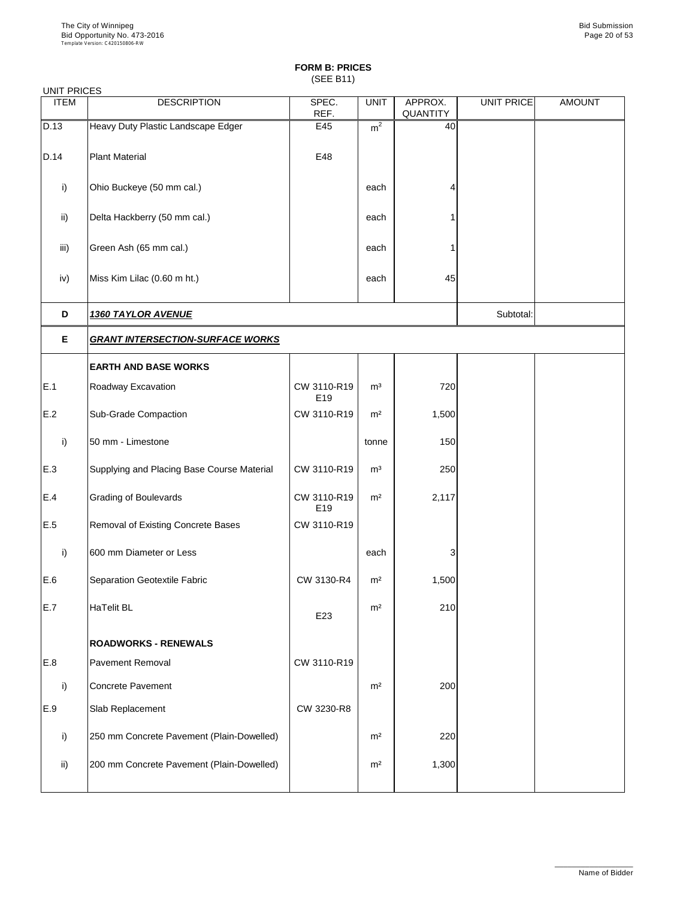# FORM B: PRICES

(SEE B11)

UNIT PRICES

| ITEM | DESCRIPTION | SPEC. REF. | UNIT | APPROX. QUANTITY | UNIT PRICE | AMOUNT |
|---|---|---|---|---|---|---|
| D.13 | Heavy Duty Plastic Landscape Edger | E45 | $m^2$ | 40 | | |
| D.14 | Plant Material | E48 | | | | |
| i) | Ohio Buckeye (50 mm cal.) | | each | 4 | | |
| ii) | Delta Hackberry (50 mm cal.) | | each | 1 | | |
| iii) | Green Ash (65 mm cal.) | | each | 1 | | |
| iv) | Miss Kim Lilac (0.60 m ht.) | | each | 45 | | |
| **D** | ***1360 TAYLOR AVENUE*** | | | | Subtotal: | |
| **E** | ***GRANT INTERSECTION-SURFACE WORKS*** | | | | | |
| | **EARTH AND BASE WORKS** | | | | | |
| E.1 | Roadway Excavation | CW 3110-R19 E19 | $m^3$ | 720 | | |
| E.2 | Sub-Grade Compaction | CW 3110-R19 | $m^2$ | 1,500 | | |
| i) | 50 mm - Limestone | | tonne | 150 | | |
| E.3 | Supplying and Placing Base Course Material | CW 3110-R19 | $m^3$ | 250 | | |
| E.4 | Grading of Boulevards | CW 3110-R19 E19 | $m^2$ | 2,117 | | |
| E.5 | Removal of Existing Concrete Bases | CW 3110-R19 | | | | |
| i) | 600 mm Diameter or Less | | each | 3 | | |
| E.6 | Separation Geotextile Fabric | CW 3130-R4 | $m^2$ | 1,500 | | |
| E.7 | HaTelit BL | E23 | $m^2$ | 210 | | |
| | **ROADWORKS - RENEWALS** | | | | | |
| E.8 | Pavement Removal | CW 3110-R19 | | | | |
| i) | Concrete Pavement | | $m^2$ | 200 | | |
| E.9 | Slab Replacement | CW 3230-R8 | | | | |
| i) | 250 mm Concrete Pavement (Plain-Dowelled) | | $m^2$ | 220 | | |
| ii) | 200 mm Concrete Pavement (Plain-Dowelled) | | $m^2$ | 1,300 | | |

Name of Bidder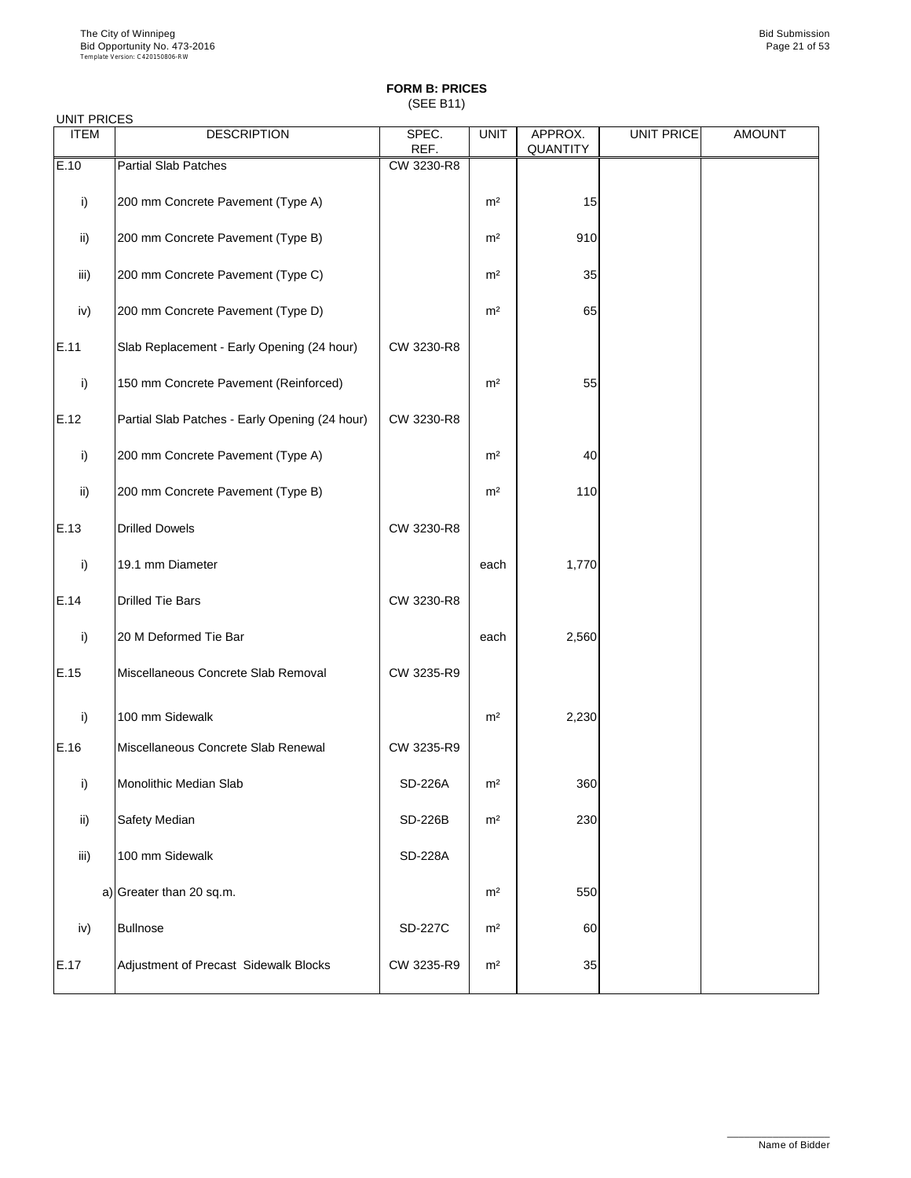# FORM B: PRICES
(SEE B11)

UNIT PRICES

| ITEM | DESCRIPTION | SPEC. REF. | UNIT | APPROX. QUANTITY | UNIT PRICE | AMOUNT |
|---|---|---|---|---|---|---|
| E.10 | Partial Slab Patches | CW 3230-R8 | | | | |
| i) | 200 mm Concrete Pavement (Type A) | | m² | 15 | | |
| ii) | 200 mm Concrete Pavement (Type B) | | m² | 910 | | |
| iii) | 200 mm Concrete Pavement (Type C) | | m² | 35 | | |
| iv) | 200 mm Concrete Pavement (Type D) | | m² | 65 | | |
| E.11 | Slab Replacement - Early Opening (24 hour) | CW 3230-R8 | | | | |
| i) | 150 mm Concrete Pavement (Reinforced) | | m² | 55 | | |
| E.12 | Partial Slab Patches - Early Opening (24 hour) | CW 3230-R8 | | | | |
| i) | 200 mm Concrete Pavement (Type A) | | m² | 40 | | |
| ii) | 200 mm Concrete Pavement (Type B) | | m² | 110 | | |
| E.13 | Drilled Dowels | CW 3230-R8 | | | | |
| i) | 19.1 mm Diameter | | each | 1,770 | | |
| E.14 | Drilled Tie Bars | CW 3230-R8 | | | | |
| i) | 20 M Deformed Tie Bar | | each | 2,560 | | |
| E.15 | Miscellaneous Concrete Slab Removal | CW 3235-R9 | | | | |
| i) | 100 mm Sidewalk | | m² | 2,230 | | |
| E.16 | Miscellaneous Concrete Slab Renewal | CW 3235-R9 | | | | |
| i) | Monolithic Median Slab | SD-226A | m² | 360 | | |
| ii) | Safety Median | SD-226B | m² | 230 | | |
| iii) | 100 mm Sidewalk | SD-228A | | | | |
| a) | Greater than 20 sq.m. | | m² | 550 | | |
| iv) | Bullnose | SD-227C | m² | 60 | | |
| E.17 | Adjustment of Precast Sidewalk Blocks | CW 3235-R9 | m² | 35 | | |

Name of Bidder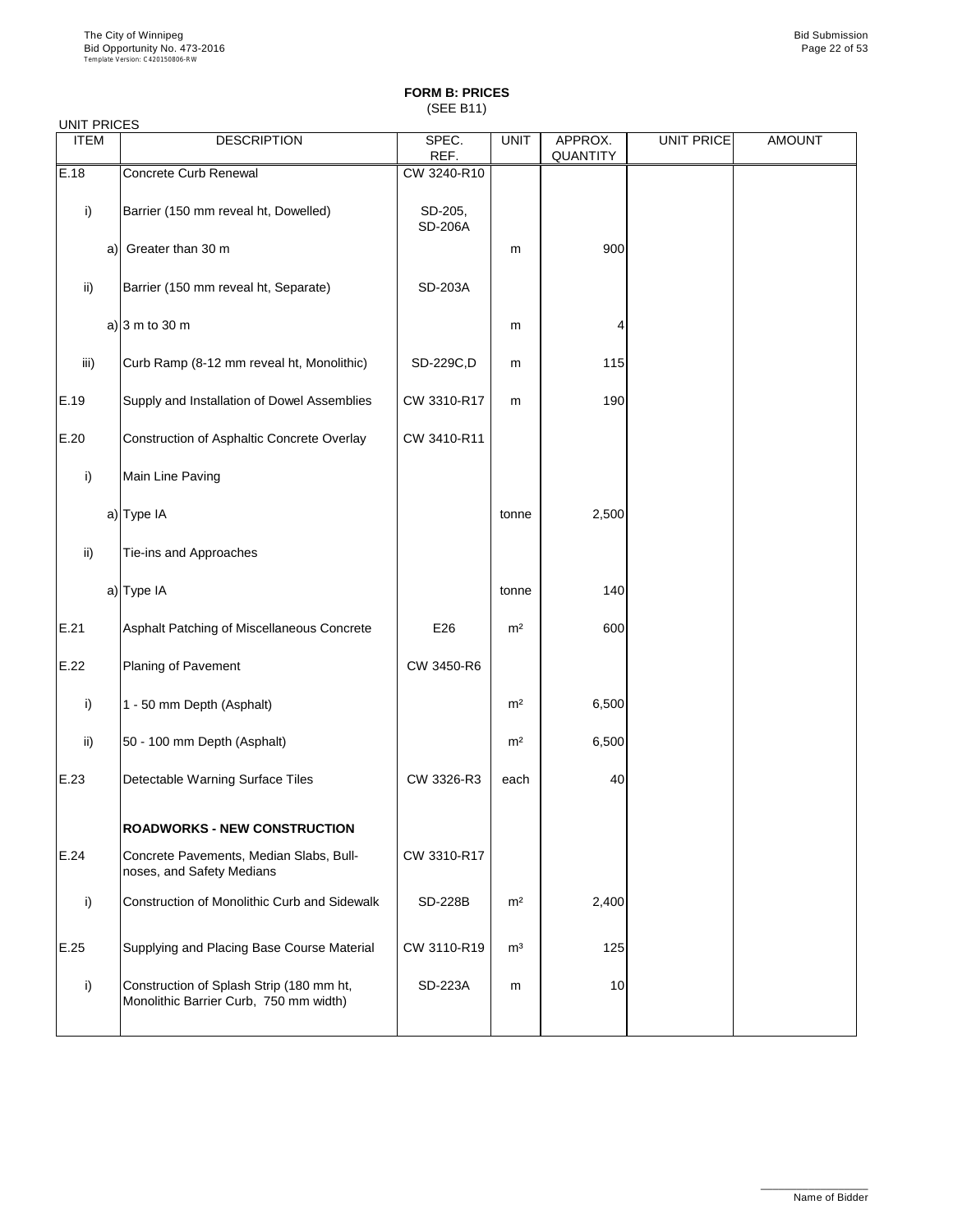**FORM B: PRICES**
(SEE B11)

UNIT PRICES

| ITEM | DESCRIPTION | SPEC. REF. | UNIT | APPROX. QUANTITY | UNIT PRICE | AMOUNT |
|---|---|---|---|---|---|---|
| E.18 | Concrete Curb Renewal | CW 3240-R10 | | | | |
| i) | Barrier (150 mm reveal ht, Dowelled) | SD-205, SD-206A | | | | |
| a) | Greater than 30 m | | m | 900 | | |
| ii) | Barrier (150 mm reveal ht, Separate) | SD-203A | | | | |
| a) | 3 m to 30 m | | m | 4 | | |
| iii) | Curb Ramp (8-12 mm reveal ht, Monolithic) | SD-229C,D | m | 115 | | |
| E.19 | Supply and Installation of Dowel Assemblies | CW 3310-R17 | m | 190 | | |
| E.20 | Construction of Asphaltic Concrete Overlay | CW 3410-R11 | | | | |
| i) | Main Line Paving | | | | | |
| a) | Type IA | | tonne | 2,500 | | |
| ii) | Tie-ins and Approaches | | | | | |
| a) | Type IA | | tonne | 140 | | |
| E.21 | Asphalt Patching of Miscellaneous Concrete | E26 | m² | 600 | | |
| E.22 | Planing of Pavement | CW 3450-R6 | | | | |
| i) | 1 - 50 mm Depth (Asphalt) | | m² | 6,500 | | |
| ii) | 50 - 100 mm Depth (Asphalt) | | m² | 6,500 | | |
| E.23 | Detectable Warning Surface Tiles | CW 3326-R3 | each | 40 | | |
| | **ROADWORKS - NEW CONSTRUCTION** | | | | | |
| E.24 | Concrete Pavements, Median Slabs, Bull-noses, and Safety Medians | CW 3310-R17 | | | | |
| i) | Construction of Monolithic Curb and Sidewalk | SD-228B | m² | 2,400 | | |
| E.25 | Supplying and Placing Base Course Material | CW 3110-R19 | m³ | 125 | | |
| i) | Construction of Splash Strip (180 mm ht, Monolithic Barrier Curb, 750 mm width) | SD-223A | m | 10 | | |

Name of Bidder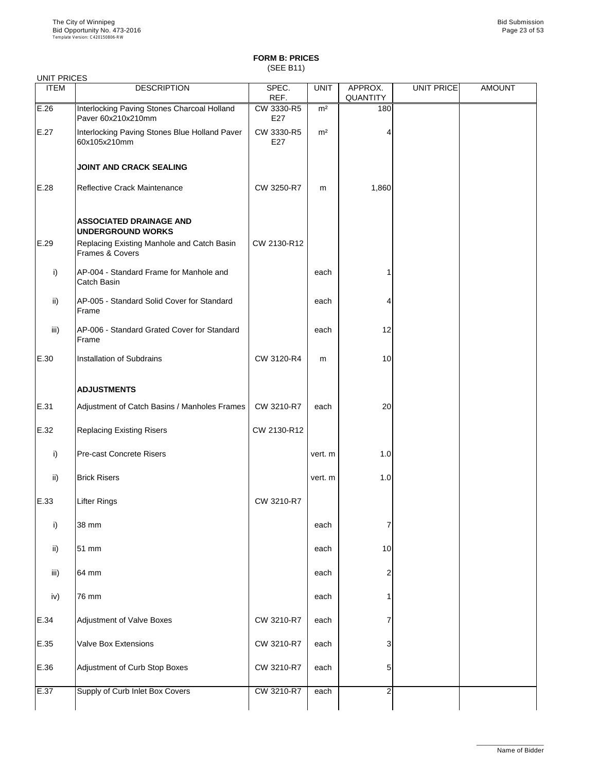**FORM B: PRICES**
(SEE B11)

UNIT PRICES

| ITEM | DESCRIPTION | SPEC. REF. | UNIT | APPROX. QUANTITY | UNIT PRICE | AMOUNT |
|---|---|---|---|---|---|---|
| E.26 | Interlocking Paving Stones Charcoal Holland Paver 60x210x210mm | CW 3330-R5 E27 | m² | 180 | | |
| E.27 | Interlocking Paving Stones Blue Holland Paver 60x105x210mm | CW 3330-R5 E27 | m² | 4 | | |
| | **JOINT AND CRACK SEALING** | | | | | |
| E.28 | Reflective Crack Maintenance | CW 3250-R7 | m | 1,860 | | |
| | **ASSOCIATED DRAINAGE AND UNDERGROUND WORKS** | | | | | |
| E.29 | Replacing Existing Manhole and Catch Basin Frames & Covers | CW 2130-R12 | | | | |
| i) | AP-004 - Standard Frame for Manhole and Catch Basin | | each | 1 | | |
| ii) | AP-005 - Standard Solid Cover for Standard Frame | | each | 4 | | |
| iii) | AP-006 - Standard Grated Cover for Standard Frame | | each | 12 | | |
| E.30 | Installation of Subdrains | CW 3120-R4 | m | 10 | | |
| | **ADJUSTMENTS** | | | | | |
| E.31 | Adjustment of Catch Basins / Manholes Frames | CW 3210-R7 | each | 20 | | |
| E.32 | Replacing Existing Risers | CW 2130-R12 | | | | |
| i) | Pre-cast Concrete Risers | | vert. m | 1.0 | | |
| ii) | Brick Risers | | vert. m | 1.0 | | |
| E.33 | Lifter Rings | CW 3210-R7 | | | | |
| i) | 38 mm | | each | 7 | | |
| ii) | 51 mm | | each | 10 | | |
| iii) | 64 mm | | each | 2 | | |
| iv) | 76 mm | | each | 1 | | |
| E.34 | Adjustment of Valve Boxes | CW 3210-R7 | each | 7 | | |
| E.35 | Valve Box Extensions | CW 3210-R7 | each | 3 | | |
| E.36 | Adjustment of Curb Stop Boxes | CW 3210-R7 | each | 5 | | |
| E.37 | Supply of Curb Inlet Box Covers | CW 3210-R7 | each | 2 | | |

Name of Bidder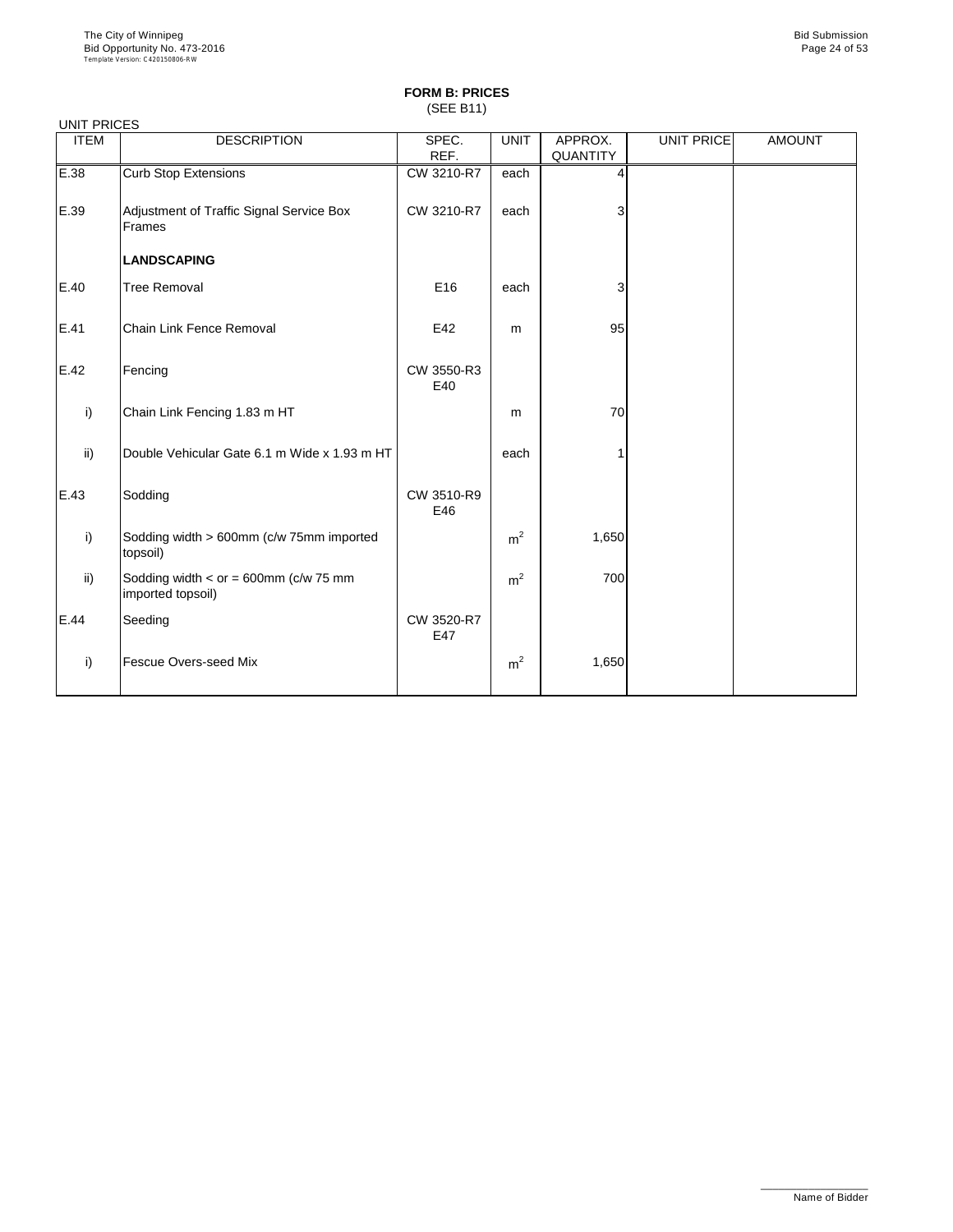**FORM B: PRICES**
(SEE B11)

UNIT PRICES

| ITEM | DESCRIPTION | SPEC. REF. | UNIT | APPROX. QUANTITY | UNIT PRICE | AMOUNT |
|---|---|---|---|---|---|---|
| E.38 | Curb Stop Extensions | CW 3210-R7 | each | 4 | | |
| E.39 | Adjustment of Traffic Signal Service Box Frames | CW 3210-R7 | each | 3 | | |
| | **LANDSCAPING** | | | | | |
| E.40 | Tree Removal | E16 | each | 3 | | |
| E.41 | Chain Link Fence Removal | E42 | m | 95 | | |
| E.42 | Fencing | CW 3550-R3 E40 | | | | |
| i) | Chain Link Fencing 1.83 m HT | | m | 70 | | |
| ii) | Double Vehicular Gate 6.1 m Wide x 1.93 m HT | | each | 1 | | |
| E.43 | Sodding | CW 3510-R9 E46 | | | | |
| i) | Sodding width > 600mm (c/w 75mm imported topsoil) | | $m^2$ | 1,650 | | |
| ii) | Sodding width < or = 600mm (c/w 75 mm imported topsoil) | | $m^2$ | 700 | | |
| E.44 | Seeding | CW 3520-R7 E47 | | | | |
| i) | Fescue Overs-seed Mix | | $m^2$ | 1,650 | | |

Name of Bidder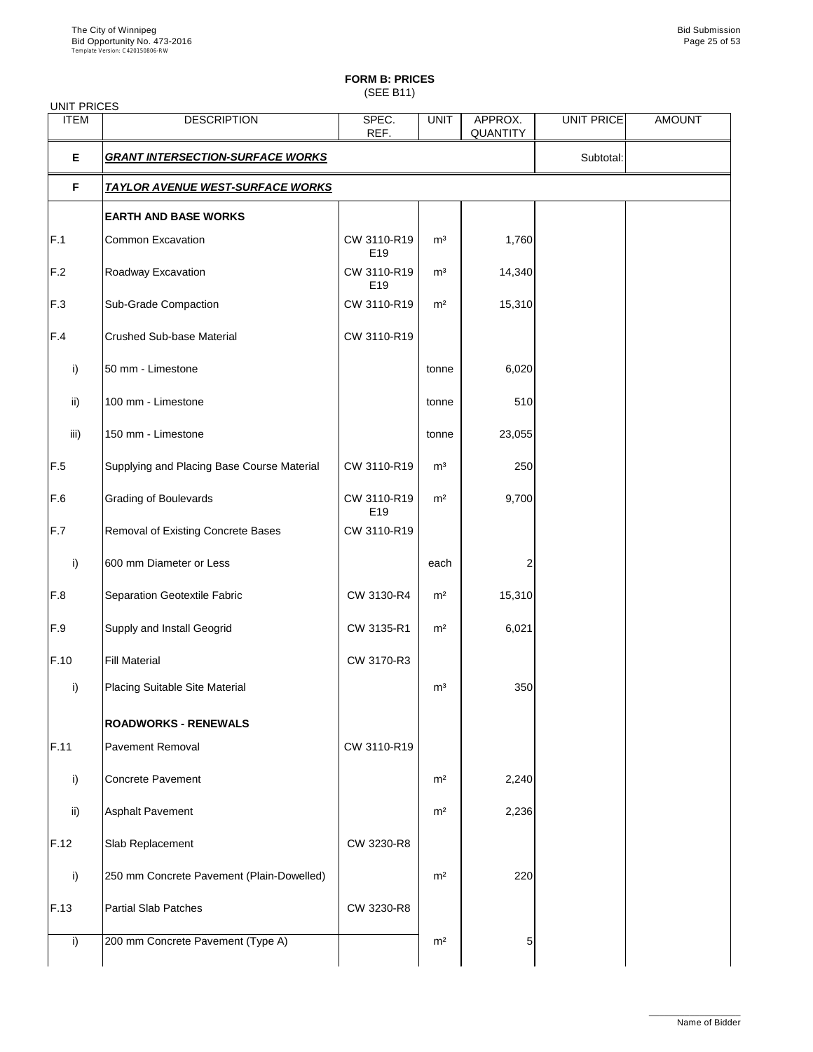**FORM B: PRICES**
(SEE B11)

UNIT PRICES

| ITEM | DESCRIPTION | SPEC. REF. | UNIT | APPROX. QUANTITY | UNIT PRICE | AMOUNT |
|---|---|---|---|---|---|---|
| **E** | ***GRANT INTERSECTION-SURFACE WORKS*** | | | | Subtotal: | |
| **F** | ***TAYLOR AVENUE WEST-SURFACE WORKS*** | | | | | |
| | **EARTH AND BASE WORKS** | | | | | |
| F.1 | Common Excavation | CW 3110-R19 E19 | m³ | 1,760 | | |
| F.2 | Roadway Excavation | CW 3110-R19 E19 | m³ | 14,340 | | |
| F.3 | Sub-Grade Compaction | CW 3110-R19 | m² | 15,310 | | |
| F.4 | Crushed Sub-base Material | CW 3110-R19 | | | | |
| i) | 50 mm - Limestone | | tonne | 6,020 | | |
| ii) | 100 mm - Limestone | | tonne | 510 | | |
| iii) | 150 mm - Limestone | | tonne | 23,055 | | |
| F.5 | Supplying and Placing Base Course Material | CW 3110-R19 | m³ | 250 | | |
| F.6 | Grading of Boulevards | CW 3110-R19 E19 | m² | 9,700 | | |
| F.7 | Removal of Existing Concrete Bases | CW 3110-R19 | | | | |
| i) | 600 mm Diameter or Less | | each | 2 | | |
| F.8 | Separation Geotextile Fabric | CW 3130-R4 | m² | 15,310 | | |
| F.9 | Supply and Install Geogrid | CW 3135-R1 | m² | 6,021 | | |
| F.10 | Fill Material | CW 3170-R3 | | | | |
| i) | Placing Suitable Site Material | | m³ | 350 | | |
| | **ROADWORKS - RENEWALS** | | | | | |
| F.11 | Pavement Removal | CW 3110-R19 | | | | |
| i) | Concrete Pavement | | m² | 2,240 | | |
| ii) | Asphalt Pavement | | m² | 2,236 | | |
| F.12 | Slab Replacement | CW 3230-R8 | | | | |
| i) | 250 mm Concrete Pavement (Plain-Dowelled) | | m² | 220 | | |
| F.13 | Partial Slab Patches | CW 3230-R8 | | | | |
| i) | 200 mm Concrete Pavement (Type A) | | m² | 5 | | |

Name of Bidder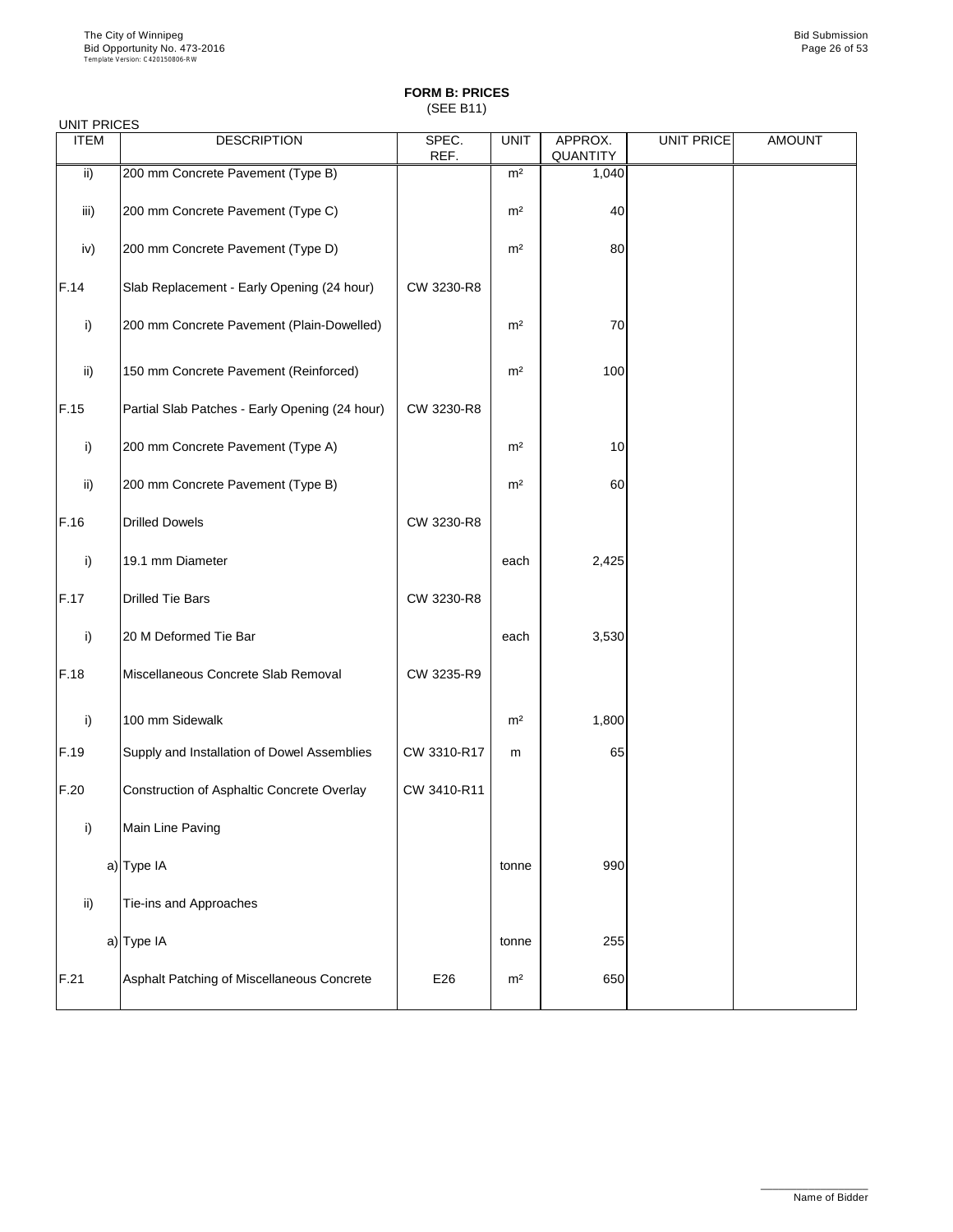**FORM B: PRICES**
(SEE B11)

UNIT PRICES

| ITEM | DESCRIPTION | SPEC. REF. | UNIT | APPROX. QUANTITY | UNIT PRICE | AMOUNT |
|---|---|---|---|---|---|---|
| ii) | 200 mm Concrete Pavement (Type B) | | m² | 1,040 | | |
| iii) | 200 mm Concrete Pavement (Type C) | | m² | 40 | | |
| iv) | 200 mm Concrete Pavement (Type D) | | m² | 80 | | |
| F.14 | Slab Replacement - Early Opening (24 hour) | CW 3230-R8 | | | | |
| i) | 200 mm Concrete Pavement (Plain-Dowelled) | | m² | 70 | | |
| ii) | 150 mm Concrete Pavement (Reinforced) | | m² | 100 | | |
| F.15 | Partial Slab Patches - Early Opening (24 hour) | CW 3230-R8 | | | | |
| i) | 200 mm Concrete Pavement (Type A) | | m² | 10 | | |
| ii) | 200 mm Concrete Pavement (Type B) | | m² | 60 | | |
| F.16 | Drilled Dowels | CW 3230-R8 | | | | |
| i) | 19.1 mm Diameter | | each | 2,425 | | |
| F.17 | Drilled Tie Bars | CW 3230-R8 | | | | |
| i) | 20 M Deformed Tie Bar | | each | 3,530 | | |
| F.18 | Miscellaneous Concrete Slab Removal | CW 3235-R9 | | | | |
| i) | 100 mm Sidewalk | | m² | 1,800 | | |
| F.19 | Supply and Installation of Dowel Assemblies | CW 3310-R17 | m | 65 | | |
| F.20 | Construction of Asphaltic Concrete Overlay | CW 3410-R11 | | | | |
| i) | Main Line Paving | | | | | |
| a) | Type IA | | tonne | 990 | | |
| ii) | Tie-ins and Approaches | | | | | |
| a) | Type IA | | tonne | 255 | | |
| F.21 | Asphalt Patching of Miscellaneous Concrete | E26 | m² | 650 | | |

Name of Bidder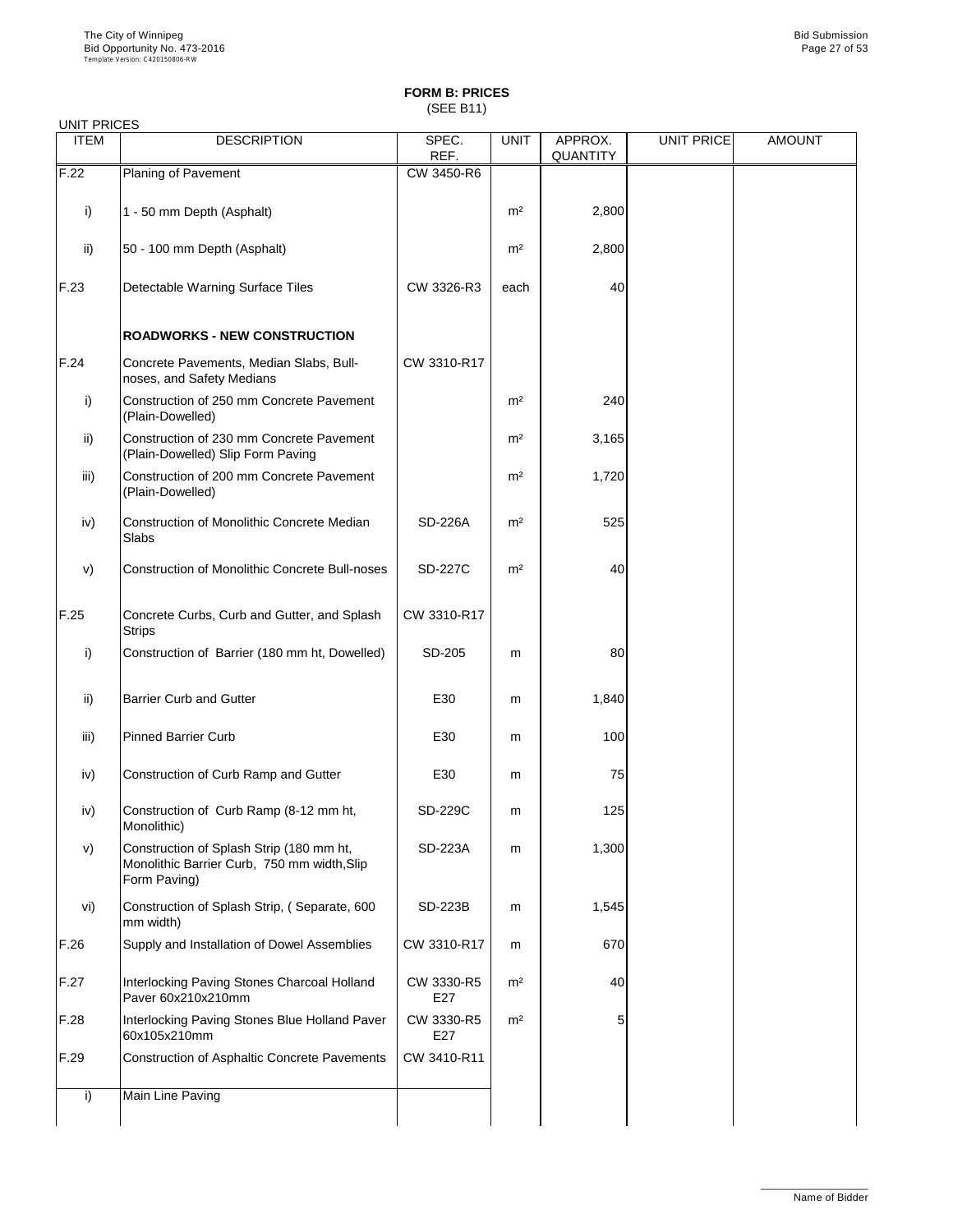# FORM B: PRICES

(SEE B11)

UNIT PRICES

| ITEM | DESCRIPTION | SPEC. REF. | UNIT | APPROX. QUANTITY | UNIT PRICE | AMOUNT |
|---|---|---|---|---|---|---|
| F.22 | Planing of Pavement | CW 3450-R6 | | | | |
| i) | 1 - 50 mm Depth (Asphalt) | | m² | 2,800 | | |
| ii) | 50 - 100 mm Depth (Asphalt) | | m² | 2,800 | | |
| F.23 | Detectable Warning Surface Tiles | CW 3326-R3 | each | 40 | | |
| | **ROADWORKS - NEW CONSTRUCTION** | | | | | |
| F.24 | Concrete Pavements, Median Slabs, Bull-noses, and Safety Medians | CW 3310-R17 | | | | |
| i) | Construction of 250 mm Concrete Pavement (Plain-Dowelled) | | m² | 240 | | |
| ii) | Construction of 230 mm Concrete Pavement (Plain-Dowelled) Slip Form Paving | | m² | 3,165 | | |
| iii) | Construction of 200 mm Concrete Pavement (Plain-Dowelled) | | m² | 1,720 | | |
| iv) | Construction of Monolithic Concrete Median Slabs | SD-226A | m² | 525 | | |
| v) | Construction of Monolithic Concrete Bull-noses | SD-227C | m² | 40 | | |
| F.25 | Concrete Curbs, Curb and Gutter, and Splash Strips | CW 3310-R17 | | | | |
| i) | Construction of Barrier (180 mm ht, Dowelled) | SD-205 | m | 80 | | |
| ii) | Barrier Curb and Gutter | E30 | m | 1,840 | | |
| iii) | Pinned Barrier Curb | E30 | m | 100 | | |
| iv) | Construction of Curb Ramp and Gutter | E30 | m | 75 | | |
| iv) | Construction of Curb Ramp (8-12 mm ht, Monolithic) | SD-229C | m | 125 | | |
| v) | Construction of Splash Strip (180 mm ht, Monolithic Barrier Curb, 750 mm width,Slip Form Paving) | SD-223A | m | 1,300 | | |
| vi) | Construction of Splash Strip, ( Separate, 600 mm width) | SD-223B | m | 1,545 | | |
| F.26 | Supply and Installation of Dowel Assemblies | CW 3310-R17 | m | 670 | | |
| F.27 | Interlocking Paving Stones Charcoal Holland Paver 60x210x210mm | CW 3330-R5 E27 | m² | 40 | | |
| F.28 | Interlocking Paving Stones Blue Holland Paver 60x105x210mm | CW 3330-R5 E27 | m² | 5 | | |
| F.29 | Construction of Asphaltic Concrete Pavements | CW 3410-R11 | | | | |
| i) | Main Line Paving | | | | | |

Name of Bidder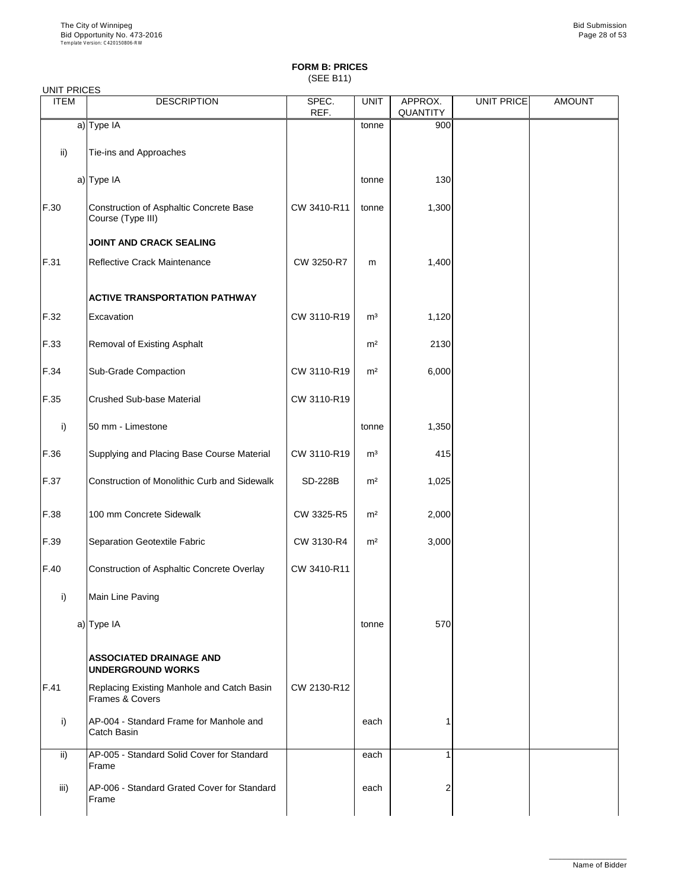**FORM B: PRICES**
(SEE B11)

UNIT PRICES

| ITEM | DESCRIPTION | SPEC. REF. | UNIT | APPROX. QUANTITY | UNIT PRICE | AMOUNT |
|---|---|---|---|---|---|---|
| a) | Type IA | | tonne | 900 | | |
| ii) | Tie-ins and Approaches | | | | | |
| a) | Type IA | | tonne | 130 | | |
| F.30 | Construction of Asphaltic Concrete Base Course (Type III) | CW 3410-R11 | tonne | 1,300 | | |
| | **JOINT AND CRACK SEALING** | | | | | |
| F.31 | Reflective Crack Maintenance | CW 3250-R7 | m | 1,400 | | |
| | **ACTIVE TRANSPORTATION PATHWAY** | | | | | |
| F.32 | Excavation | CW 3110-R19 | m³ | 1,120 | | |
| F.33 | Removal of Existing Asphalt | | m² | 2130 | | |
| F.34 | Sub-Grade Compaction | CW 3110-R19 | m² | 6,000 | | |
| F.35 | Crushed Sub-base Material | CW 3110-R19 | | | | |
| i) | 50 mm - Limestone | | tonne | 1,350 | | |
| F.36 | Supplying and Placing Base Course Material | CW 3110-R19 | m³ | 415 | | |
| F.37 | Construction of Monolithic Curb and Sidewalk | SD-228B | m² | 1,025 | | |
| F.38 | 100 mm Concrete Sidewalk | CW 3325-R5 | m² | 2,000 | | |
| F.39 | Separation Geotextile Fabric | CW 3130-R4 | m² | 3,000 | | |
| F.40 | Construction of Asphaltic Concrete Overlay | CW 3410-R11 | | | | |
| i) | Main Line Paving | | | | | |
| a) | Type IA | | tonne | 570 | | |
| | **ASSOCIATED DRAINAGE AND UNDERGROUND WORKS** | | | | | |
| F.41 | Replacing Existing Manhole and Catch Basin Frames & Covers | CW 2130-R12 | | | | |
| i) | AP-004 - Standard Frame for Manhole and Catch Basin | | each | 1 | | |
| ii) | AP-005 - Standard Solid Cover for Standard Frame | | each | 1 | | |
| iii) | AP-006 - Standard Grated Cover for Standard Frame | | each | 2 | | |

Name of Bidder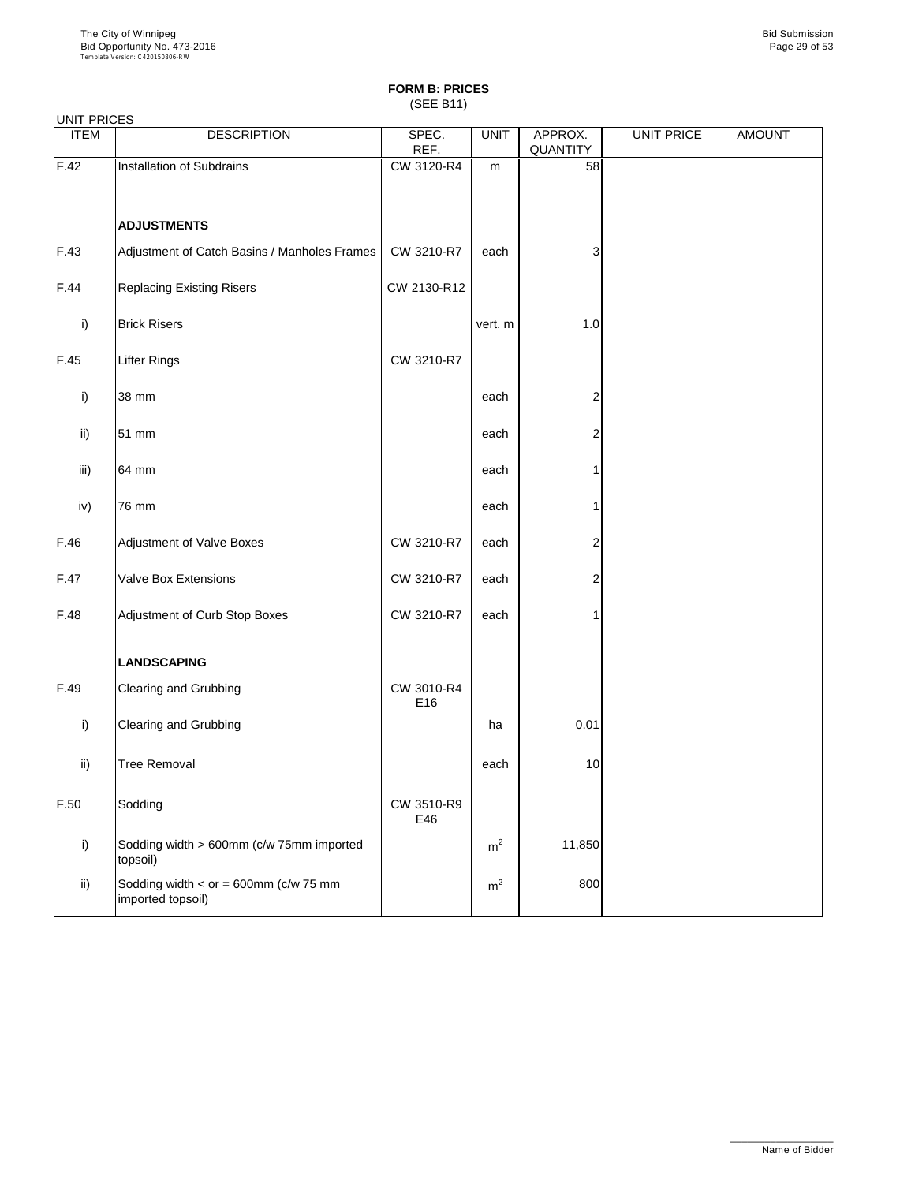# FORM B: PRICES
(SEE B11)

UNIT PRICES

| ITEM | DESCRIPTION | SPEC. REF. | UNIT | APPROX. QUANTITY | UNIT PRICE | AMOUNT |
|---|---|---|---|---|---|---|
| F.42 | Installation of Subdrains | CW 3120-R4 | m | 58 | | |
| | **ADJUSTMENTS** | | | | | |
| F.43 | Adjustment of Catch Basins / Manholes Frames | CW 3210-R7 | each | 3 | | |
| F.44 | Replacing Existing Risers | CW 2130-R12 | | | | |
| i) | Brick Risers | | vert. m | 1.0 | | |
| F.45 | Lifter Rings | CW 3210-R7 | | | | |
| i) | 38 mm | | each | 2 | | |
| ii) | 51 mm | | each | 2 | | |
| iii) | 64 mm | | each | 1 | | |
| iv) | 76 mm | | each | 1 | | |
| F.46 | Adjustment of Valve Boxes | CW 3210-R7 | each | 2 | | |
| F.47 | Valve Box Extensions | CW 3210-R7 | each | 2 | | |
| F.48 | Adjustment of Curb Stop Boxes | CW 3210-R7 | each | 1 | | |
| | **LANDSCAPING** | | | | | |
| F.49 | Clearing and Grubbing | CW 3010-R4 E16 | | | | |
| i) | Clearing and Grubbing | | ha | 0.01 | | |
| ii) | Tree Removal | | each | 10 | | |
| F.50 | Sodding | CW 3510-R9 E46 | | | | |
| i) | Sodding width > 600mm (c/w 75mm imported topsoil) | | $m^2$ | 11,850 | | |
| ii) | Sodding width < or = 600mm (c/w 75 mm imported topsoil) | | $m^2$ | 800 | | |

Name of Bidder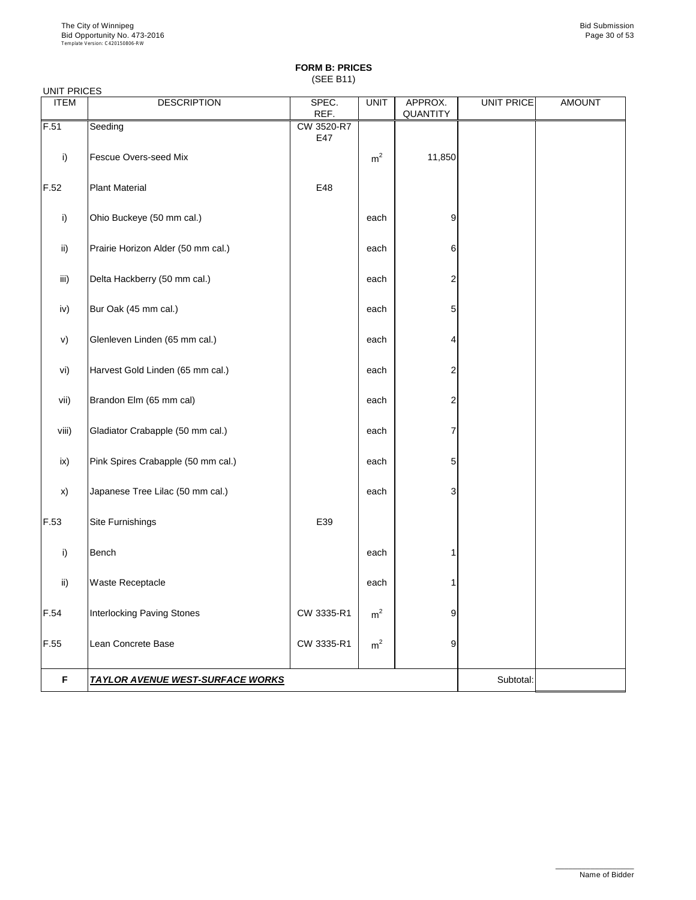# FORM B: PRICES

(SEE B11)

UNIT PRICES

| ITEM | DESCRIPTION | SPEC. REF. | UNIT | APPROX. QUANTITY | UNIT PRICE | AMOUNT |
|---|---|---|---|---|---|---|
| F.51 | Seeding | CW 3520-R7 E47 | | | | |
| i) | Fescue Overs-seed Mix | | $m^2$ | 11,850 | | |
| F.52 | Plant Material | E48 | | | | |
| i) | Ohio Buckeye (50 mm cal.) | | each | 9 | | |
| ii) | Prairie Horizon Alder (50 mm cal.) | | each | 6 | | |
| iii) | Delta Hackberry (50 mm cal.) | | each | 2 | | |
| iv) | Bur Oak (45 mm cal.) | | each | 5 | | |
| v) | Glenleven Linden (65 mm cal.) | | each | 4 | | |
| vi) | Harvest Gold Linden (65 mm cal.) | | each | 2 | | |
| vii) | Brandon Elm (65 mm cal) | | each | 2 | | |
| viii) | Gladiator Crabapple (50 mm cal.) | | each | 7 | | |
| ix) | Pink Spires Crabapple (50 mm cal.) | | each | 5 | | |
| x) | Japanese Tree Lilac (50 mm cal.) | | each | 3 | | |
| F.53 | Site Furnishings | E39 | | | | |
| i) | Bench | | each | 1 | | |
| ii) | Waste Receptacle | | each | 1 | | |
| F.54 | Interlocking Paving Stones | CW 3335-R1 | $m^2$ | 9 | | |
| F.55 | Lean Concrete Base | CW 3335-R1 | $m^2$ | 9 | | |
| **F** | ***TAYLOR AVENUE WEST-SURFACE WORKS*** | | | | Subtotal: | |

Name of Bidder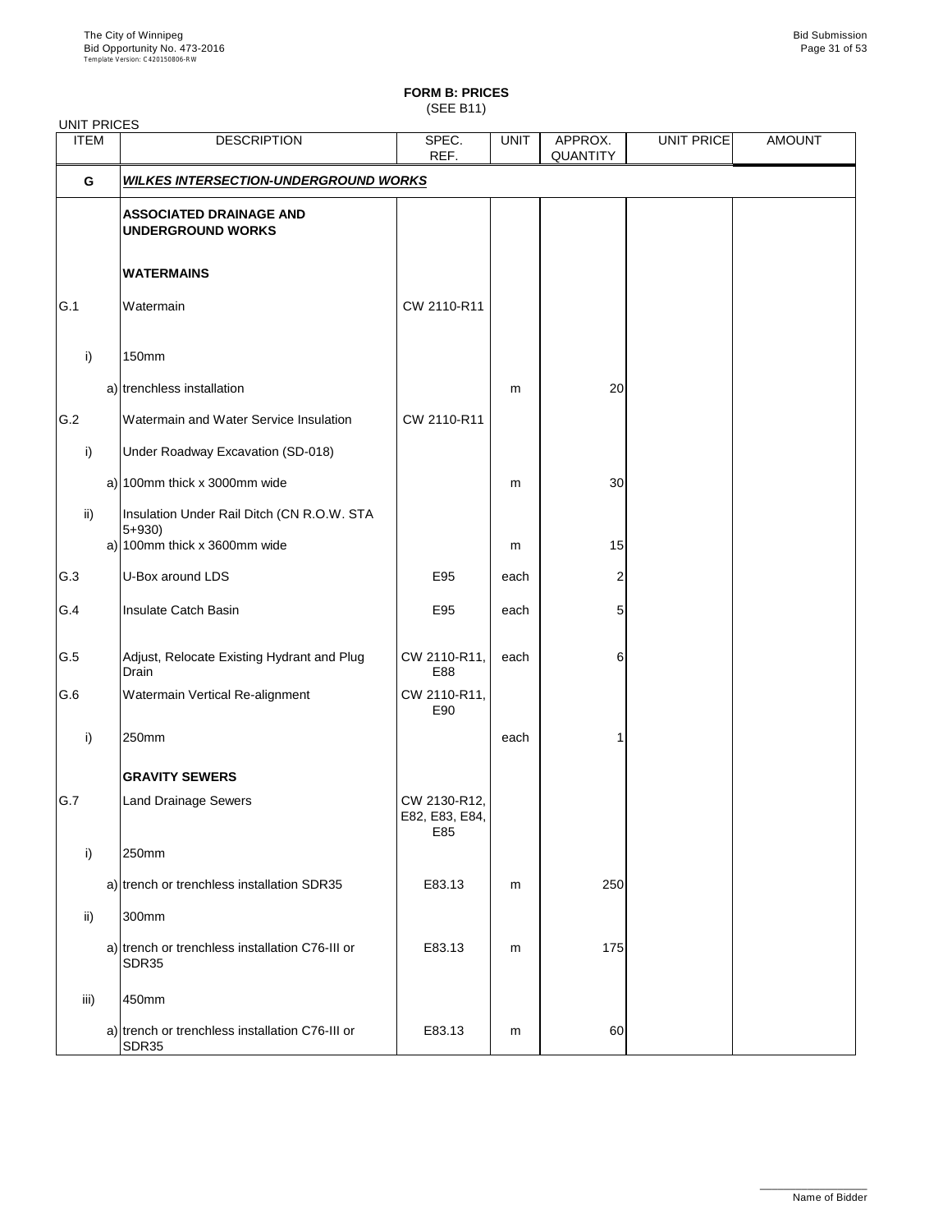# FORM B: PRICES

(SEE B11)

UNIT PRICES

| ITEM | DESCRIPTION | SPEC. REF. | UNIT | APPROX. QUANTITY | UNIT PRICE | AMOUNT |
|---|---|---|---|---|---|---|
| **G** | ***WILKES INTERSECTION-UNDERGROUND WORKS*** | | | | | |
| | **ASSOCIATED DRAINAGE AND UNDERGROUND WORKS** | | | | | |
| | **WATERMAINS** | | | | | |
| G.1 | Watermain | CW 2110-R11 | | | | |
| i) | 150mm | | | | | |
| | a) trenchless installation | | m | 20 | | |
| G.2 | Watermain and Water Service Insulation | CW 2110-R11 | | | | |
| i) | Under Roadway Excavation (SD-018) | | | | | |
| | a) 100mm thick x 3000mm wide | | m | 30 | | |
| ii) | Insulation Under Rail Ditch (CN R.O.W. STA 5+930) | | | | | |
| | a) 100mm thick x 3600mm wide | | m | 15 | | |
| G.3 | U-Box around LDS | E95 | each | 2 | | |
| G.4 | Insulate Catch Basin | E95 | each | 5 | | |
| G.5 | Adjust, Relocate Existing Hydrant and Plug Drain | CW 2110-R11, E88 | each | 6 | | |
| G.6 | Watermain Vertical Re-alignment | CW 2110-R11, E90 | | | | |
| i) | 250mm | | each | 1 | | |
| | **GRAVITY SEWERS** | | | | | |
| G.7 | Land Drainage Sewers | CW 2130-R12, E82, E83, E84, E85 | | | | |
| i) | 250mm | | | | | |
| | a) trench or trenchless installation SDR35 | E83.13 | m | 250 | | |
| ii) | 300mm | | | | | |
| | a) trench or trenchless installation C76-III or SDR35 | E83.13 | m | 175 | | |
| iii) | 450mm | | | | | |
| | a) trench or trenchless installation C76-III or SDR35 | E83.13 | m | 60 | | |

Name of Bidder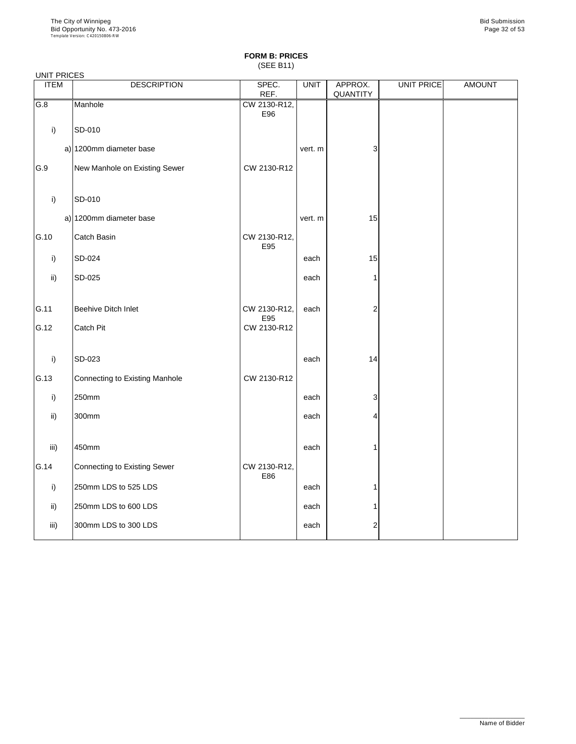## FORM B: PRICES
(SEE B11)

UNIT PRICES

| ITEM | DESCRIPTION | SPEC. REF. | UNIT | APPROX. QUANTITY | UNIT PRICE | AMOUNT |
|---|---|---|---|---|---|---|
| G.8 | Manhole | CW 2130-R12, E96 | | | | |
| i) | SD-010 | | | | | |
| a) | 1200mm diameter base | | vert. m | 3 | | |
| G.9 | New Manhole on Existing Sewer | CW 2130-R12 | | | | |
| i) | SD-010 | | | | | |
| a) | 1200mm diameter base | | vert. m | 15 | | |
| G.10 | Catch Basin | CW 2130-R12, E95 | | | | |
| i) | SD-024 | | each | 15 | | |
| ii) | SD-025 | | each | 1 | | |
| G.11 | Beehive Ditch Inlet | CW 2130-R12, E95 | each | 2 | | |
| G.12 | Catch Pit | CW 2130-R12 | | | | |
| i) | SD-023 | | each | 14 | | |
| G.13 | Connecting to Existing Manhole | CW 2130-R12 | | | | |
| i) | 250mm | | each | 3 | | |
| ii) | 300mm | | each | 4 | | |
| iii) | 450mm | | each | 1 | | |
| G.14 | Connecting to Existing Sewer | CW 2130-R12, E86 | | | | |
| i) | 250mm LDS to 525 LDS | | each | 1 | | |
| ii) | 250mm LDS to 600 LDS | | each | 1 | | |
| iii) | 300mm LDS to 300 LDS | | each | 2 | | |

Name of Bidder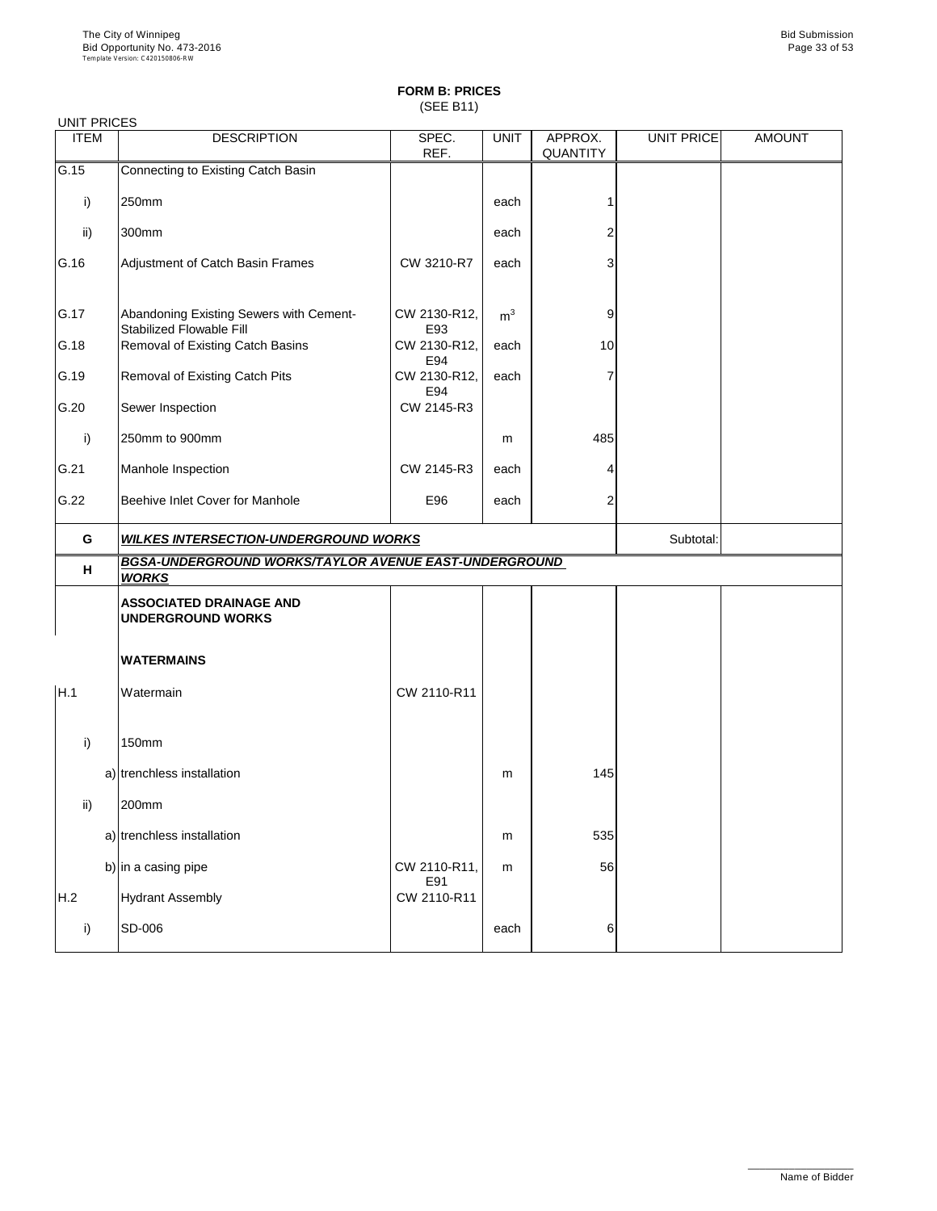# FORM B: PRICES
(SEE B11)

UNIT PRICES

| ITEM | DESCRIPTION | SPEC. REF. | UNIT | APPROX. QUANTITY | UNIT PRICE | AMOUNT |
|---|---|---|---|---|---|---|
| G.15 | Connecting to Existing Catch Basin | | | | | |
| i) | 250mm | | each | 1 | | |
| ii) | 300mm | | each | 2 | | |
| G.16 | Adjustment of Catch Basin Frames | CW 3210-R7 | each | 3 | | |
| G.17 | Abandoning Existing Sewers with Cement-Stabilized Flowable Fill | CW 2130-R12, E93 | $m^3$ | 9 | | |
| G.18 | Removal of Existing Catch Basins | CW 2130-R12, E94 | each | 10 | | |
| G.19 | Removal of Existing Catch Pits | CW 2130-R12, E94 | each | 7 | | |
| G.20 | Sewer Inspection | CW 2145-R3 | | | | |
| i) | 250mm to 900mm | | m | 485 | | |
| G.21 | Manhole Inspection | CW 2145-R3 | each | 4 | | |
| G.22 | Beehive Inlet Cover for Manhole | E96 | each | 2 | | |
| **G** | ***WILKES INTERSECTION-UNDERGROUND WORKS*** | | | | Subtotal: | |
| **H** | ***BGSA-UNDERGROUND WORKS/TAYLOR AVENUE EAST-UNDERGROUND WORKS*** | | | | | |
| | **ASSOCIATED DRAINAGE AND UNDERGROUND WORKS** | | | | | |
| | **WATERMAINS** | | | | | |
| H.1 | Watermain | CW 2110-R11 | | | | |
| i) | 150mm | | | | | |
| | a) trenchless installation | | m | 145 | | |
| ii) | 200mm | | | | | |
| | a) trenchless installation | | m | 535 | | |
| | b) in a casing pipe | CW 2110-R11, E91 | m | 56 | | |
| H.2 | Hydrant Assembly | CW 2110-R11 | | | | |
| i) | SD-006 | | each | 6 | | |

Name of Bidder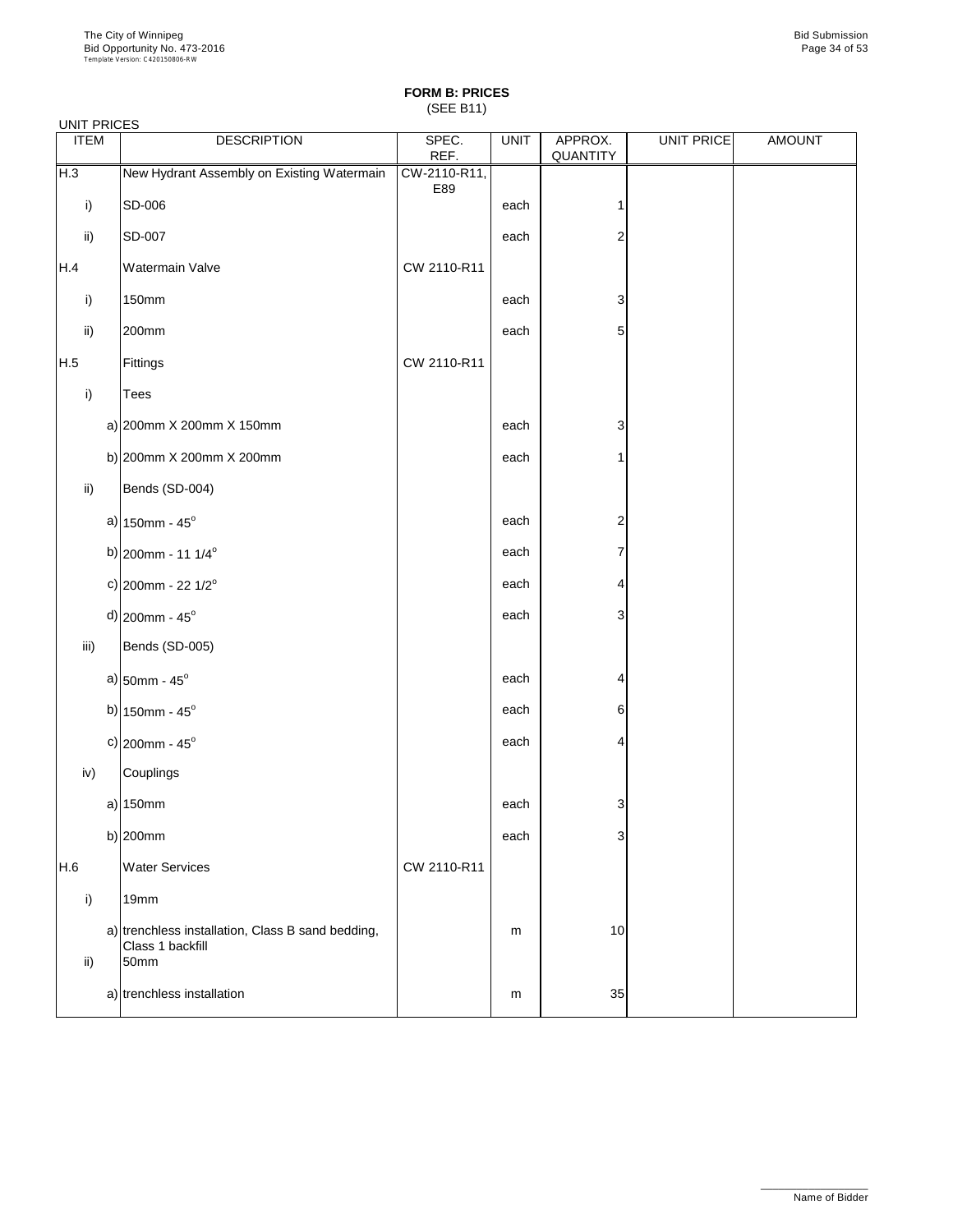**FORM B: PRICES**
(SEE B11)

UNIT PRICES

| ITEM | DESCRIPTION | SPEC. REF. | UNIT | APPROX. QUANTITY | UNIT PRICE | AMOUNT |
|---|---|---|---|---|---|---|
| H.3 | New Hydrant Assembly on Existing Watermain | CW-2110-R11, E89 | | | | |
| i) | SD-006 | | each | 1 | | |
| ii) | SD-007 | | each | 2 | | |
| H.4 | Watermain Valve | CW 2110-R11 | | | | |
| i) | 150mm | | each | 3 | | |
| ii) | 200mm | | each | 5 | | |
| H.5 | Fittings | CW 2110-R11 | | | | |
| i) | Tees | | | | | |
| | a) 200mm X 200mm X 150mm | | each | 3 | | |
| | b) 200mm X 200mm X 200mm | | each | 1 | | |
| ii) | Bends (SD-004) | | | | | |
| | a) 150mm - 45$^{o}$ | | each | 2 | | |
| | b) 200mm - 11 1/4$^{o}$ | | each | 7 | | |
| | c) 200mm - 22 1/2$^{o}$ | | each | 4 | | |
| | d) 200mm - 45$^{o}$ | | each | 3 | | |
| iii) | Bends (SD-005) | | | | | |
| | a) 50mm - 45$^{o}$ | | each | 4 | | |
| | b) 150mm - 45$^{o}$ | | each | 6 | | |
| | c) 200mm - 45$^{o}$ | | each | 4 | | |
| iv) | Couplings | | | | | |
| | a) 150mm | | each | 3 | | |
| | b) 200mm | | each | 3 | | |
| H.6 | Water Services | CW 2110-R11 | | | | |
| i) | 19mm | | | | | |
| | a) trenchless installation, Class B sand bedding, Class 1 backfill | | m | 10 | | |
| ii) | 50mm | | | | | |
| | a) trenchless installation | | m | 35 | | |

Name of Bidder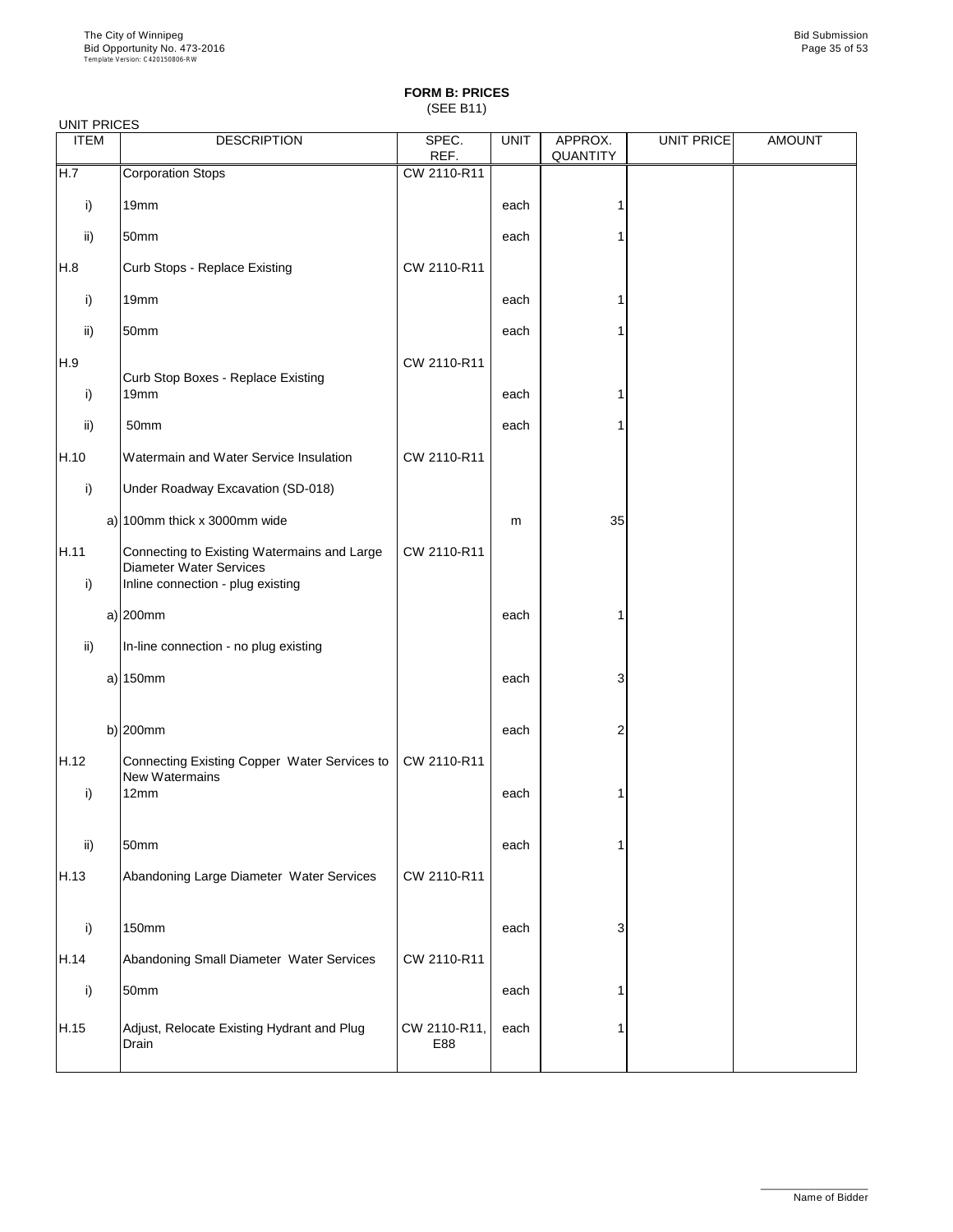# FORM B: PRICES
(SEE B11)

UNIT PRICES

| ITEM | DESCRIPTION | SPEC. REF. | UNIT | APPROX. QUANTITY | UNIT PRICE | AMOUNT |
|---|---|---|---|---|---|---|
| H.7 | Corporation Stops | CW 2110-R11 | | | | |
| i) | 19mm | | each | 1 | | |
| ii) | 50mm | | each | 1 | | |
| H.8 | Curb Stops - Replace Existing | CW 2110-R11 | | | | |
| i) | 19mm | | each | 1 | | |
| ii) | 50mm | | each | 1 | | |
| H.9 | Curb Stop Boxes - Replace Existing | CW 2110-R11 | | | | |
| i) | 19mm | | each | 1 | | |
| ii) | 50mm | | each | 1 | | |
| H.10 | Watermain and Water Service Insulation | CW 2110-R11 | | | | |
| i) | Under Roadway Excavation (SD-018) | | | | | |
| | a) 100mm thick x 3000mm wide | | m | 35 | | |
| H.11 | Connecting to Existing Watermains and Large Diameter Water Services | CW 2110-R11 | | | | |
| i) | Inline connection - plug existing | | | | | |
| | a) 200mm | | each | 1 | | |
| ii) | In-line connection - no plug existing | | | | | |
| | a) 150mm | | each | 3 | | |
| | b) 200mm | | each | 2 | | |
| H.12 | Connecting Existing Copper Water Services to New Watermains | CW 2110-R11 | | | | |
| i) | 12mm | | each | 1 | | |
| ii) | 50mm | | each | 1 | | |
| H.13 | Abandoning Large Diameter Water Services | CW 2110-R11 | | | | |
| i) | 150mm | | each | 3 | | |
| H.14 | Abandoning Small Diameter Water Services | CW 2110-R11 | | | | |
| i) | 50mm | | each | 1 | | |
| H.15 | Adjust, Relocate Existing Hydrant and Plug Drain | CW 2110-R11, E88 | each | 1 | | |

Name of Bidder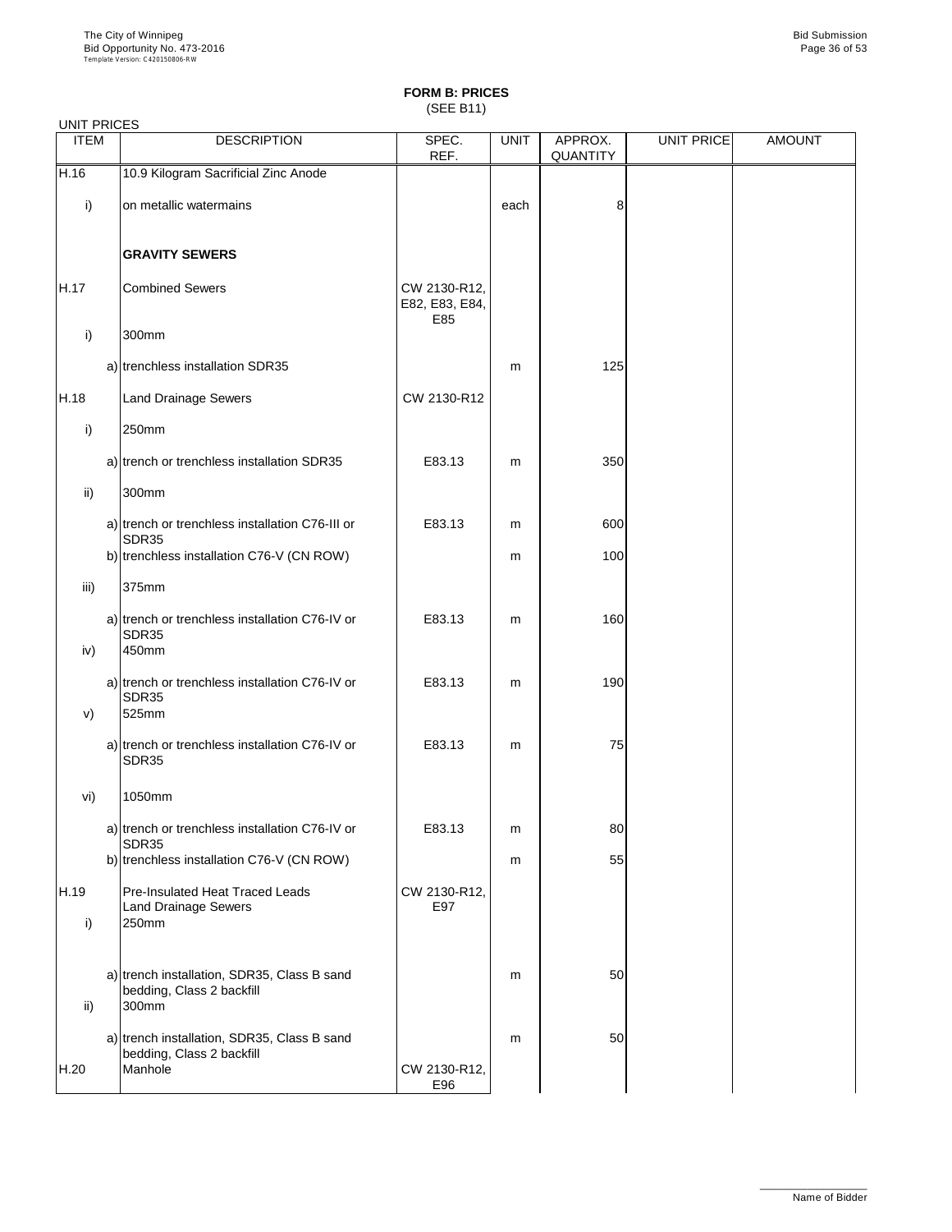# FORM B: PRICES
(SEE B11)

UNIT PRICES

| ITEM | DESCRIPTION | SPEC. REF. | UNIT | APPROX. QUANTITY | UNIT PRICE | AMOUNT |
|---|---|---|---|---|---|---|
| H.16 | 10.9 Kilogram Sacrificial Zinc Anode | | | | | |
| i) | on metallic watermains | | each | 8 | | |
| | **GRAVITY SEWERS** | | | | | |
| H.17 | Combined Sewers | CW 2130-R12, E82, E83, E84, E85 | | | | |
| i) | 300mm | | | | | |
| | a) trenchless installation SDR35 | | m | 125 | | |
| H.18 | Land Drainage Sewers | CW 2130-R12 | | | | |
| i) | 250mm | | | | | |
| | a) trench or trenchless installation SDR35 | E83.13 | m | 350 | | |
| ii) | 300mm | | | | | |
| | a) trench or trenchless installation C76-III or SDR35 | E83.13 | m | 600 | | |
| | b) trenchless installation C76-V (CN ROW) | | m | 100 | | |
| iii) | 375mm | | | | | |
| | a) trench or trenchless installation C76-IV or SDR35 | E83.13 | m | 160 | | |
| iv) | 450mm | | | | | |
| | a) trench or trenchless installation C76-IV or SDR35 | E83.13 | m | 190 | | |
| v) | 525mm | | | | | |
| | a) trench or trenchless installation C76-IV or SDR35 | E83.13 | m | 75 | | |
| vi) | 1050mm | | | | | |
| | a) trench or trenchless installation C76-IV or SDR35 | E83.13 | m | 80 | | |
| | b) trenchless installation C76-V (CN ROW) | | m | 55 | | |
| H.19 | Pre-Insulated Heat Traced Leads Land Drainage Sewers | CW 2130-R12, E97 | | | | |
| i) | 250mm | | | | | |
| | a) trench installation, SDR35, Class B sand bedding, Class 2 backfill | | m | 50 | | |
| ii) | 300mm | | | | | |
| | a) trench installation, SDR35, Class B sand bedding, Class 2 backfill | | m | 50 | | |
| H.20 | Manhole | CW 2130-R12, E96 | | | | |

Name of Bidder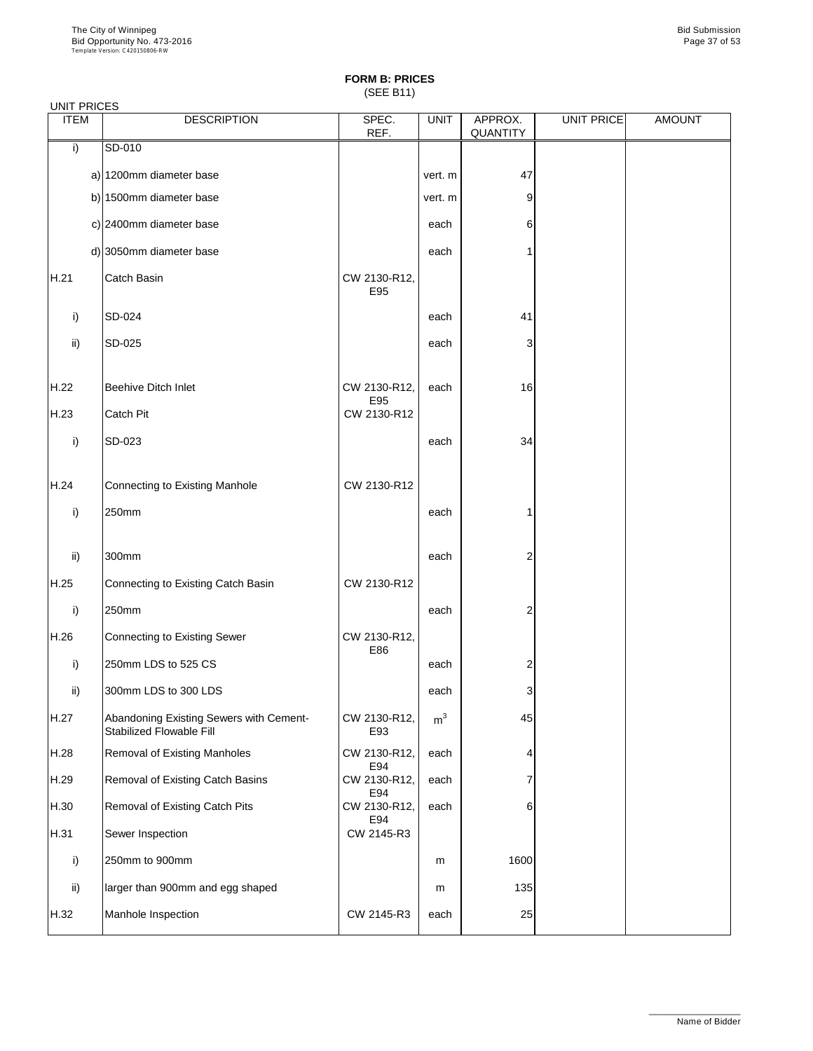# FORM B: PRICES
(SEE B11)

UNIT PRICES

| ITEM | DESCRIPTION | SPEC. REF. | UNIT | APPROX. QUANTITY | UNIT PRICE | AMOUNT |
|---|---|---|---|---|---|---|
| i) | SD-010 | | | | | |
| | a) 1200mm diameter base | | vert. m | 47 | | |
| | b) 1500mm diameter base | | vert. m | 9 | | |
| | c) 2400mm diameter base | | each | 6 | | |
| | d) 3050mm diameter base | | each | 1 | | |
| H.21 | Catch Basin | CW 2130-R12, E95 | | | | |
| i) | SD-024 | | each | 41 | | |
| ii) | SD-025 | | each | 3 | | |
| H.22 | Beehive Ditch Inlet | CW 2130-R12, E95 | each | 16 | | |
| H.23 | Catch Pit | CW 2130-R12 | | | | |
| i) | SD-023 | | each | 34 | | |
| H.24 | Connecting to Existing Manhole | CW 2130-R12 | | | | |
| i) | 250mm | | each | 1 | | |
| ii) | 300mm | | each | 2 | | |
| H.25 | Connecting to Existing Catch Basin | CW 2130-R12 | | | | |
| i) | 250mm | | each | 2 | | |
| H.26 | Connecting to Existing Sewer | CW 2130-R12, E86 | | | | |
| i) | 250mm LDS to 525 CS | | each | 2 | | |
| ii) | 300mm LDS to 300 LDS | | each | 3 | | |
| H.27 | Abandoning Existing Sewers with Cement-Stabilized Flowable Fill | CW 2130-R12, E93 | $m^3$ | 45 | | |
| H.28 | Removal of Existing Manholes | CW 2130-R12, E94 | each | 4 | | |
| H.29 | Removal of Existing Catch Basins | CW 2130-R12, E94 | each | 7 | | |
| H.30 | Removal of Existing Catch Pits | CW 2130-R12, E94 | each | 6 | | |
| H.31 | Sewer Inspection | CW 2145-R3 | | | | |
| i) | 250mm to 900mm | | m | 1600 | | |
| ii) | larger than 900mm and egg shaped | | m | 135 | | |
| H.32 | Manhole Inspection | CW 2145-R3 | each | 25 | | |

Name of Bidder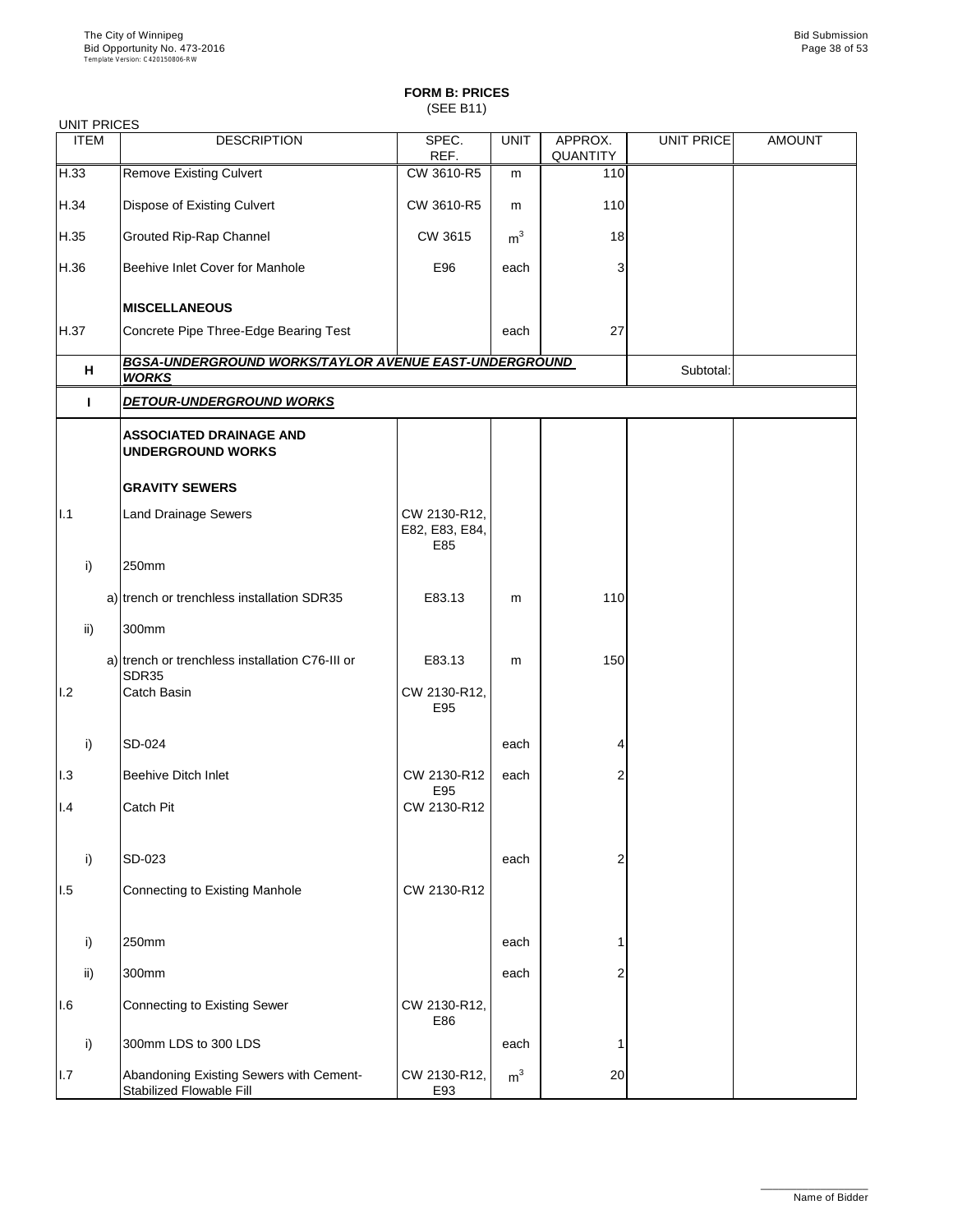**FORM B: PRICES**
(SEE B11)

UNIT PRICES

| ITEM | DESCRIPTION | SPEC. REF. | UNIT | APPROX. QUANTITY | UNIT PRICE | AMOUNT |
|---|---|---|---|---|---|---|
| H.33 | Remove Existing Culvert | CW 3610-R5 | m | 110 | | |
| H.34 | Dispose of Existing Culvert | CW 3610-R5 | m | 110 | | |
| H.35 | Grouted Rip-Rap Channel | CW 3615 | $m^3$ | 18 | | |
| H.36 | Beehive Inlet Cover for Manhole | E96 | each | 3 | | |
| | **MISCELLANEOUS** | | | | | |
| H.37 | Concrete Pipe Three-Edge Bearing Test | | each | 27 | | |
| **H** | ***BGSA-UNDERGROUND WORKS/TAYLOR AVENUE EAST-UNDERGROUND WORKS*** | | | | Subtotal: | |
| **I** | ***DETOUR-UNDERGROUND WORKS*** | | | | | |
| | **ASSOCIATED DRAINAGE AND UNDERGROUND WORKS** | | | | | |
| | **GRAVITY SEWERS** | | | | | |
| I.1 | Land Drainage Sewers | CW 2130-R12, E82, E83, E84, E85 | | | | |
| i) | 250mm | | | | | |
| | a) trench or trenchless installation SDR35 | E83.13 | m | 110 | | |
| ii) | 300mm | | | | | |
| | a) trench or trenchless installation C76-III or SDR35 | E83.13 | m | 150 | | |
| I.2 | Catch Basin | CW 2130-R12, E95 | | | | |
| i) | SD-024 | | each | 4 | | |
| I.3 | Beehive Ditch Inlet | CW 2130-R12 E95 | each | 2 | | |
| I.4 | Catch Pit | CW 2130-R12 | | | | |
| i) | SD-023 | | each | 2 | | |
| I.5 | Connecting to Existing Manhole | CW 2130-R12 | | | | |
| i) | 250mm | | each | 1 | | |
| ii) | 300mm | | each | 2 | | |
| I.6 | Connecting to Existing Sewer | CW 2130-R12, E86 | | | | |
| i) | 300mm LDS to 300 LDS | | each | 1 | | |
| I.7 | Abandoning Existing Sewers with Cement-Stabilized Flowable Fill | CW 2130-R12, E93 | $m^3$ | 20 | | |

Name of Bidder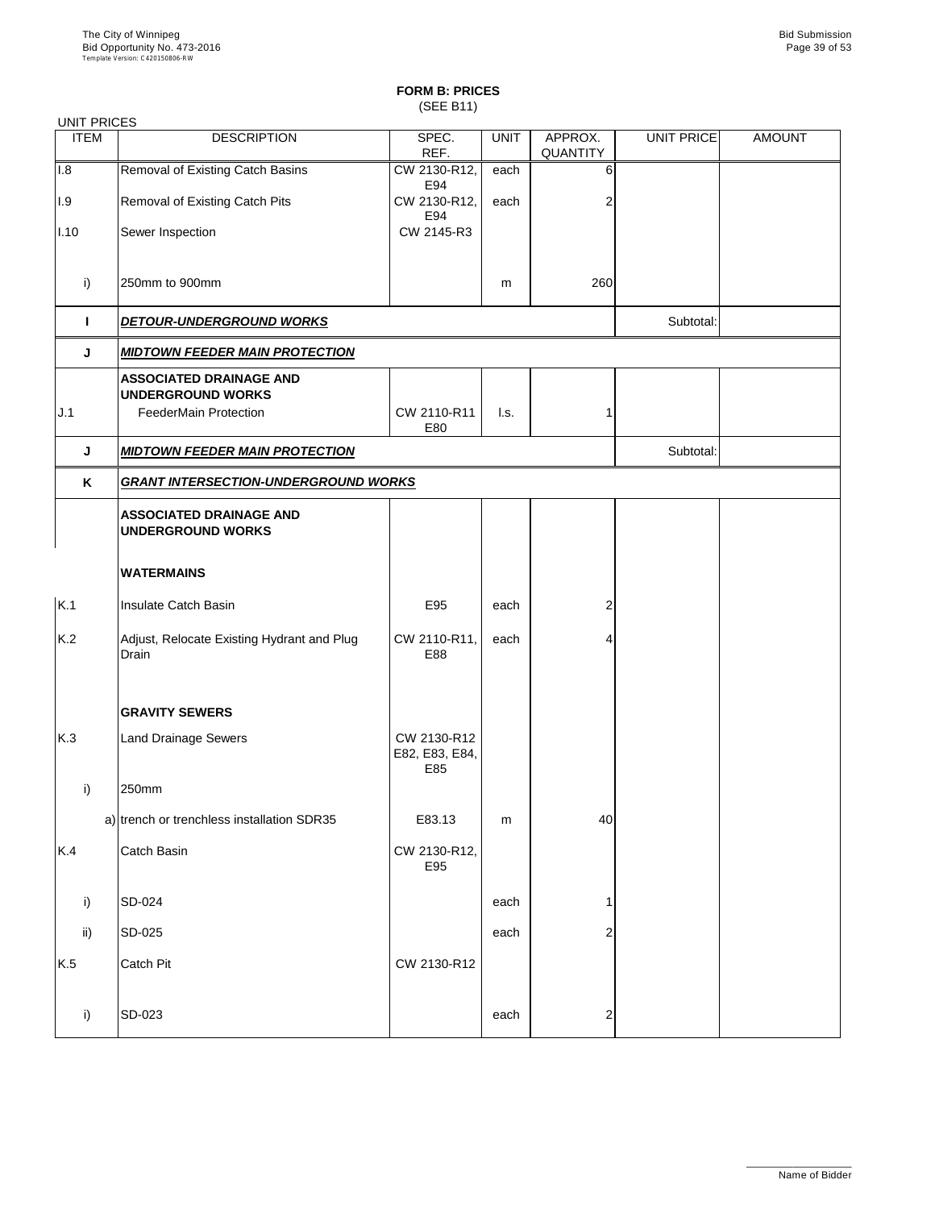# FORM B: PRICES
(SEE B11)

UNIT PRICES

| ITEM | DESCRIPTION | SPEC. REF. | UNIT | APPROX. QUANTITY | UNIT PRICE | AMOUNT |
|---|---|---|---|---|---|---|
| I.8 | Removal of Existing Catch Basins | CW 2130-R12, E94 | each | 6 | | |
| I.9 | Removal of Existing Catch Pits | CW 2130-R12, E94 | each | 2 | | |
| I.10 | Sewer Inspection | CW 2145-R3 | | | | |
| i) | 250mm to 900mm | | m | 260 | | |
| **I** | ***DETOUR-UNDERGROUND WORKS*** | | | | Subtotal: | |
| **J** | ***MIDTOWN FEEDER MAIN PROTECTION*** | | | | | |
| | **ASSOCIATED DRAINAGE AND UNDERGROUND WORKS** | | | | | |
| J.1 | FeederMain Protection | CW 2110-R11 E80 | l.s. | 1 | | |
| **J** | ***MIDTOWN FEEDER MAIN PROTECTION*** | | | | Subtotal: | |
| **K** | ***GRANT INTERSECTION-UNDERGROUND WORKS*** | | | | | |
| | **ASSOCIATED DRAINAGE AND UNDERGROUND WORKS** | | | | | |
| | **WATERMAINS** | | | | | |
| K.1 | Insulate Catch Basin | E95 | each | 2 | | |
| K.2 | Adjust, Relocate Existing Hydrant and Plug Drain | CW 2110-R11, E88 | each | 4 | | |
| | **GRAVITY SEWERS** | | | | | |
| K.3 | Land Drainage Sewers | CW 2130-R12 E82, E83, E84, E85 | | | | |
| i) | 250mm | | | | | |
| a) | trench or trenchless installation SDR35 | E83.13 | m | 40 | | |
| K.4 | Catch Basin | CW 2130-R12, E95 | | | | |
| i) | SD-024 | | each | 1 | | |
| ii) | SD-025 | | each | 2 | | |
| K.5 | Catch Pit | CW 2130-R12 | | | | |
| i) | SD-023 | | each | 2 | | |

Name of Bidder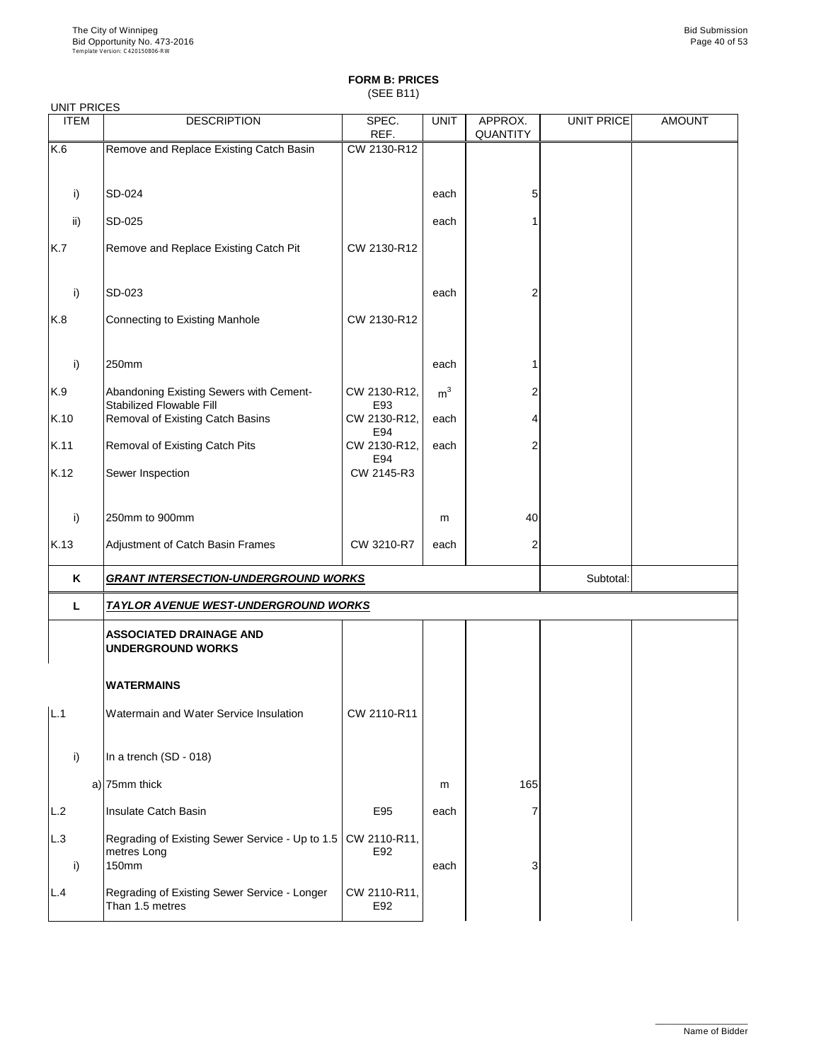## FORM B: PRICES
(SEE B11)

UNIT PRICES

| ITEM | DESCRIPTION | SPEC. REF. | UNIT | APPROX. QUANTITY | UNIT PRICE | AMOUNT |
|---|---|---|---|---|---|---|
| K.6 | Remove and Replace Existing Catch Basin | CW 2130-R12 | | | | |
| i) | SD-024 | | each | 5 | | |
| ii) | SD-025 | | each | 1 | | |
| K.7 | Remove and Replace Existing Catch Pit | CW 2130-R12 | | | | |
| i) | SD-023 | | each | 2 | | |
| K.8 | Connecting to Existing Manhole | CW 2130-R12 | | | | |
| i) | 250mm | | each | 1 | | |
| K.9 | Abandoning Existing Sewers with Cement-Stabilized Flowable Fill | CW 2130-R12, E93 | $m^3$ | 2 | | |
| K.10 | Removal of Existing Catch Basins | CW 2130-R12, E94 | each | 4 | | |
| K.11 | Removal of Existing Catch Pits | CW 2130-R12, E94 | each | 2 | | |
| K.12 | Sewer Inspection | CW 2145-R3 | | | | |
| i) | 250mm to 900mm | | m | 40 | | |
| K.13 | Adjustment of Catch Basin Frames | CW 3210-R7 | each | 2 | | |
| **K** | ***GRANT INTERSECTION-UNDERGROUND WORKS*** | | | | Subtotal: | |
| **L** | ***TAYLOR AVENUE WEST-UNDERGROUND WORKS*** | | | | | |
| | **ASSOCIATED DRAINAGE AND UNDERGROUND WORKS** | | | | | |
| | **WATERMAINS** | | | | | |
| L.1 | Watermain and Water Service Insulation | CW 2110-R11 | | | | |
| i) | In a trench (SD - 018) | | | | | |
| a) | 75mm thick | | m | 165 | | |
| L.2 | Insulate Catch Basin | E95 | each | 7 | | |
| L.3 | Regrading of Existing Sewer Service - Up to 1.5 metres Long | CW 2110-R11, E92 | | | | |
| i) | 150mm | | each | 3 | | |
| L.4 | Regrading of Existing Sewer Service - Longer Than 1.5 metres | CW 2110-R11, E92 | | | | |

Name of Bidder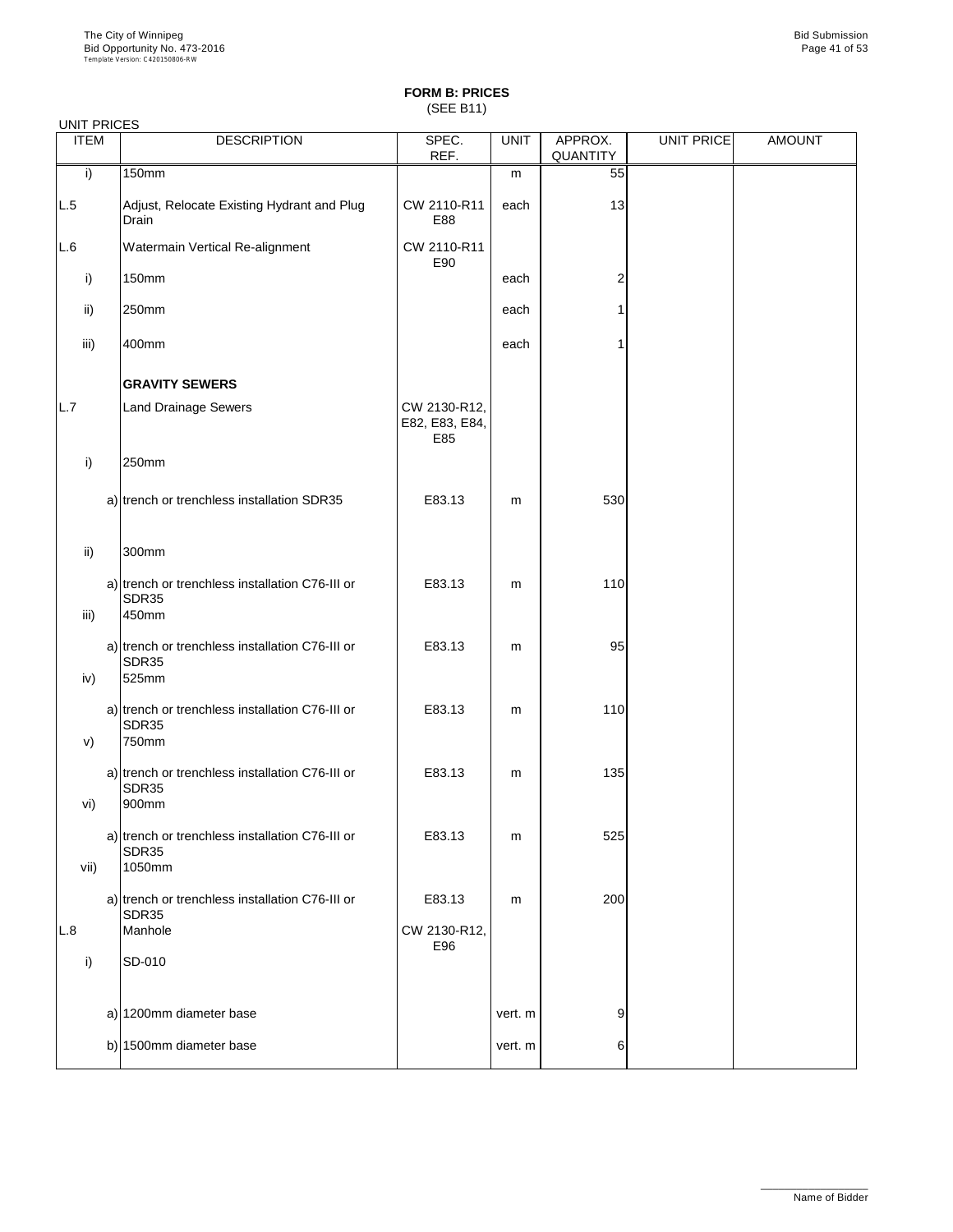# FORM B: PRICES
(SEE B11)

UNIT PRICES

| ITEM | DESCRIPTION | SPEC. REF. | UNIT | APPROX. QUANTITY | UNIT PRICE | AMOUNT |
|---|---|---|---|---|---|---|
| i) | 150mm | | m | 55 | | |
| L.5 | Adjust, Relocate Existing Hydrant and Plug Drain | CW 2110-R11 E88 | each | 13 | | |
| L.6 | Watermain Vertical Re-alignment | CW 2110-R11 E90 | | | | |
| i) | 150mm | | each | 2 | | |
| ii) | 250mm | | each | 1 | | |
| iii) | 400mm | | each | 1 | | |
| | **GRAVITY SEWERS** | | | | | |
| L.7 | Land Drainage Sewers | CW 2130-R12, E82, E83, E84, E85 | | | | |
| i) | 250mm | | | | | |
| | a) trench or trenchless installation SDR35 | E83.13 | m | 530 | | |
| ii) | 300mm | | | | | |
| | a) trench or trenchless installation C76-III or SDR35 | E83.13 | m | 110 | | |
| iii) | 450mm | | | | | |
| | a) trench or trenchless installation C76-III or SDR35 | E83.13 | m | 95 | | |
| iv) | 525mm | | | | | |
| | a) trench or trenchless installation C76-III or SDR35 | E83.13 | m | 110 | | |
| v) | 750mm | | | | | |
| | a) trench or trenchless installation C76-III or SDR35 | E83.13 | m | 135 | | |
| vi) | 900mm | | | | | |
| | a) trench or trenchless installation C76-III or SDR35 | E83.13 | m | 525 | | |
| vii) | 1050mm | | | | | |
| | a) trench or trenchless installation C76-III or SDR35 | E83.13 | m | 200 | | |
| L.8 | Manhole | CW 2130-R12, E96 | | | | |
| i) | SD-010 | | | | | |
| | a) 1200mm diameter base | | vert. m | 9 | | |
| | b) 1500mm diameter base | | vert. m | 6 | | |

Name of Bidder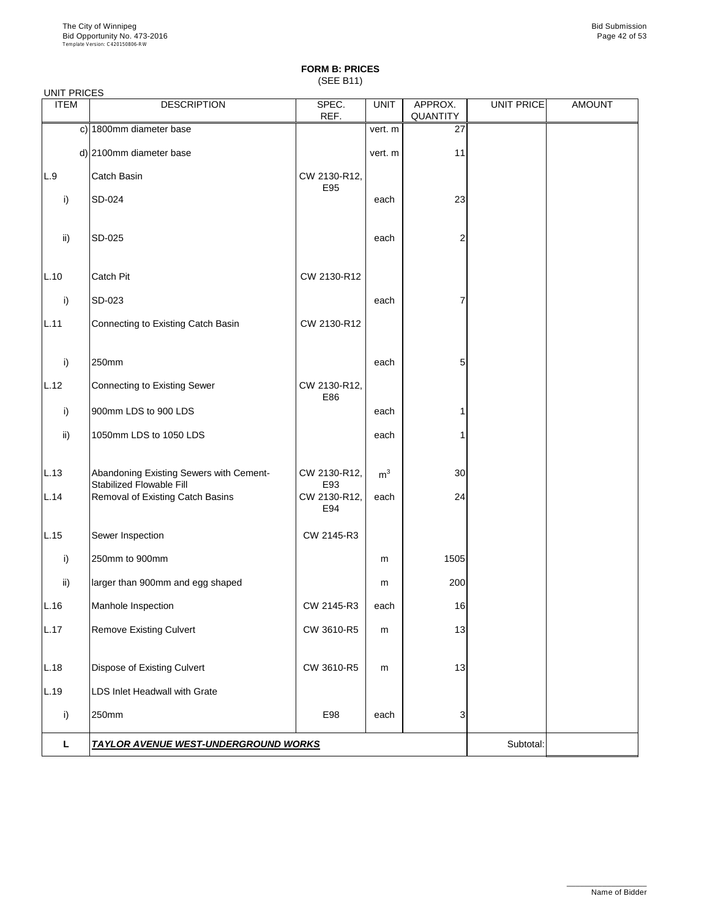# FORM B: PRICES
(SEE B11)

UNIT PRICES

| ITEM | DESCRIPTION | SPEC. REF. | UNIT | APPROX. QUANTITY | UNIT PRICE | AMOUNT |
|---|---|---|---|---|---|---|
| c) | 1800mm diameter base | | vert. m | 27 | | |
| d) | 2100mm diameter base | | vert. m | 11 | | |
| L.9 | Catch Basin | CW 2130-R12, E95 | | | | |
| i) | SD-024 | | each | 23 | | |
| ii) | SD-025 | | each | 2 | | |
| L.10 | Catch Pit | CW 2130-R12 | | | | |
| i) | SD-023 | | each | 7 | | |
| L.11 | Connecting to Existing Catch Basin | CW 2130-R12 | | | | |
| i) | 250mm | | each | 5 | | |
| L.12 | Connecting to Existing Sewer | CW 2130-R12, E86 | | | | |
| i) | 900mm LDS to 900 LDS | | each | 1 | | |
| ii) | 1050mm LDS to 1050 LDS | | each | 1 | | |
| L.13 | Abandoning Existing Sewers with Cement-Stabilized Flowable Fill | CW 2130-R12, E93 | $m^3$ | 30 | | |
| L.14 | Removal of Existing Catch Basins | CW 2130-R12, E94 | each | 24 | | |
| L.15 | Sewer Inspection | CW 2145-R3 | | | | |
| i) | 250mm to 900mm | | m | 1505 | | |
| ii) | larger than 900mm and egg shaped | | m | 200 | | |
| L.16 | Manhole Inspection | CW 2145-R3 | each | 16 | | |
| L.17 | Remove Existing Culvert | CW 3610-R5 | m | 13 | | |
| L.18 | Dispose of Existing Culvert | CW 3610-R5 | m | 13 | | |
| L.19 | LDS Inlet Headwall with Grate | | | | | |
| i) | 250mm | E98 | each | 3 | | |
| **L** | ***TAYLOR AVENUE WEST-UNDERGROUND WORKS*** | | | | Subtotal: | |

Name of Bidder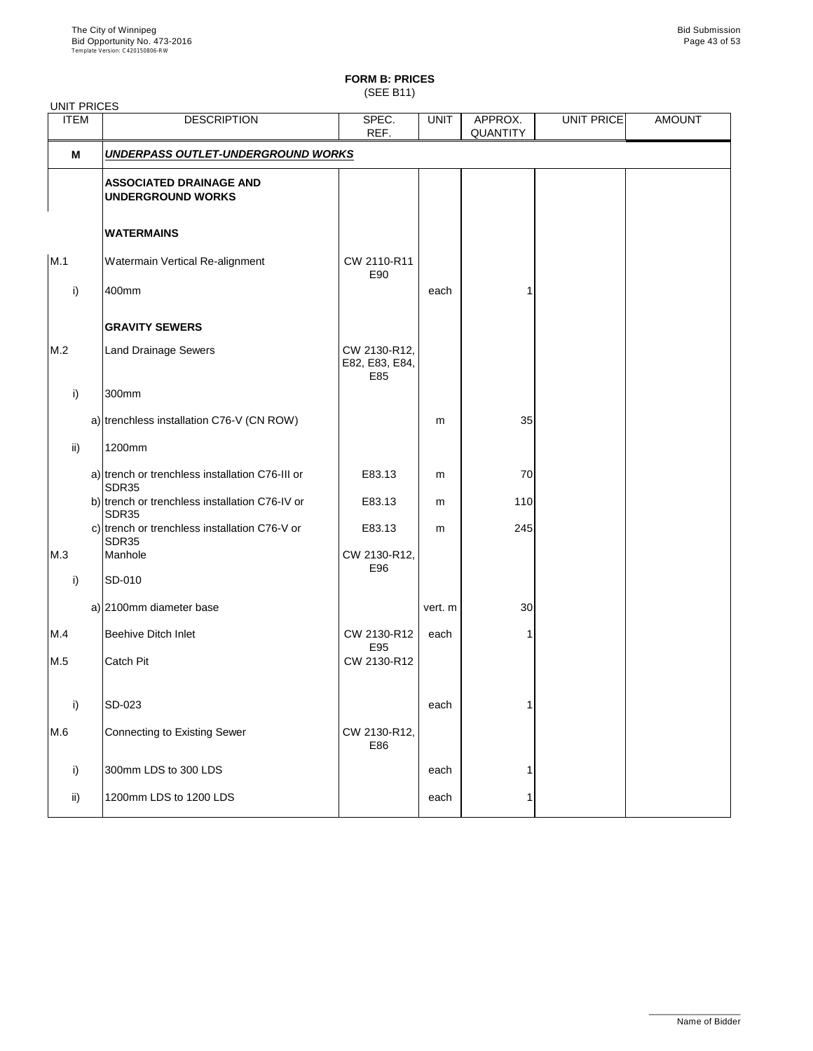**FORM B: PRICES**
(SEE B11)

UNIT PRICES

| ITEM | | DESCRIPTION | SPEC. REF. | UNIT | APPROX. QUANTITY | UNIT PRICE | AMOUNT |
|---|---|---|---|---|---|---|---|
| **M** | | ***UNDERPASS OUTLET-UNDERGROUND WORKS*** | | | | | |
| | | **ASSOCIATED DRAINAGE AND UNDERGROUND WORKS** | | | | | |
| | | **WATERMAINS** | | | | | |
| M.1 | | Watermain Vertical Re-alignment | CW 2110-R11 E90 | | | | |
| i) | | 400mm | | each | 1 | | |
| | | **GRAVITY SEWERS** | | | | | |
| M.2 | | Land Drainage Sewers | CW 2130-R12, E82, E83, E84, E85 | | | | |
| i) | | 300mm | | | | | |
| | a) | trenchless installation C76-V (CN ROW) | | m | 35 | | |
| ii) | | 1200mm | | | | | |
| | a) | trench or trenchless installation C76-III or SDR35 | E83.13 | m | 70 | | |
| | b) | trench or trenchless installation C76-IV or SDR35 | E83.13 | m | 110 | | |
| | c) | trench or trenchless installation C76-V or SDR35 | E83.13 | m | 245 | | |
| M.3 | | Manhole | CW 2130-R12, E96 | | | | |
| i) | | SD-010 | | | | | |
| | a) | 2100mm diameter base | | vert. m | 30 | | |
| M.4 | | Beehive Ditch Inlet | CW 2130-R12 E95 | each | 1 | | |
| M.5 | | Catch Pit | CW 2130-R12 | | | | |
| i) | | SD-023 | | each | 1 | | |
| M.6 | | Connecting to Existing Sewer | CW 2130-R12, E86 | | | | |
| i) | | 300mm LDS to 300 LDS | | each | 1 | | |
| ii) | | 1200mm LDS to 1200 LDS | | each | 1 | | |

Name of Bidder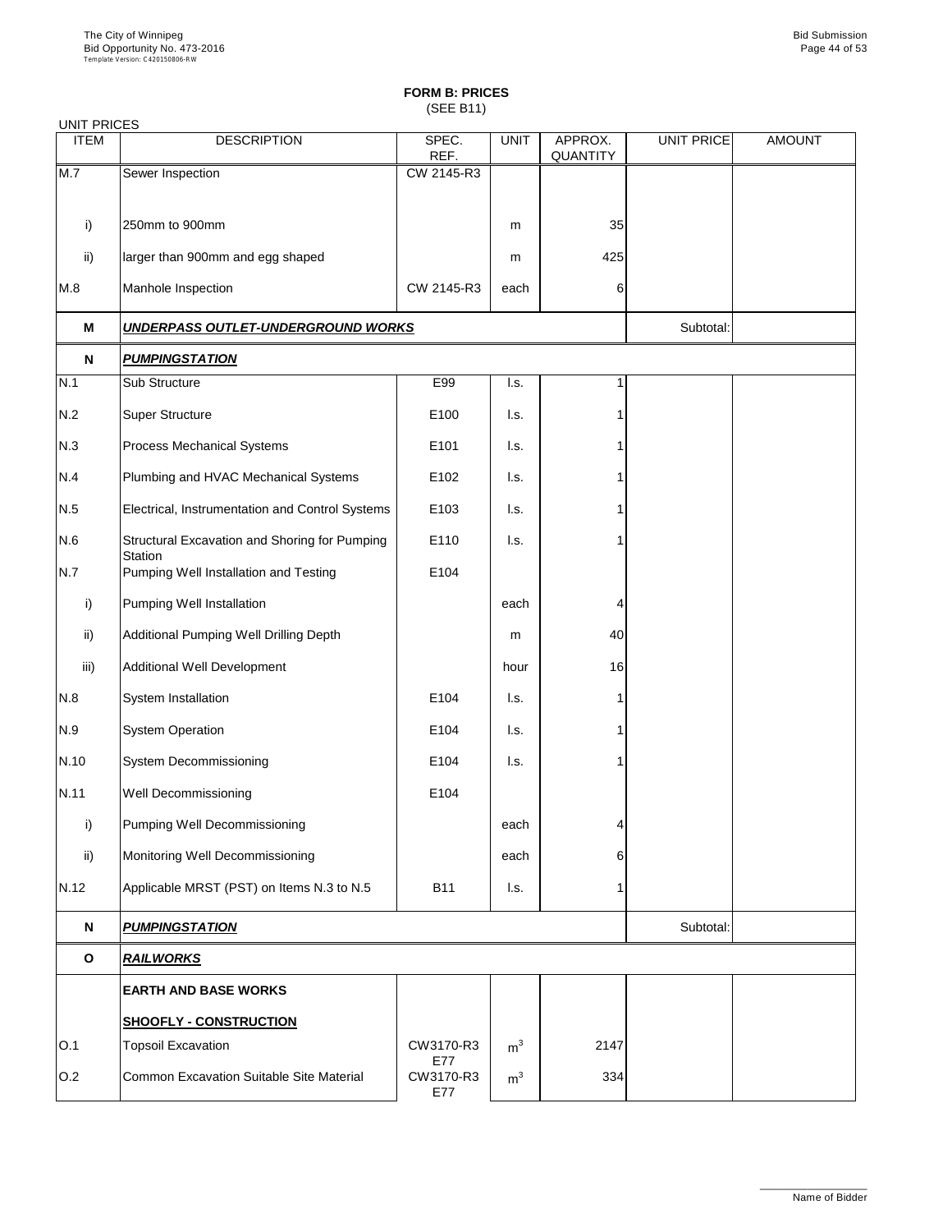**FORM B: PRICES**
(SEE B11)

UNIT PRICES

| ITEM | DESCRIPTION | SPEC. REF. | UNIT | APPROX. QUANTITY | UNIT PRICE | AMOUNT |
|---|---|---|---|---|---|---|
| M.7 | Sewer Inspection | CW 2145-R3 | | | | |
| i) | 250mm to 900mm | | m | 35 | | |
| ii) | larger than 900mm and egg shaped | | m | 425 | | |
| M.8 | Manhole Inspection | CW 2145-R3 | each | 6 | | |
| **M** | ***UNDERPASS OUTLET-UNDERGROUND WORKS*** | | | | Subtotal: | |
| **N** | ***PUMPINGSTATION*** | | | | | |
| N.1 | Sub Structure | E99 | l.s. | 1 | | |
| N.2 | Super Structure | E100 | l.s. | 1 | | |
| N.3 | Process Mechanical Systems | E101 | l.s. | 1 | | |
| N.4 | Plumbing and HVAC Mechanical Systems | E102 | l.s. | 1 | | |
| N.5 | Electrical, Instrumentation and Control Systems | E103 | l.s. | 1 | | |
| N.6 | Structural Excavation and Shoring for Pumping Station | E110 | l.s. | 1 | | |
| N.7 | Pumping Well Installation and Testing | E104 | | | | |
| i) | Pumping Well Installation | | each | 4 | | |
| ii) | Additional Pumping Well Drilling Depth | | m | 40 | | |
| iii) | Additional Well Development | | hour | 16 | | |
| N.8 | System Installation | E104 | l.s. | 1 | | |
| N.9 | System Operation | E104 | l.s. | 1 | | |
| N.10 | System Decommissioning | E104 | l.s. | 1 | | |
| N.11 | Well Decommissioning | E104 | | | | |
| i) | Pumping Well Decommissioning | | each | 4 | | |
| ii) | Monitoring Well Decommissioning | | each | 6 | | |
| N.12 | Applicable MRST (PST) on Items N.3 to N.5 | B11 | l.s. | 1 | | |
| **N** | ***PUMPINGSTATION*** | | | | Subtotal: | |
| **O** | ***RAILWORKS*** | | | | | |
| | **EARTH AND BASE WORKS** | | | | | |
| | **SHOOFLY - CONSTRUCTION** | | | | | |
| O.1 | Topsoil Excavation | CW3170-R3 E77 | $m^3$ | 2147 | | |
| O.2 | Common Excavation Suitable Site Material | CW3170-R3 E77 | $m^3$ | 334 | | |

Name of Bidder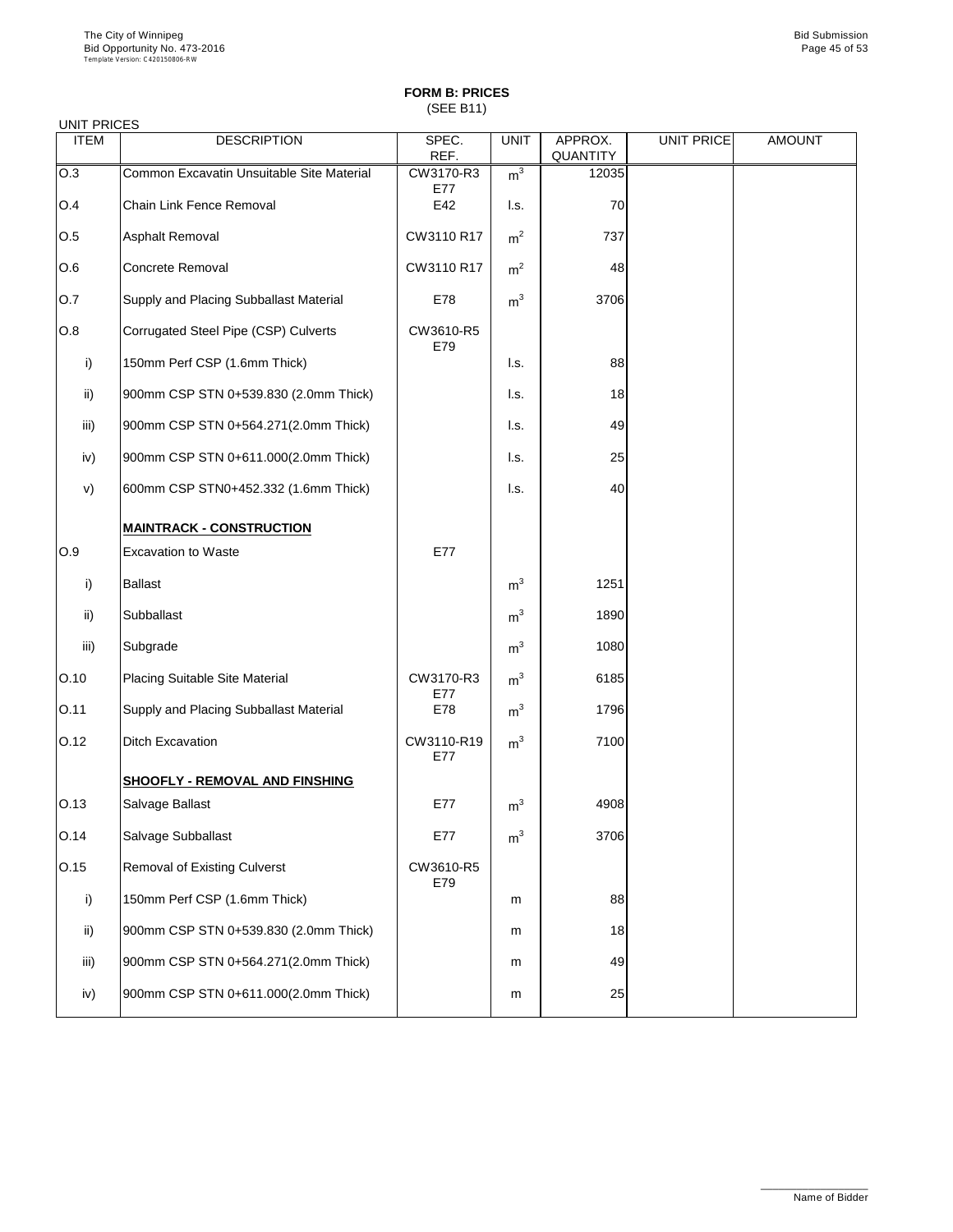# FORM B: PRICES

(SEE B11)

UNIT PRICES

| ITEM | DESCRIPTION | SPEC. REF. | UNIT | APPROX. QUANTITY | UNIT PRICE | AMOUNT |
|---|---|---|---|---|---|---|
| O.3 | Common Excavatin Unsuitable Site Material | CW3170-R3 E77 | $m^3$ | 12035 | | |
| O.4 | Chain Link Fence Removal | E42 | l.s. | 70 | | |
| O.5 | Asphalt Removal | CW3110 R17 | $m^2$ | 737 | | |
| O.6 | Concrete Removal | CW3110 R17 | $m^2$ | 48 | | |
| O.7 | Supply and Placing Subballast Material | E78 | $m^3$ | 3706 | | |
| O.8 | Corrugated Steel Pipe (CSP) Culverts | CW3610-R5 E79 | | | | |
| i) | 150mm Perf CSP (1.6mm Thick) | | l.s. | 88 | | |
| ii) | 900mm CSP STN 0+539.830 (2.0mm Thick) | | l.s. | 18 | | |
| iii) | 900mm CSP STN 0+564.271(2.0mm Thick) | | l.s. | 49 | | |
| iv) | 900mm CSP STN 0+611.000(2.0mm Thick) | | l.s. | 25 | | |
| v) | 600mm CSP STN0+452.332 (1.6mm Thick) | | l.s. | 40 | | |
| | **MAINTRACK - CONSTRUCTION** | | | | | |
| O.9 | Excavation to Waste | E77 | | | | |
| i) | Ballast | | $m^3$ | 1251 | | |
| ii) | Subballast | | $m^3$ | 1890 | | |
| iii) | Subgrade | | $m^3$ | 1080 | | |
| O.10 | Placing Suitable Site Material | CW3170-R3 E77 | $m^3$ | 6185 | | |
| O.11 | Supply and Placing Subballast Material | E78 | $m^3$ | 1796 | | |
| O.12 | Ditch Excavation | CW3110-R19 E77 | $m^3$ | 7100 | | |
| | **SHOOFLY - REMOVAL AND FINSHING** | | | | | |
| O.13 | Salvage Ballast | E77 | $m^3$ | 4908 | | |
| O.14 | Salvage Subballast | E77 | $m^3$ | 3706 | | |
| O.15 | Removal of Existing Culverst | CW3610-R5 E79 | | | | |
| i) | 150mm Perf CSP (1.6mm Thick) | | m | 88 | | |
| ii) | 900mm CSP STN 0+539.830 (2.0mm Thick) | | m | 18 | | |
| iii) | 900mm CSP STN 0+564.271(2.0mm Thick) | | m | 49 | | |
| iv) | 900mm CSP STN 0+611.000(2.0mm Thick) | | m | 25 | | |

Name of Bidder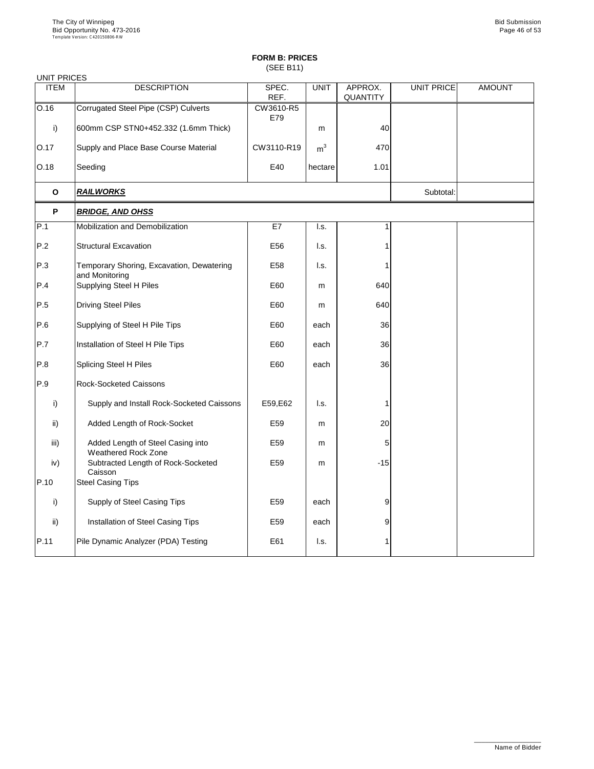**FORM B: PRICES**
(SEE B11)

UNIT PRICES

| ITEM | DESCRIPTION | SPEC. REF. | UNIT | APPROX. QUANTITY | UNIT PRICE | AMOUNT |
|---|---|---|---|---|---|---|
| O.16 | Corrugated Steel Pipe (CSP) Culverts | CW3610-R5 E79 | | | | |
| i) | 600mm CSP STN0+452.332 (1.6mm Thick) | | m | 40 | | |
| O.17 | Supply and Place Base Course Material | CW3110-R19 | $m^3$ | 470 | | |
| O.18 | Seeding | E40 | hectare | 1.01 | | |
| **O** | ***RAILWORKS*** | | | | Subtotal: | |
| **P** | ***BRIDGE, AND OHSS*** | | | | | |
| P.1 | Mobilization and Demobilization | E7 | l.s. | 1 | | |
| P.2 | Structural Excavation | E56 | l.s. | 1 | | |
| P.3 | Temporary Shoring, Excavation, Dewatering and Monitoring | E58 | l.s. | 1 | | |
| P.4 | Supplying Steel H Piles | E60 | m | 640 | | |
| P.5 | Driving Steel Piles | E60 | m | 640 | | |
| P.6 | Supplying of Steel H Pile Tips | E60 | each | 36 | | |
| P.7 | Installation of Steel H Pile Tips | E60 | each | 36 | | |
| P.8 | Splicing Steel H Piles | E60 | each | 36 | | |
| P.9 | Rock-Socketed Caissons | | | | | |
| i) | Supply and Install Rock-Socketed Caissons | E59,E62 | l.s. | 1 | | |
| ii) | Added Length of Rock-Socket | E59 | m | 20 | | |
| iii) | Added Length of Steel Casing into Weathered Rock Zone | E59 | m | 5 | | |
| iv) | Subtracted Length of Rock-Socketed Caisson | E59 | m | -15 | | |
| P.10 | Steel Casing Tips | | | | | |
| i) | Supply of Steel Casing Tips | E59 | each | 9 | | |
| ii) | Installation of Steel Casing Tips | E59 | each | 9 | | |
| P.11 | Pile Dynamic Analyzer (PDA) Testing | E61 | l.s. | 1 | | |

Name of Bidder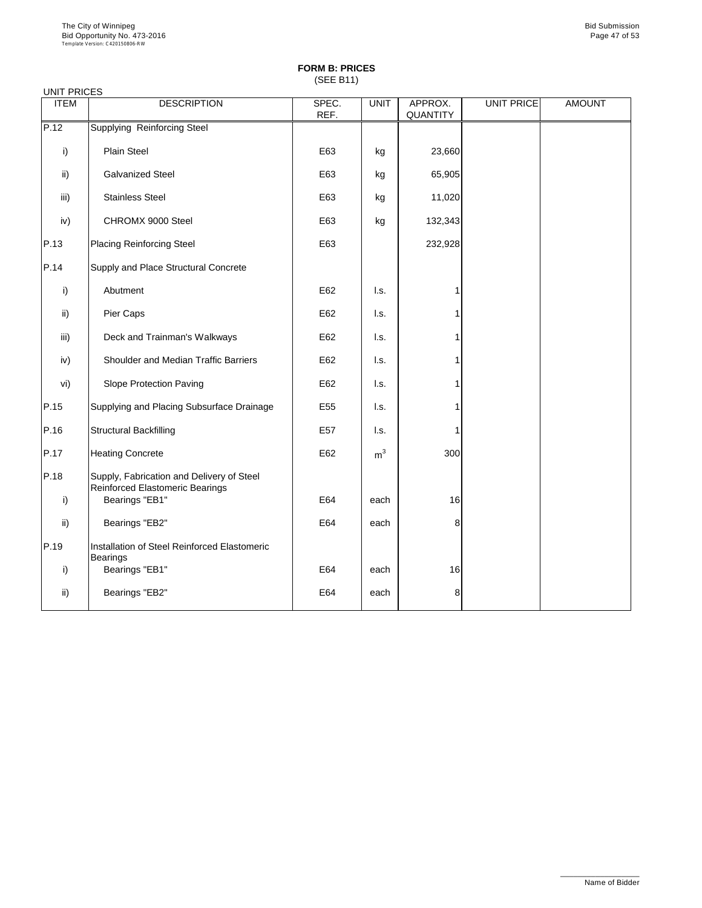**FORM B: PRICES**
(SEE B11)

UNIT PRICES

| ITEM | DESCRIPTION | SPEC. REF. | UNIT | APPROX. QUANTITY | UNIT PRICE | AMOUNT |
|---|---|---|---|---|---|---|
| P.12 | Supplying Reinforcing Steel | | | | | |
| i) | Plain Steel | E63 | kg | 23,660 | | |
| ii) | Galvanized Steel | E63 | kg | 65,905 | | |
| iii) | Stainless Steel | E63 | kg | 11,020 | | |
| iv) | CHROMX 9000 Steel | E63 | kg | 132,343 | | |
| P.13 | Placing Reinforcing Steel | E63 | | 232,928 | | |
| P.14 | Supply and Place Structural Concrete | | | | | |
| i) | Abutment | E62 | l.s. | 1 | | |
| ii) | Pier Caps | E62 | l.s. | 1 | | |
| iii) | Deck and Trainman's Walkways | E62 | l.s. | 1 | | |
| iv) | Shoulder and Median Traffic Barriers | E62 | l.s. | 1 | | |
| vi) | Slope Protection Paving | E62 | l.s. | 1 | | |
| P.15 | Supplying and Placing Subsurface Drainage | E55 | l.s. | 1 | | |
| P.16 | Structural Backfilling | E57 | l.s. | 1 | | |
| P.17 | Heating Concrete | E62 | $m^3$ | 300 | | |
| P.18 | Supply, Fabrication and Delivery of Steel Reinforced Elastomeric Bearings | | | | | |
| i) | Bearings "EB1" | E64 | each | 16 | | |
| ii) | Bearings "EB2" | E64 | each | 8 | | |
| P.19 | Installation of Steel Reinforced Elastomeric Bearings | | | | | |
| i) | Bearings "EB1" | E64 | each | 16 | | |
| ii) | Bearings "EB2" | E64 | each | 8 | | |

Name of Bidder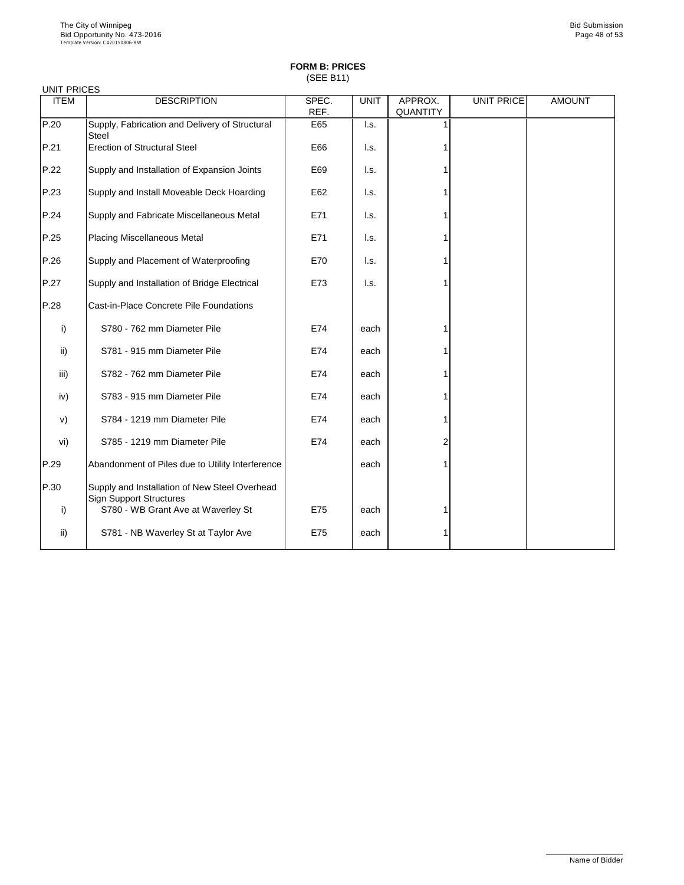## FORM B: PRICES

(SEE B11)

UNIT PRICES

| ITEM | DESCRIPTION | SPEC. REF. | UNIT | APPROX. QUANTITY | UNIT PRICE | AMOUNT |
|---|---|---|---|---|---|---|
| P.20 | Supply, Fabrication and Delivery of Structural Steel | E65 | l.s. | 1 | | |
| P.21 | Erection of Structural Steel | E66 | l.s. | 1 | | |
| P.22 | Supply and Installation of Expansion Joints | E69 | l.s. | 1 | | |
| P.23 | Supply and Install Moveable Deck Hoarding | E62 | l.s. | 1 | | |
| P.24 | Supply and Fabricate Miscellaneous Metal | E71 | l.s. | 1 | | |
| P.25 | Placing Miscellaneous Metal | E71 | l.s. | 1 | | |
| P.26 | Supply and Placement of Waterproofing | E70 | l.s. | 1 | | |
| P.27 | Supply and Installation of Bridge Electrical | E73 | l.s. | 1 | | |
| P.28 | Cast-in-Place Concrete Pile Foundations | | | | | |
| i) | S780 - 762 mm Diameter Pile | E74 | each | 1 | | |
| ii) | S781 - 915 mm Diameter Pile | E74 | each | 1 | | |
| iii) | S782 - 762 mm Diameter Pile | E74 | each | 1 | | |
| iv) | S783 - 915 mm Diameter Pile | E74 | each | 1 | | |
| v) | S784 - 1219 mm Diameter Pile | E74 | each | 1 | | |
| vi) | S785 - 1219 mm Diameter Pile | E74 | each | 2 | | |
| P.29 | Abandonment of Piles due to Utility Interference | | each | 1 | | |
| P.30 | Supply and Installation of New Steel Overhead Sign Support Structures | | | | | |
| i) | S780 - WB Grant Ave at Waverley St | E75 | each | 1 | | |
| ii) | S781 - NB Waverley St at Taylor Ave | E75 | each | 1 | | |

Name of Bidder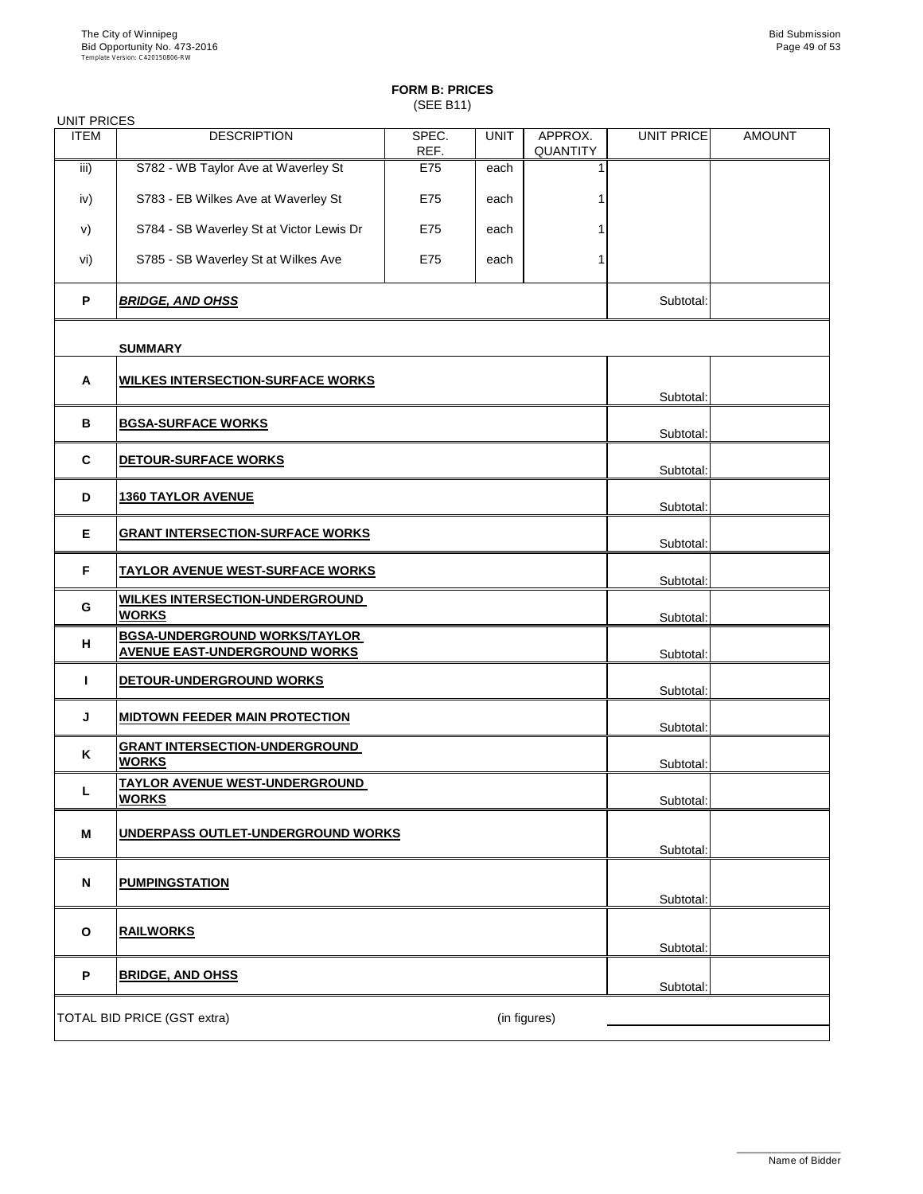## FORM B: PRICES

(SEE B11)

UNIT PRICES

| ITEM | DESCRIPTION | SPEC. REF. | UNIT | APPROX. QUANTITY | UNIT PRICE | AMOUNT |
|---|---|---|---|---|---|---|
| iii) | S782 - WB Taylor Ave at Waverley St | E75 | each | 1 | | |
| iv) | S783 - EB Wilkes Ave at Waverley St | E75 | each | 1 | | |
| v) | S784 - SB Waverley St at Victor Lewis Dr | E75 | each | 1 | | |
| vi) | S785 - SB Waverley St at Wilkes Ave | E75 | each | 1 | | |
| **P** | ***BRIDGE, AND OHSS*** | | | | Subtotal: | |
| | **SUMMARY** | | | | | |
| **A** | **WILKES INTERSECTION-SURFACE WORKS** | | | | Subtotal: | |
| **B** | **BGSA-SURFACE WORKS** | | | | Subtotal: | |
| **C** | **DETOUR-SURFACE WORKS** | | | | Subtotal: | |
| **D** | **1360 TAYLOR AVENUE** | | | | Subtotal: | |
| **E** | **GRANT INTERSECTION-SURFACE WORKS** | | | | Subtotal: | |
| **F** | **TAYLOR AVENUE WEST-SURFACE WORKS** | | | | Subtotal: | |
| **G** | **WILKES INTERSECTION-UNDERGROUND WORKS** | | | | Subtotal: | |
| **H** | **BGSA-UNDERGROUND WORKS/TAYLOR AVENUE EAST-UNDERGROUND WORKS** | | | | Subtotal: | |
| **I** | **DETOUR-UNDERGROUND WORKS** | | | | Subtotal: | |
| **J** | **MIDTOWN FEEDER MAIN PROTECTION** | | | | Subtotal: | |
| **K** | **GRANT INTERSECTION-UNDERGROUND WORKS** | | | | Subtotal: | |
| **L** | **TAYLOR AVENUE WEST-UNDERGROUND WORKS** | | | | Subtotal: | |
| **M** | **UNDERPASS OUTLET-UNDERGROUND WORKS** | | | | Subtotal: | |
| **N** | **PUMPINGSTATION** | | | | Subtotal: | |
| **O** | **RAILWORKS** | | | | Subtotal: | |
| **P** | **BRIDGE, AND OHSS** | | | | Subtotal: | |

TOTAL BID PRICE (GST extra) (in figures) ______________________

______________________
Name of Bidder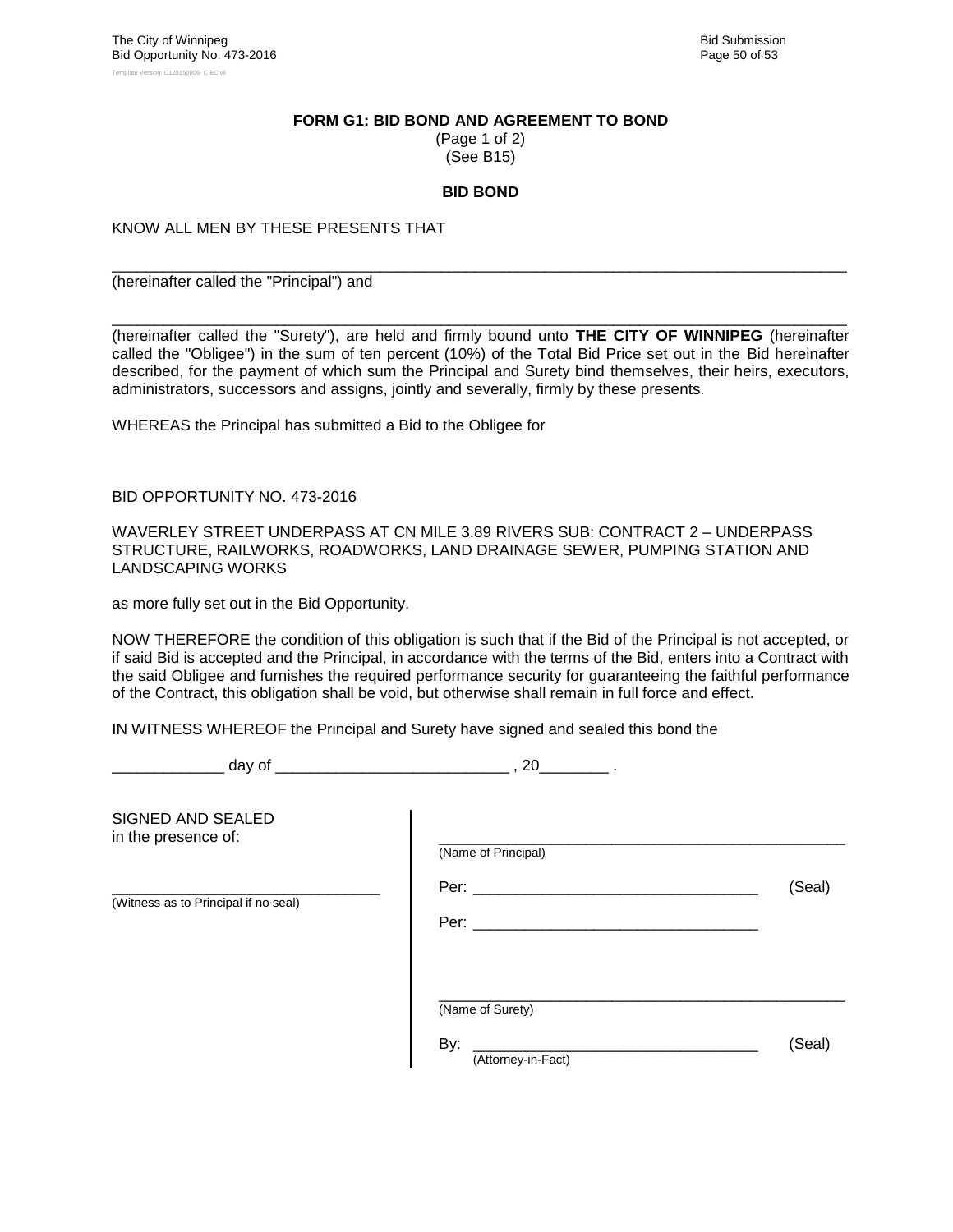## FORM G1: BID BOND AND AGREEMENT TO BOND

(Page 1 of 2)
(See B15)

### BID BOND

KNOW ALL MEN BY THESE PRESENTS THAT

_______________________________________________________________________________
(hereinafter called the "Principal") and

_______________________________________________________________________________
(hereinafter called the "Surety"), are held and firmly bound unto **THE CITY OF WINNIPEG** (hereinafter called the "Obligee") in the sum of ten percent (10%) of the Total Bid Price set out in the Bid hereinafter described, for the payment of which sum the Principal and Surety bind themselves, their heirs, executors, administrators, successors and assigns, jointly and severally, firmly by these presents.

WHEREAS the Principal has submitted a Bid to the Obligee for

BID OPPORTUNITY NO. 473-2016

WAVERLEY STREET UNDERPASS AT CN MILE 3.89 RIVERS SUB: CONTRACT 2 – UNDERPASS STRUCTURE, RAILWORKS, ROADWORKS, LAND DRAINAGE SEWER, PUMPING STATION AND LANDSCAPING WORKS

as more fully set out in the Bid Opportunity.

NOW THEREFORE the condition of this obligation is such that if the Bid of the Principal is not accepted, or if said Bid is accepted and the Principal, in accordance with the terms of the Bid, enters into a Contract with the said Obligee and furnishes the required performance security for guaranteeing the faithful performance of the Contract, this obligation shall be void, but otherwise shall remain in full force and effect.

IN WITNESS WHEREOF the Principal and Surety have signed and sealed this bond the

_____________ day of ___________________________ , 20________ .

SIGNED AND SEALED
in the presence of:

_________________________________
(Witness as to Principal if no seal)

_________________________________________________
(Name of Principal)

Per: _________________________________ (Seal)

Per: _________________________________

_________________________________________________
(Name of Surety)

By: _________________________________ (Seal)
(Attorney-in-Fact)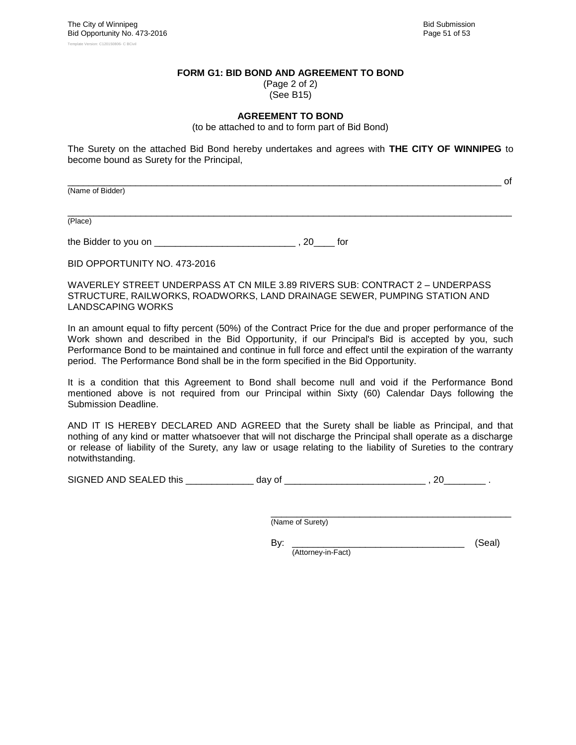## FORM G1: BID BOND AND AGREEMENT TO BOND

(Page 2 of 2)
(See B15)

### AGREEMENT TO BOND

(to be attached to and to form part of Bid Bond)

The Surety on the attached Bid Bond hereby undertakes and agrees with **THE CITY OF WINNIPEG** to become bound as Surety for the Principal,

_______________________________________________________________________________ of
(Name of Bidder)

_______________________________________________________________________________
(Place)

the Bidder to you on ___________________________ , 20____ for

BID OPPORTUNITY NO. 473-2016

WAVERLEY STREET UNDERPASS AT CN MILE 3.89 RIVERS SUB: CONTRACT 2 – UNDERPASS STRUCTURE, RAILWORKS, ROADWORKS, LAND DRAINAGE SEWER, PUMPING STATION AND LANDSCAPING WORKS

In an amount equal to fifty percent (50%) of the Contract Price for the due and proper performance of the Work shown and described in the Bid Opportunity, if our Principal's Bid is accepted by you, such Performance Bond to be maintained and continue in full force and effect until the expiration of the warranty period. The Performance Bond shall be in the form specified in the Bid Opportunity.

It is a condition that this Agreement to Bond shall become null and void if the Performance Bond mentioned above is not required from our Principal within Sixty (60) Calendar Days following the Submission Deadline.

AND IT IS HEREBY DECLARED AND AGREED that the Surety shall be liable as Principal, and that nothing of any kind or matter whatsoever that will not discharge the Principal shall operate as a discharge or release of liability of the Surety, any law or usage relating to the liability of Sureties to the contrary notwithstanding.

SIGNED AND SEALED this _____________ day of ___________________________ , 20________ .

_________________________________________________
(Name of Surety)

By: _________________________________ (Seal)
(Attorney-in-Fact)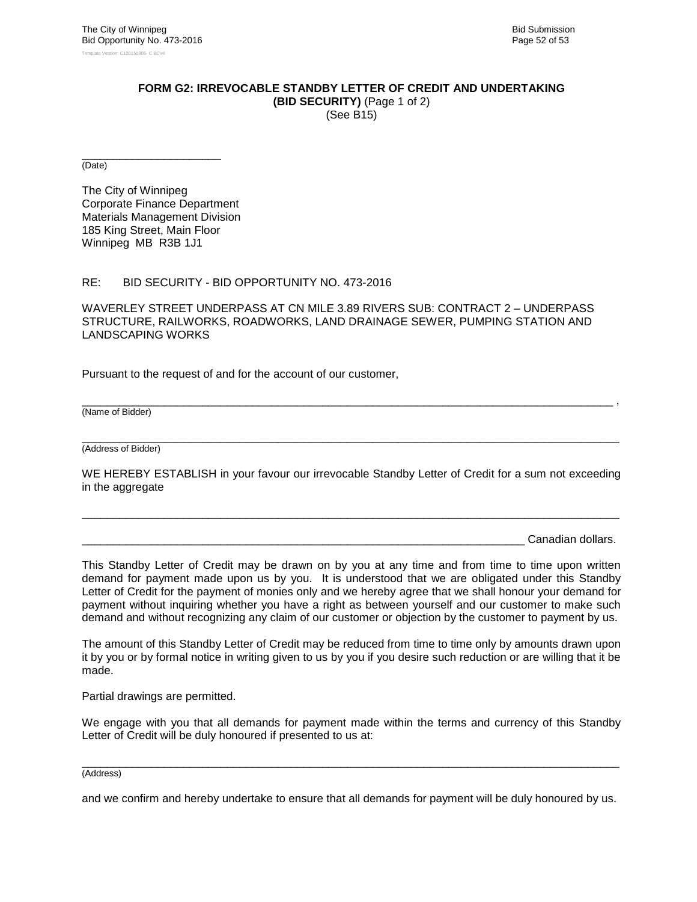**FORM G2: IRREVOCABLE STANDBY LETTER OF CREDIT AND UNDERTAKING**
**(BID SECURITY)** (Page 1 of 2)
(See B15)

_______________________
(Date)

The City of Winnipeg
Corporate Finance Department
Materials Management Division
185 King Street, Main Floor
Winnipeg MB R3B 1J1

RE: BID SECURITY - BID OPPORTUNITY NO. 473-2016

WAVERLEY STREET UNDERPASS AT CN MILE 3.89 RIVERS SUB: CONTRACT 2 – UNDERPASS STRUCTURE, RAILWORKS, ROADWORKS, LAND DRAINAGE SEWER, PUMPING STATION AND LANDSCAPING WORKS

Pursuant to the request of and for the account of our customer,

_______________________________________________________________________________ ,
(Name of Bidder)

_______________________________________________________________________________
(Address of Bidder)

WE HEREBY ESTABLISH in your favour our irrevocable Standby Letter of Credit for a sum not exceeding in the aggregate

_______________________________________________________________________________

_________________________________________________________________ Canadian dollars.

This Standby Letter of Credit may be drawn on by you at any time and from time to time upon written demand for payment made upon us by you. It is understood that we are obligated under this Standby Letter of Credit for the payment of monies only and we hereby agree that we shall honour your demand for payment without inquiring whether you have a right as between yourself and our customer to make such demand and without recognizing any claim of our customer or objection by the customer to payment by us.

The amount of this Standby Letter of Credit may be reduced from time to time only by amounts drawn upon it by you or by formal notice in writing given to us by you if you desire such reduction or are willing that it be made.

Partial drawings are permitted.

We engage with you that all demands for payment made within the terms and currency of this Standby Letter of Credit will be duly honoured if presented to us at:

_______________________________________________________________________________
(Address)

and we confirm and hereby undertake to ensure that all demands for payment will be duly honoured by us.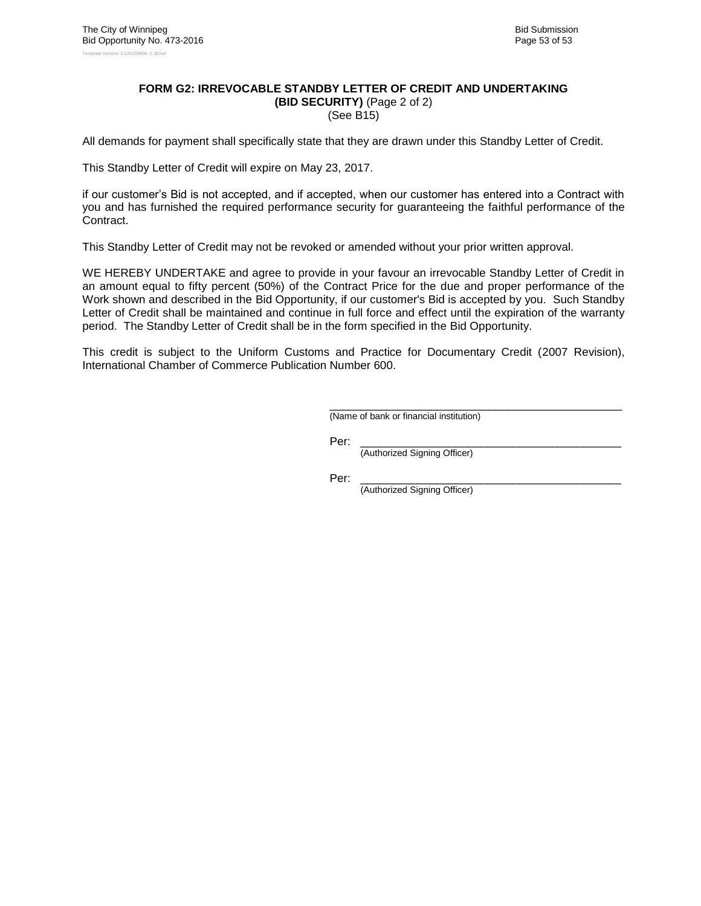**FORM G2: IRREVOCABLE STANDBY LETTER OF CREDIT AND UNDERTAKING (BID SECURITY)** (Page 2 of 2)
(See B15)

All demands for payment shall specifically state that they are drawn under this Standby Letter of Credit.

This Standby Letter of Credit will expire on May 23, 2017.

if our customer's Bid is not accepted, and if accepted, when our customer has entered into a Contract with you and has furnished the required performance security for guaranteeing the faithful performance of the Contract.

This Standby Letter of Credit may not be revoked or amended without your prior written approval.

WE HEREBY UNDERTAKE and agree to provide in your favour an irrevocable Standby Letter of Credit in an amount equal to fifty percent (50%) of the Contract Price for the due and proper performance of the Work shown and described in the Bid Opportunity, if our customer's Bid is accepted by you. Such Standby Letter of Credit shall be maintained and continue in full force and effect until the expiration of the warranty period. The Standby Letter of Credit shall be in the form specified in the Bid Opportunity.

This credit is subject to the Uniform Customs and Practice for Documentary Credit (2007 Revision), International Chamber of Commerce Publication Number 600.

\_\_\_\_\_\_\_\_\_\_\_\_\_\_\_\_\_\_\_\_\_\_\_\_\_\_\_\_\_\_\_\_\_\_\_\_\_\_\_\_
(Name of bank or financial institution)

Per: \_\_\_\_\_\_\_\_\_\_\_\_\_\_\_\_\_\_\_\_\_\_\_\_\_\_\_\_\_\_\_\_\_\_\_\_
(Authorized Signing Officer)

Per: \_\_\_\_\_\_\_\_\_\_\_\_\_\_\_\_\_\_\_\_\_\_\_\_\_\_\_\_\_\_\_\_\_\_\_\_
(Authorized Signing Officer)